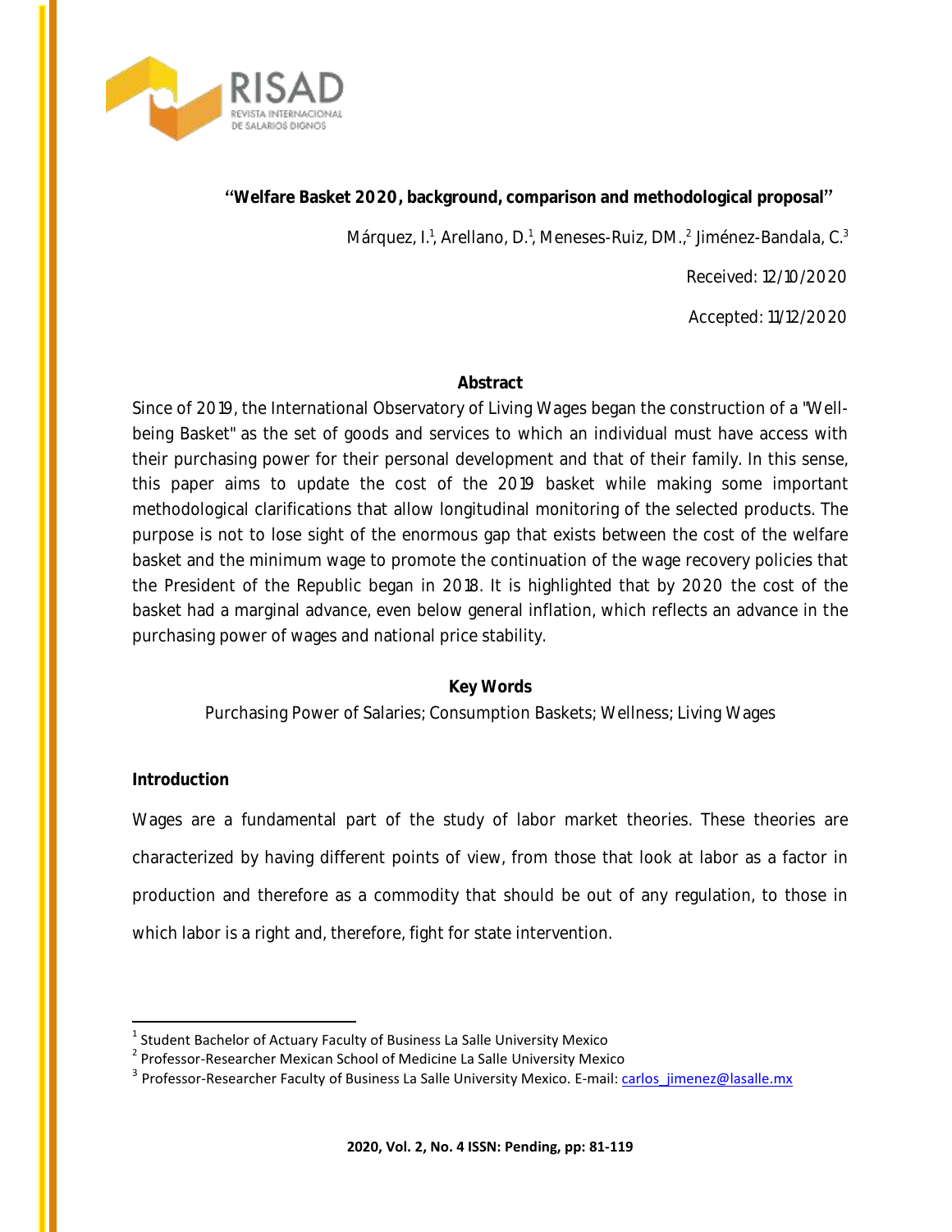# "Welfare Basket 2020, background, comparison and methodological proposal"

Márquez, I.[1], Arellano, D.[1], Meneses-Ruiz, DM.,[2] Jiménez-Bandala, C.[3]

Received: 12/10/2020

Accepted: 11/12/2020

## Abstract

Since of 2019, the International Observatory of Living Wages began the construction of a "Well-being Basket" as the set of goods and services to which an individual must have access with their purchasing power for their personal development and that of their family. In this sense, this paper aims to update the cost of the 2019 basket while making some important methodological clarifications that allow longitudinal monitoring of the selected products. The purpose is not to lose sight of the enormous gap that exists between the cost of the welfare basket and the minimum wage to promote the continuation of the wage recovery policies that the President of the Republic began in 2018. It is highlighted that by 2020 the cost of the basket had a marginal advance, even below general inflation, which reflects an advance in the purchasing power of wages and national price stability.

## Key Words

Purchasing Power of Salaries; Consumption Baskets; Wellness; Living Wages

## Introduction

Wages are a fundamental part of the study of labor market theories. These theories are characterized by having different points of view, from those that look at labor as a factor in production and therefore as a commodity that should be out of any regulation, to those in which labor is a right and, therefore, fight for state intervention.

---

[1] Student Bachelor of Actuary Faculty of Business La Salle University Mexico

[2] Professor-Researcher Mexican School of Medicine La Salle University Mexico

[3] Professor-Researcher Faculty of Business La Salle University Mexico. E-mail: carlos_jimenez@lasalle.mx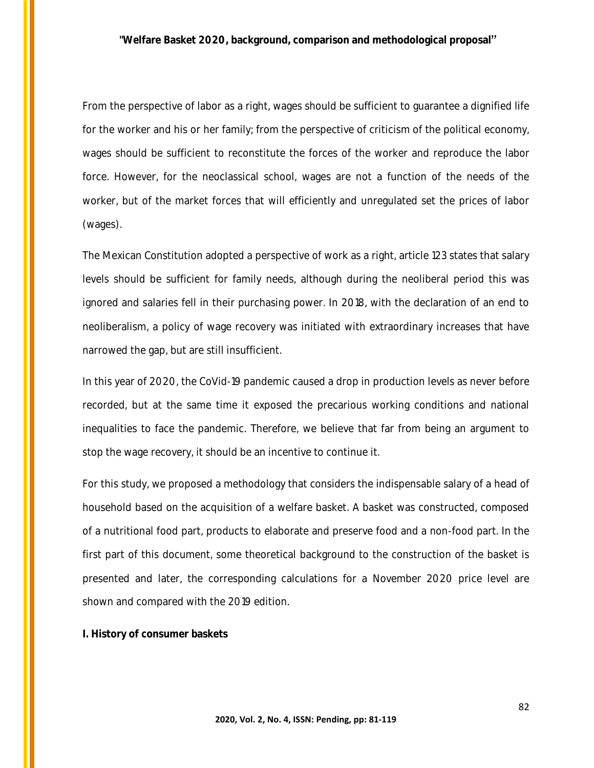From the perspective of labor as a right, wages should be sufficient to guarantee a dignified life for the worker and his or her family; from the perspective of criticism of the political economy, wages should be sufficient to reconstitute the forces of the worker and reproduce the labor force. However, for the neoclassical school, wages are not a function of the needs of the worker, but of the market forces that will efficiently and unregulated set the prices of labor (wages).

The Mexican Constitution adopted a perspective of work as a right, article 123 states that salary levels should be sufficient for family needs, although during the neoliberal period this was ignored and salaries fell in their purchasing power. In 2018, with the declaration of an end to neoliberalism, a policy of wage recovery was initiated with extraordinary increases that have narrowed the gap, but are still insufficient.

In this year of 2020, the CoVid-19 pandemic caused a drop in production levels as never before recorded, but at the same time it exposed the precarious working conditions and national inequalities to face the pandemic. Therefore, we believe that far from being an argument to stop the wage recovery, it should be an incentive to continue it.

For this study, we proposed a methodology that considers the indispensable salary of a head of household based on the acquisition of a welfare basket. A basket was constructed, composed of a nutritional food part, products to elaborate and preserve food and a non-food part. In the first part of this document, some theoretical background to the construction of the basket is presented and later, the corresponding calculations for a November 2020 price level are shown and compared with the 2019 edition.

## I. History of consumer baskets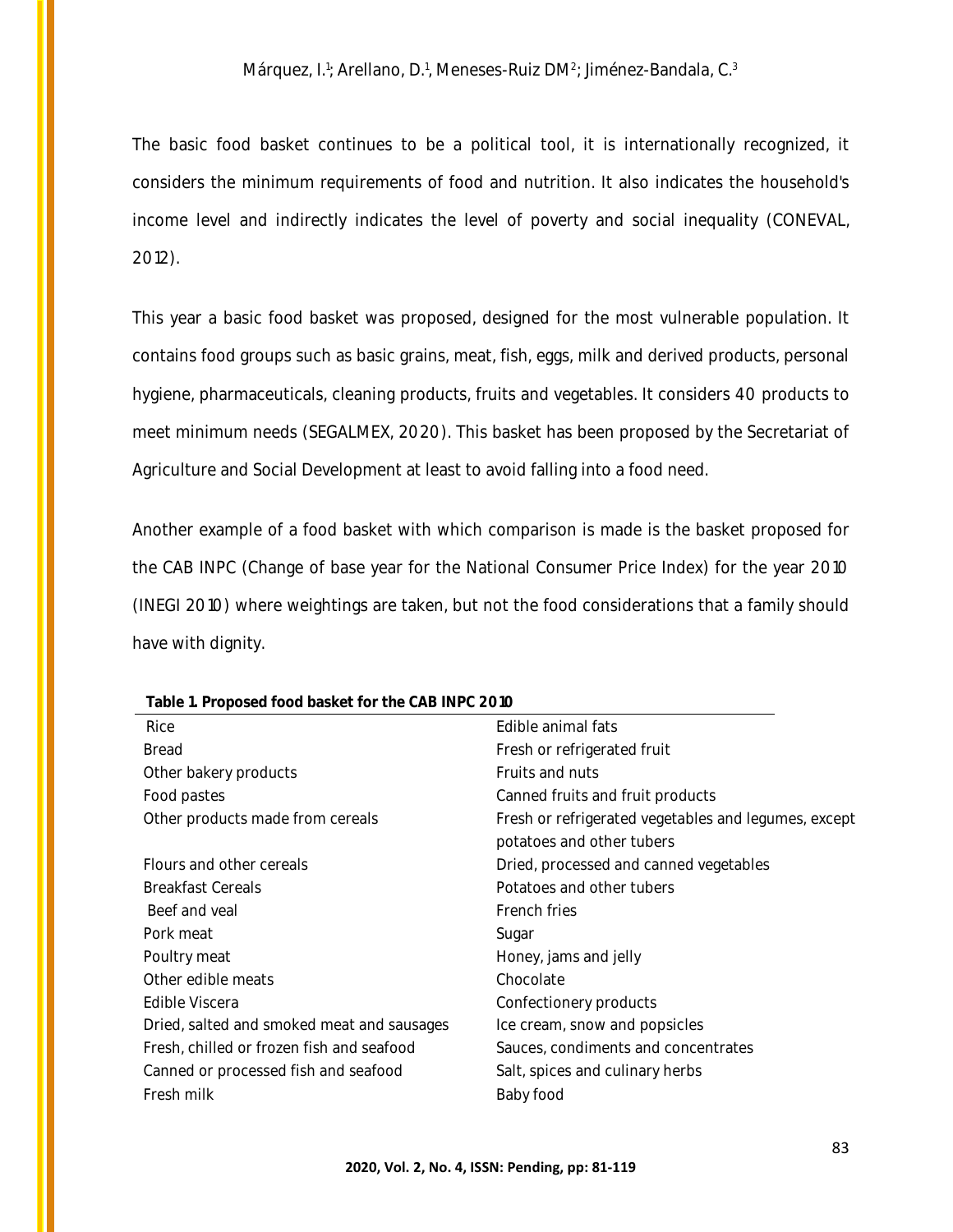The basic food basket continues to be a political tool, it is internationally recognized, it considers the minimum requirements of food and nutrition. It also indicates the household's income level and indirectly indicates the level of poverty and social inequality (CONEVAL, 2012).

This year a basic food basket was proposed, designed for the most vulnerable population. It contains food groups such as basic grains, meat, fish, eggs, milk and derived products, personal hygiene, pharmaceuticals, cleaning products, fruits and vegetables. It considers 40 products to meet minimum needs (SEGALMEX, 2020). This basket has been proposed by the Secretariat of Agriculture and Social Development at least to avoid falling into a food need.

Another example of a food basket with which comparison is made is the basket proposed for the CAB INPC (Change of base year for the National Consumer Price Index) for the year 2010 (INEGI 2010) where weightings are taken, but not the food considerations that a family should have with dignity.

**Table 1. Proposed food basket for the CAB INPC 2010**

| | |
|---|---|
| Rice | Edible animal fats |
| Bread | Fresh or refrigerated fruit |
| Other bakery products | Fruits and nuts |
| Food pastes | Canned fruits and fruit products |
| Other products made from cereals | Fresh or refrigerated vegetables and legumes, except potatoes and other tubers |
| Flours and other cereals | Dried, processed and canned vegetables |
| Breakfast Cereals | Potatoes and other tubers |
| Beef and veal | French fries |
| Pork meat | Sugar |
| Poultry meat | Honey, jams and jelly |
| Other edible meats | Chocolate |
| Edible Viscera | Confectionery products |
| Dried, salted and smoked meat and sausages | Ice cream, snow and popsicles |
| Fresh, chilled or frozen fish and seafood | Sauces, condiments and concentrates |
| Canned or processed fish and seafood | Salt, spices and culinary herbs |
| Fresh milk | Baby food |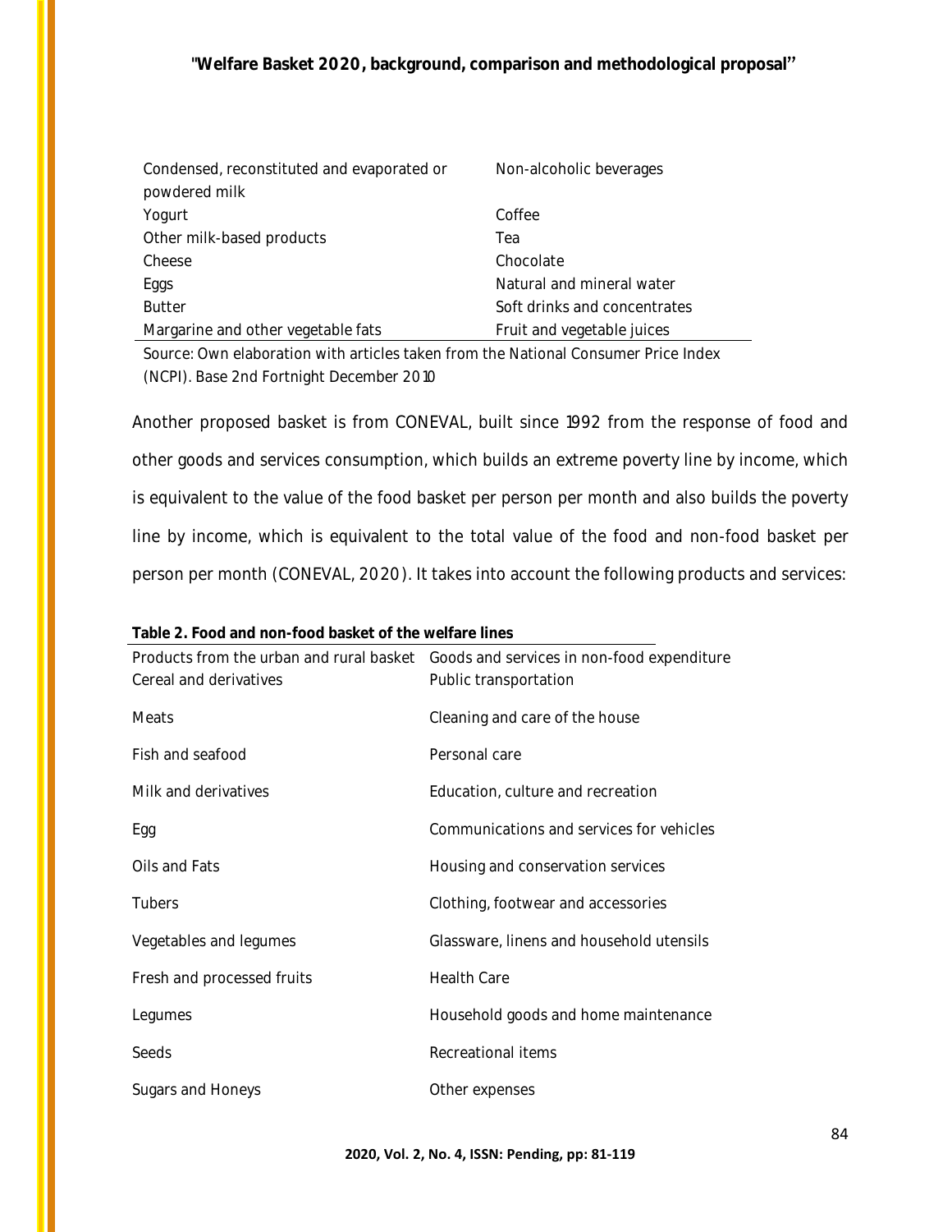| | |
|---|---|
| Condensed, reconstituted and evaporated or powdered milk | Non-alcoholic beverages |
| Yogurt | Coffee |
| Other milk-based products | Tea |
| Cheese | Chocolate |
| Eggs | Natural and mineral water |
| Butter | Soft drinks and concentrates |
| Margarine and other vegetable fats | Fruit and vegetable juices |

Source: Own elaboration with articles taken from the National Consumer Price Index (NCPI). Base 2nd Fortnight December 2010

Another proposed basket is from CONEVAL, built since 1992 from the response of food and other goods and services consumption, which builds an extreme poverty line by income, which is equivalent to the value of the food basket per person per month and also builds the poverty line by income, which is equivalent to the total value of the food and non-food basket per person per month (CONEVAL, 2020). It takes into account the following products and services:

**Table 2. Food and non-food basket of the welfare lines**

| Products from the urban and rural basket | Goods and services in non-food expenditure |
|---|---|
| Cereal and derivatives | Public transportation |
| Meats | Cleaning and care of the house |
| Fish and seafood | Personal care |
| Milk and derivatives | Education, culture and recreation |
| Egg | Communications and services for vehicles |
| Oils and Fats | Housing and conservation services |
| Tubers | Clothing, footwear and accessories |
| Vegetables and legumes | Glassware, linens and household utensils |
| Fresh and processed fruits | Health Care |
| Legumes | Household goods and home maintenance |
| Seeds | Recreational items |
| Sugars and Honeys | Other expenses |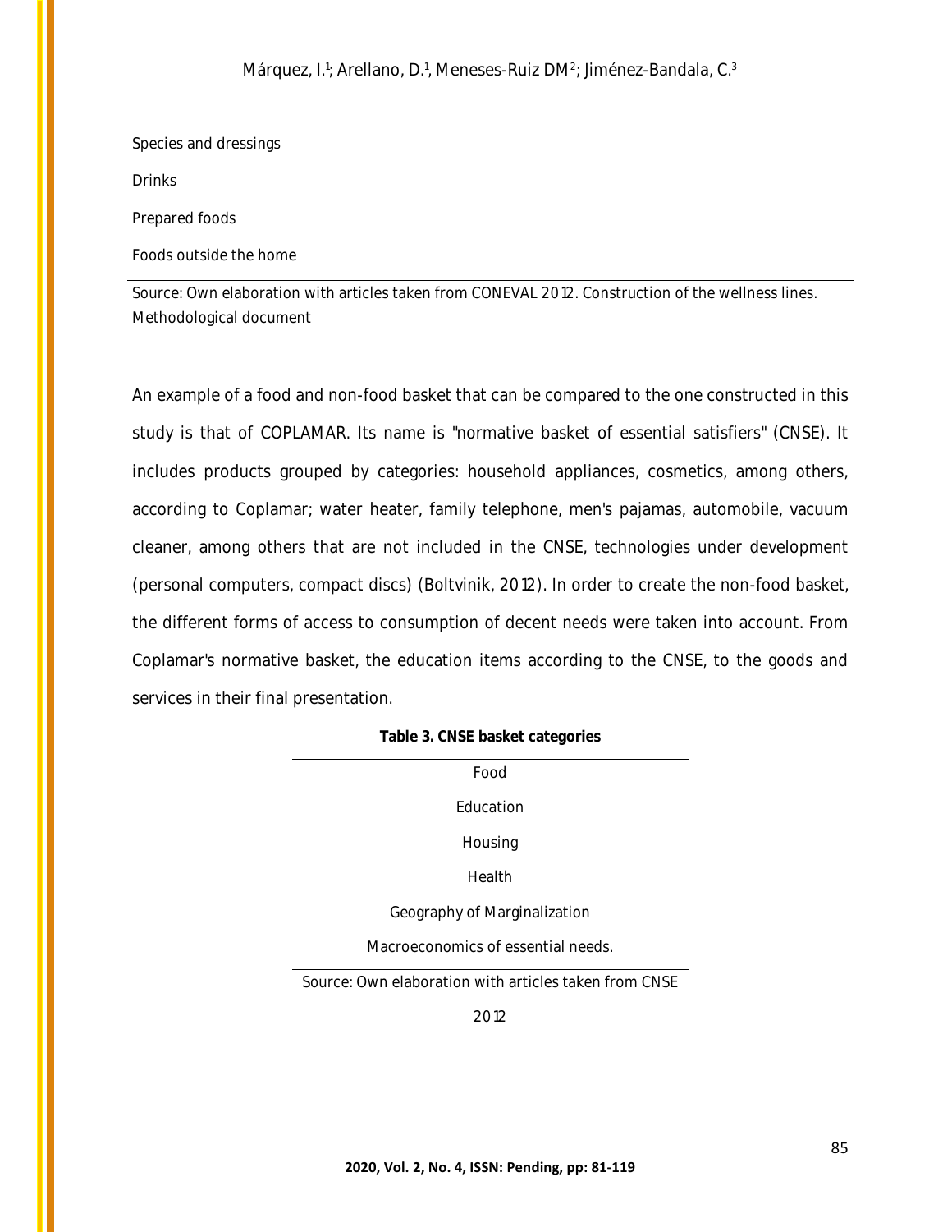| |
|---|
| Species and dressings |
| Drinks |
| Prepared foods |
| Foods outside the home |

Source: Own elaboration with articles taken from CONEVAL 2012. Construction of the wellness lines. Methodological document

An example of a food and non-food basket that can be compared to the one constructed in this study is that of COPLAMAR. Its name is "normative basket of essential satisfiers" (CNSE). It includes products grouped by categories: household appliances, cosmetics, among others, according to Coplamar; water heater, family telephone, men's pajamas, automobile, vacuum cleaner, among others that are not included in the CNSE, technologies under development (personal computers, compact discs) (Boltvinik, 2012). In order to create the non-food basket, the different forms of access to consumption of decent needs were taken into account. From Coplamar's normative basket, the education items according to the CNSE, to the goods and services in their final presentation.

**Table 3. CNSE basket categories**

| |
|---|
| Food |
| Education |
| Housing |
| Health |
| Geography of Marginalization |
| Macroeconomics of essential needs. |

Source: Own elaboration with articles taken from CNSE 2012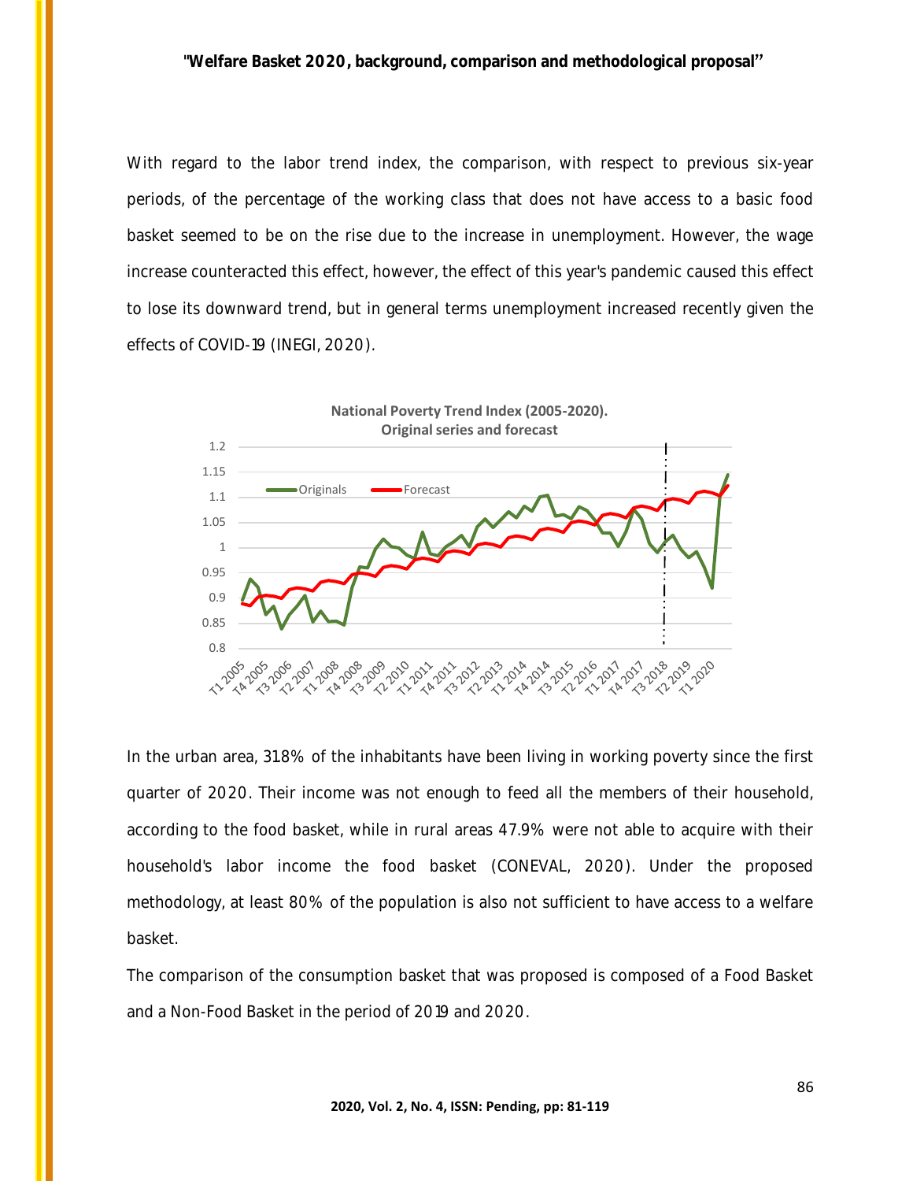With regard to the labor trend index, the comparison, with respect to previous six-year periods, of the percentage of the working class that does not have access to a basic food basket seemed to be on the rise due to the increase in unemployment. However, the wage increase counteracted this effect, however, the effect of this year's pandemic caused this effect to lose its downward trend, but in general terms unemployment increased recently given the effects of COVID-19 (INEGI, 2020).

**National Poverty Trend Index (2005-2020). Original series and forecast**

In the urban area, 31.8% of the inhabitants have been living in working poverty since the first quarter of 2020. Their income was not enough to feed all the members of their household, according to the food basket, while in rural areas 47.9% were not able to acquire with their household's labor income the food basket (CONEVAL, 2020). Under the proposed methodology, at least 80% of the population is also not sufficient to have access to a welfare basket.

The comparison of the consumption basket that was proposed is composed of a Food Basket and a Non-Food Basket in the period of 2019 and 2020.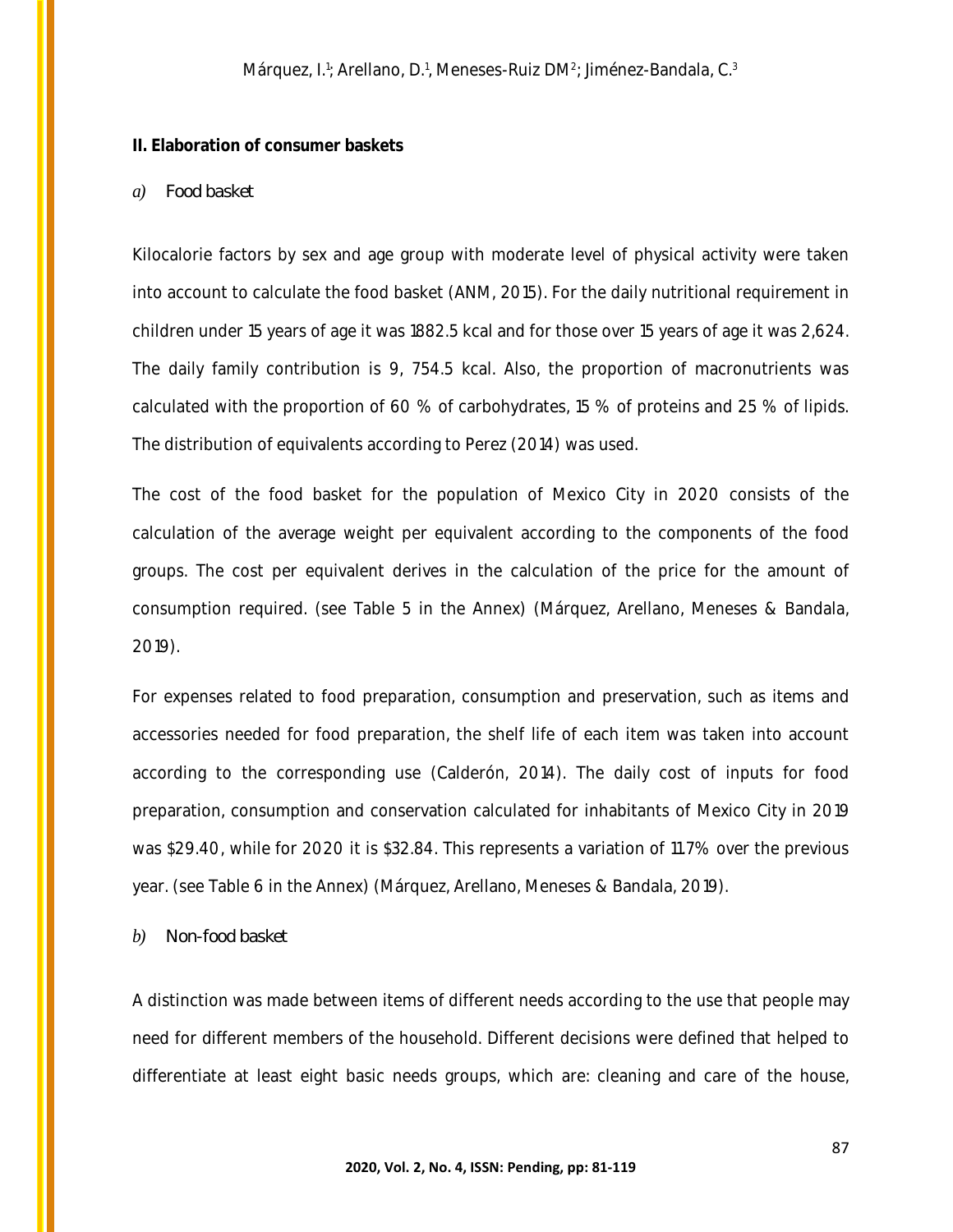## II. Elaboration of consumer baskets

*a)* Food basket

Kilocalorie factors by sex and age group with moderate level of physical activity were taken into account to calculate the food basket (ANM, 2015). For the daily nutritional requirement in children under 15 years of age it was 1882.5 kcal and for those over 15 years of age it was 2,624. The daily family contribution is 9, 754.5 kcal. Also, the proportion of macronutrients was calculated with the proportion of 60 % of carbohydrates, 15 % of proteins and 25 % of lipids. The distribution of equivalents according to Perez (2014) was used.

The cost of the food basket for the population of Mexico City in 2020 consists of the calculation of the average weight per equivalent according to the components of the food groups. The cost per equivalent derives in the calculation of the price for the amount of consumption required. (see Table 5 in the Annex) (Márquez, Arellano, Meneses & Bandala, 2019).

For expenses related to food preparation, consumption and preservation, such as items and accessories needed for food preparation, the shelf life of each item was taken into account according to the corresponding use (Calderón, 2014). The daily cost of inputs for food preparation, consumption and conservation calculated for inhabitants of Mexico City in 2019 was $29.40, while for 2020 it is $32.84. This represents a variation of 11.7% over the previous year. (see Table 6 in the Annex) (Márquez, Arellano, Meneses & Bandala, 2019).

*b)* Non-food basket

A distinction was made between items of different needs according to the use that people may need for different members of the household. Different decisions were defined that helped to differentiate at least eight basic needs groups, which are: cleaning and care of the house,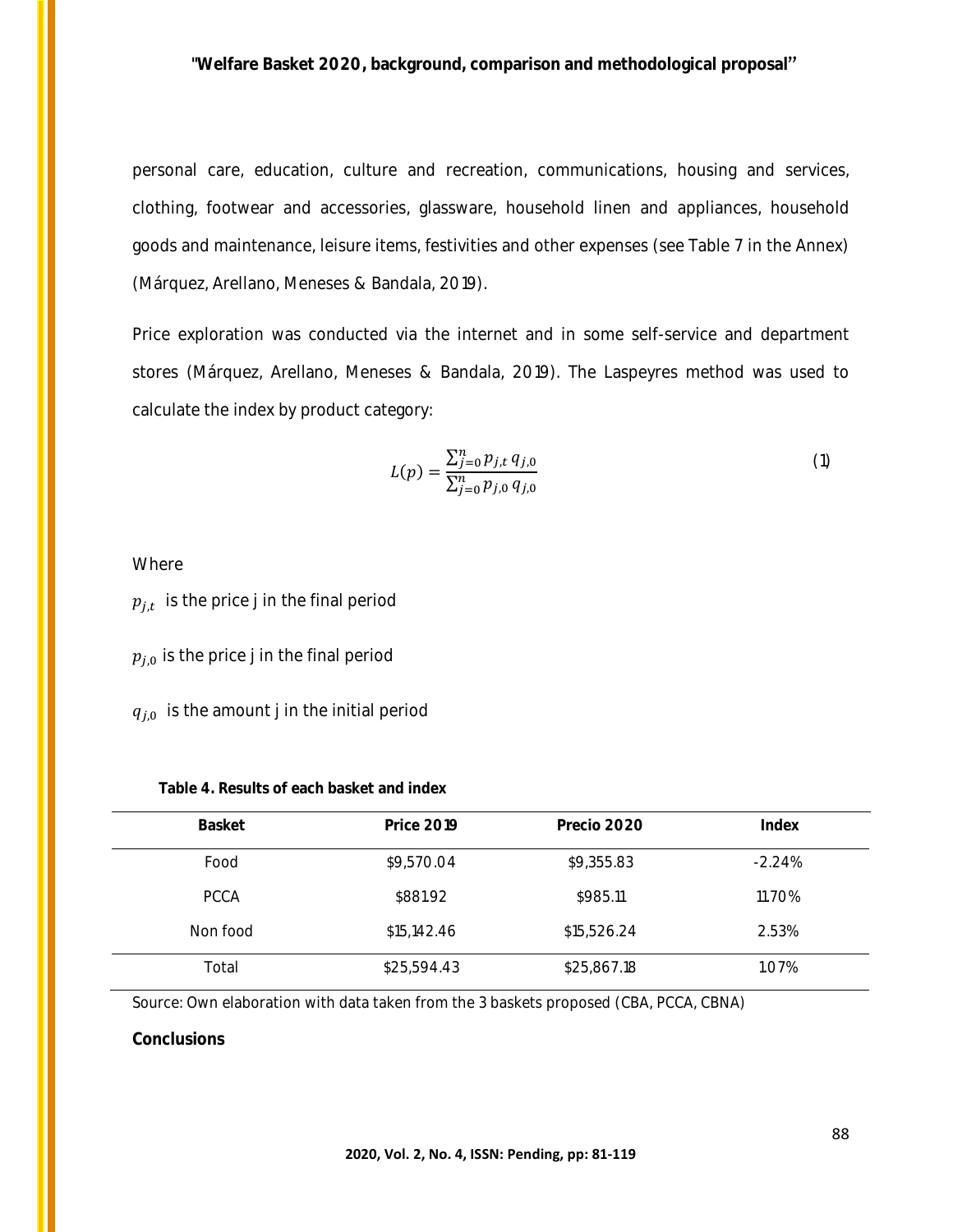personal care, education, culture and recreation, communications, housing and services, clothing, footwear and accessories, glassware, household linen and appliances, household goods and maintenance, leisure items, festivities and other expenses (see Table 7 in the Annex) (Márquez, Arellano, Meneses & Bandala, 2019).

Price exploration was conducted via the internet and in some self-service and department stores (Márquez, Arellano, Meneses & Bandala, 2019). The Laspeyres method was used to calculate the index by product category:

$$L(p) = \frac{\sum_{j=0}^{n} p_{j,t}\, q_{j,0}}{\sum_{j=0}^{n} p_{j,0}\, q_{j,0}} \tag{1}$$

Where

$p_{j,t}$ is the price j in the final period

$p_{j,0}$ is the price j in the final period

$q_{j,0}$ is the amount j in the initial period

**Table 4. Results of each basket and index**

| Basket | Price 2019 | Precio 2020 | Index |
|---|---|---|---|
| Food | $9,570.04 | $9,355.83 | -2.24% |
| PCCA | $881.92 | $985.11 | 11.70% |
| Non food | $15,142.46 | $15,526.24 | 2.53% |
| Total | $25,594.43 | $25,867.18 | 1.07% |

Source: Own elaboration with data taken from the 3 baskets proposed (CBA, PCCA, CBNA)

**Conclusions**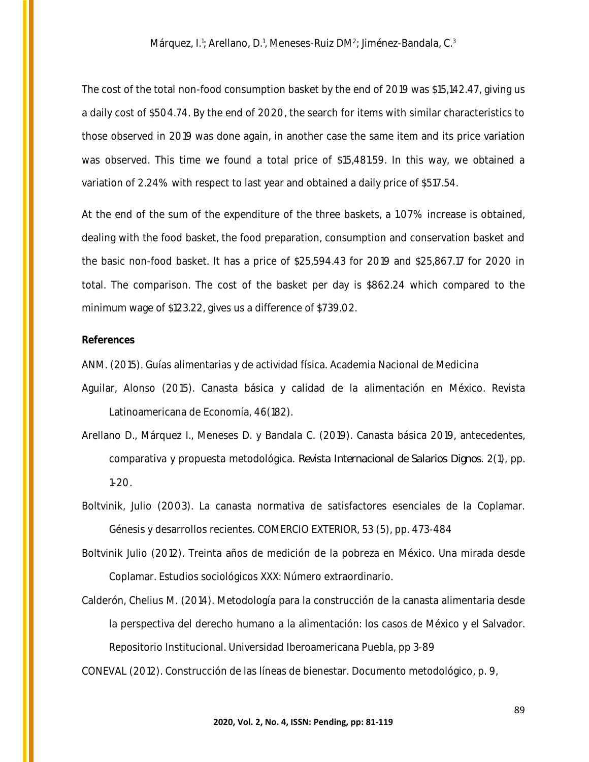The cost of the total non-food consumption basket by the end of 2019 was $15,142.47, giving us a daily cost of $504.74. By the end of 2020, the search for items with similar characteristics to those observed in 2019 was done again, in another case the same item and its price variation was observed. This time we found a total price of $15,481.59. In this way, we obtained a variation of 2.24% with respect to last year and obtained a daily price of $517.54.

At the end of the sum of the expenditure of the three baskets, a 1.07% increase is obtained, dealing with the food basket, the food preparation, consumption and conservation basket and the basic non-food basket. It has a price of $25,594.43 for 2019 and $25,867.17 for 2020 in total. The comparison. The cost of the basket per day is $862.24 which compared to the minimum wage of $123.22, gives us a difference of $739.02.

**References**

ANM. (2015). Guías alimentarias y de actividad física. Academia Nacional de Medicina

Aguilar, Alonso (2015). Canasta básica y calidad de la alimentación en México. Revista Latinoamericana de Economía, 46(182).

Arellano D., Márquez I., Meneses D. y Bandala C. (2019). Canasta básica 2019, antecedentes, comparativa y propuesta metodológica. *Revista Internacional de Salarios Dignos*. 2(1), pp. 1-20.

Boltvinik, Julio (2003). La canasta normativa de satisfactores esenciales de la Coplamar. Génesis y desarrollos recientes. COMERCIO EXTERIOR, 53 (5), pp. 473-484

Boltvinik Julio (2012). Treinta años de medición de la pobreza en México. Una mirada desde Coplamar. Estudios sociológicos XXX: Número extraordinario.

Calderón, Chelius M. (2014). Metodología para la construcción de la canasta alimentaria desde la perspectiva del derecho humano a la alimentación: los casos de México y el Salvador. Repositorio Institucional. Universidad Iberoamericana Puebla, pp 3-89

CONEVAL (2012). Construcción de las líneas de bienestar. Documento metodológico, p. 9,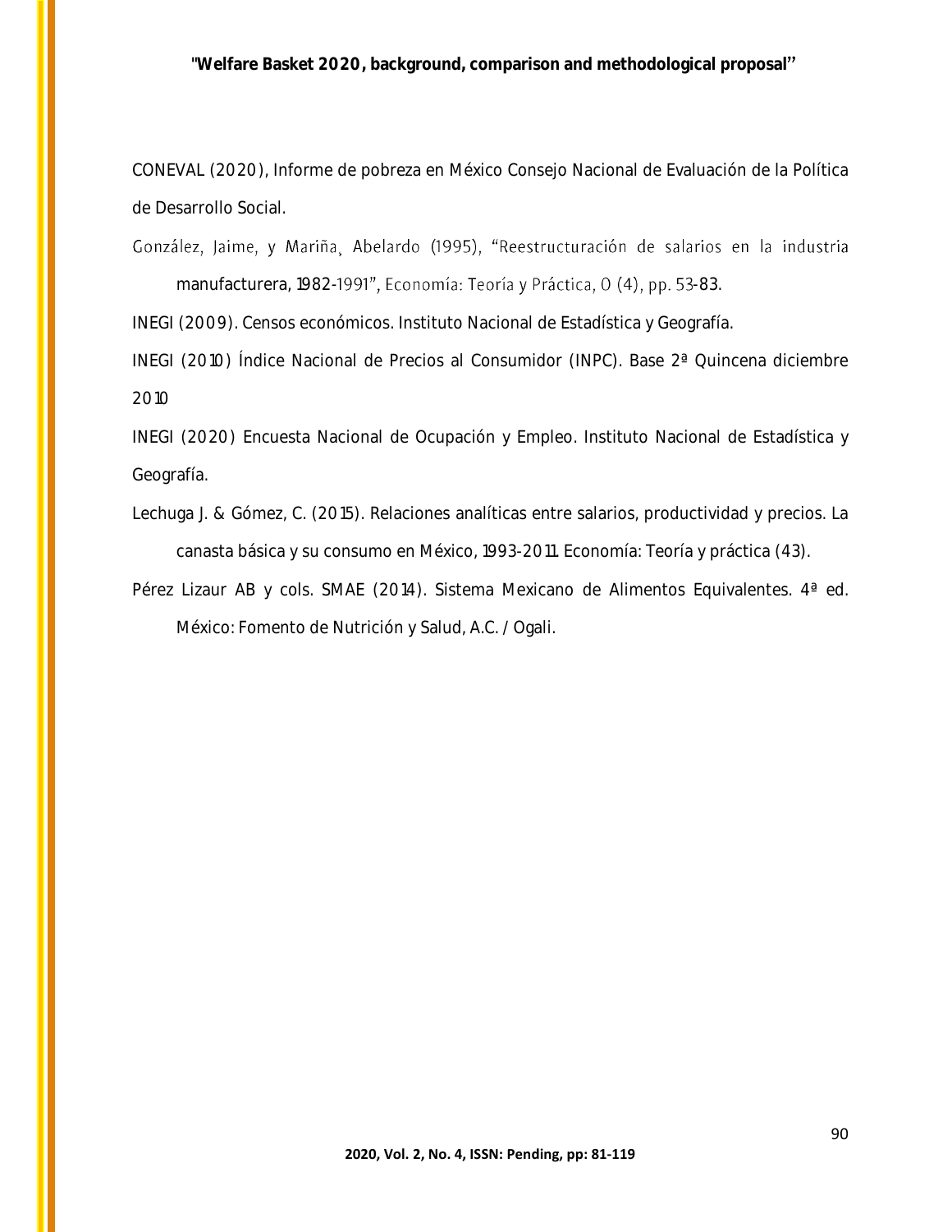CONEVAL (2020), Informe de pobreza en México Consejo Nacional de Evaluación de la Política de Desarrollo Social.

González, Jaime, y Mariña, Abelardo (1995), "Reestructuración de salarios en la industria manufacturera, 1982-1991", Economía: Teoría y Práctica, 0 (4), pp. 53-83.

INEGI (2009). Censos económicos. Instituto Nacional de Estadística y Geografía.

INEGI (2010) Índice Nacional de Precios al Consumidor (INPC). Base 2ª Quincena diciembre 2010

INEGI (2020) Encuesta Nacional de Ocupación y Empleo. Instituto Nacional de Estadística y Geografía.

Lechuga J. & Gómez, C. (2015). Relaciones analíticas entre salarios, productividad y precios. La canasta básica y su consumo en México, 1993-2011. Economía: Teoría y práctica (43).

Pérez Lizaur AB y cols. SMAE (2014). Sistema Mexicano de Alimentos Equivalentes. 4ª ed. México: Fomento de Nutrición y Salud, A.C. / Ogali.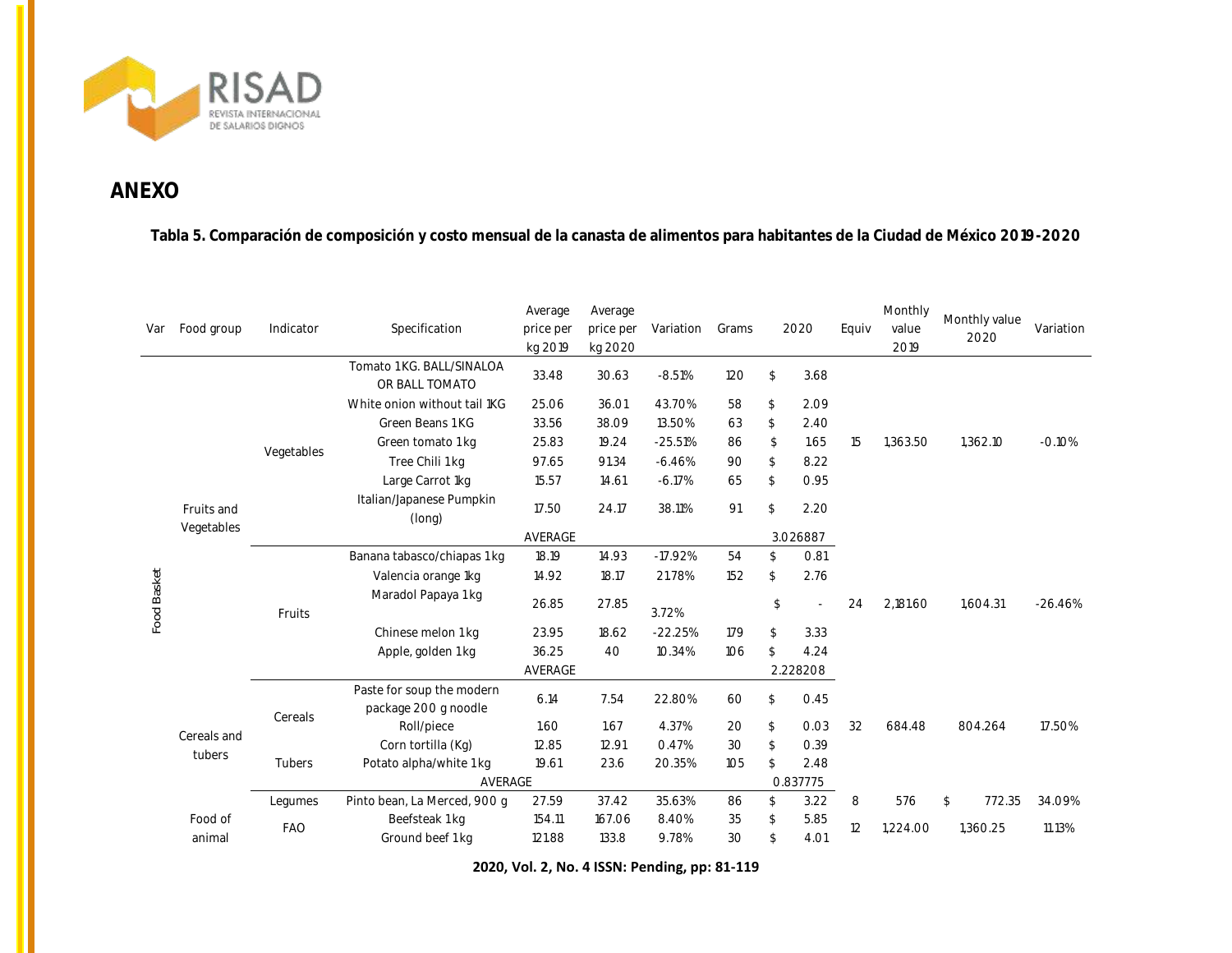## ANEXO

**Tabla 5. Comparación de composición y costo mensual de la canasta de alimentos para habitantes de la Ciudad de México 2019-2020**

| Var | Food group | Indicator | Specification | Average price per kg 2019 | Average price per kg 2020 | Variation | Grams | 2020 | Equiv | Monthly value 2019 | Monthly value 2020 | Variation |
|---|---|---|---|---|---|---|---|---|---|---|---|---|
| Food Basket | Fruits and Vegetables | Vegetables | Tomato 1KG. BALL/SINALOA OR BALL TOMATO | 33.48 | 30.63 | -8.51% | 120 | $ 3.68 | 15 | 1,363.50 | 1,362.10 | -0.10% |
| | | | White onion without tail 1KG | 25.06 | 36.01 | 43.70% | 58 | $ 2.09 | | | | |
| | | | Green Beans 1KG | 33.56 | 38.09 | 13.50% | 63 | $ 2.40 | | | | |
| | | | Green tomato 1kg | 25.83 | 19.24 | -25.51% | 86 | $ 1.65 | | | | |
| | | | Tree Chili 1kg | 97.65 | 91.34 | -6.46% | 90 | $ 8.22 | | | | |
| | | | Large Carrot 1kg | 15.57 | 14.61 | -6.17% | 65 | $ 0.95 | | | | |
| | | | Italian/Japanese Pumpkin (long) | 17.50 | 24.17 | 38.11% | 91 | $ 2.20 | | | | |
| | | | | AVERAGE | | | | 3.026887 | | | | |
| | | Fruits | Banana tabasco/chiapas 1kg | 18.19 | 14.93 | -17.92% | 54 | $ 0.81 | 24 | 2,181.60 | 1,604.31 | -26.46% |
| | | | Valencia orange 1kg | 14.92 | 18.17 | 21.78% | 152 | $ 2.76 | | | | |
| | | | Maradol Papaya 1kg | 26.85 | 27.85 | 3.72% | | $ - | | | | |
| | | | Chinese melon 1kg | 23.95 | 18.62 | -22.25% | 179 | $ 3.33 | | | | |
| | | | Apple, golden 1kg | 36.25 | 40 | 10.34% | 106 | $ 4.24 | | | | |
| | | | | AVERAGE | | | | 2.228208 | | | | |
| | Cereals and tubers | Cereals | Paste for soup the modern package 200 g noodle | 6.14 | 7.54 | 22.80% | 60 | $ 0.45 | 32 | 684.48 | 804.264 | 17.50% |
| | | | Roll/piece | 1.60 | 1.67 | 4.37% | 20 | $ 0.03 | | | | |
| | | | Corn tortilla (Kg) | 12.85 | 12.91 | 0.47% | 30 | $ 0.39 | | | | |
| | | Tubers | Potato alpha/white 1kg | 19.61 | 23.6 | 20.35% | 105 | $ 2.48 | | | | |
| | | | AVERAGE | | | | | 0.837775 | | | | |
| | Food of animal | Legumes | Pinto bean, La Merced, 900 g | 27.59 | 37.42 | 35.63% | 86 | $ 3.22 | 8 | 576 | $ 772.35 | 34.09% |
| | | FAO | Beefsteak 1kg | 154.11 | 167.06 | 8.40% | 35 | $ 5.85 | 12 | 1,224.00 | 1,360.25 | 11.13% |
| | | | Ground beef 1kg | 121.88 | 133.8 | 9.78% | 30 | $ 4.01 | | | | |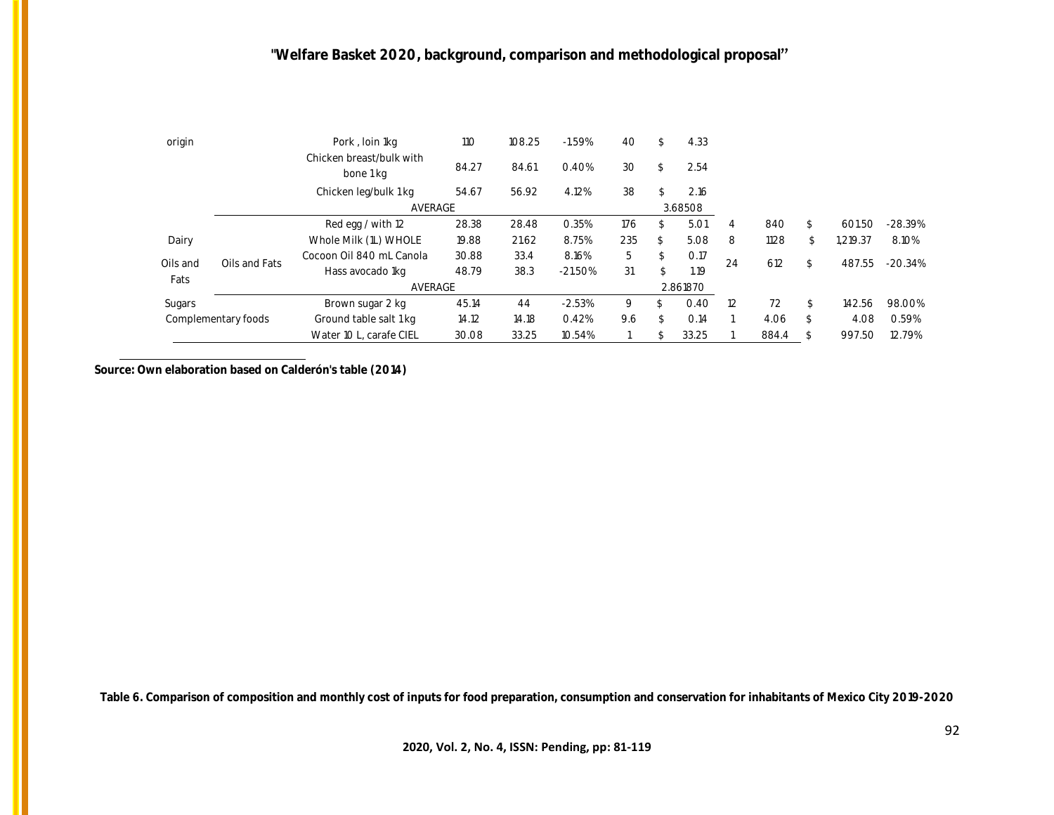| | | | | | | | | | | | | |
|---|---|---|---|---|---|---|---|---|---|---|---|---|
| origin | | Pork , loin 1kg | 110 | 108.25 | -1.59% | 40 | $ 4.33 | | | | | |
| | | Chicken breast/bulk with bone 1 kg | 84.27 | 84.61 | 0.40% | 30 | $ 2.54 | | | | | |
| | | Chicken leg/bulk 1 kg | 54.67 | 56.92 | 4.12% | 38 | $ 2.16 | | | | | |
| | | AVERAGE | | | | | 3.68508 | | | | | |
| | | Red egg / with 12 | 28.38 | 28.48 | 0.35% | 176 | $ 5.01 | 4 | 840 | $ | 601.50 | -28.39% |
| Dairy | | Whole Milk (1L) WHOLE | 19.88 | 21.62 | 8.75% | 235 | $ 5.08 | 8 | 1128 | $ | 1,219.37 | 8.10% |
| Oils and Fats | Oils and Fats | Cocoon Oil 840 mL Canola | 30.88 | 33.4 | 8.16% | 5 | $ 0.17 | 24 | 612 | $ | 487.55 | -20.34% |
| | | Hass avocado 1kg | 48.79 | 38.3 | -21.50% | 31 | $ 1.19 | | | | | |
| | | AVERAGE | | | | | 2.861870 | | | | | |
| Sugars | | Brown sugar 2 kg | 45.14 | 44 | -2.53% | 9 | $ 0.40 | 12 | 72 | $ | 142.56 | 98.00% |
| Complementary foods | | Ground table salt 1 kg | 14.12 | 14.18 | 0.42% | 9.6 | $ 0.14 | 1 | 4.06 | $ | 4.08 | 0.59% |
| | | Water 10 L, carafe CIEL | 30.08 | 33.25 | 10.54% | 1 | $ 33.25 | 1 | 884.4 | $ | 997.50 | 12.79% |

**Source: Own elaboration based on Calderón's table (2014)**

**Table 6. Comparison of composition and monthly cost of inputs for food preparation, consumption and conservation for inhabitants of Mexico City 2019-2020**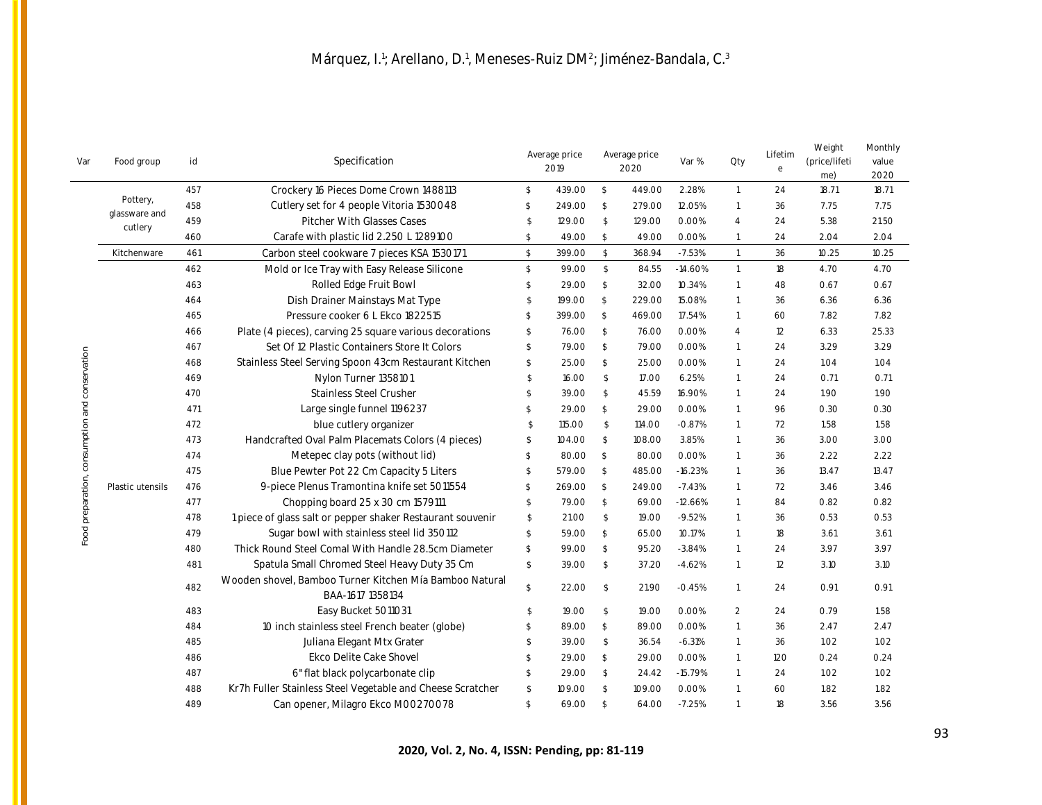| Var | Food group | id | Specification | Average price 2019 | Average price 2020 | Var % | Qty | Lifetime | Weight (price/lifetime) | Monthly value 2020 |
|---|---|---|---|---|---|---|---|---|---|---|
| Food preparation, consumption and conservation | Pottery, glassware and cutlery | 457 | Crockery 16 Pieces Dome Crown 1488113 | $ 439.00 | $ 449.00 | 2.28% | 1 | 24 | 18.71 | 18.71 |
| | | 458 | Cutlery set for 4 people Vitoria 1530048 | $ 249.00 | $ 279.00 | 12.05% | 1 | 36 | 7.75 | 7.75 |
| | | 459 | Pitcher With Glasses Cases | $ 129.00 | $ 129.00 | 0.00% | 4 | 24 | 5.38 | 21.50 |
| | | 460 | Carafe with plastic lid 2.250 L 1289100 | $ 49.00 | $ 49.00 | 0.00% | 1 | 24 | 2.04 | 2.04 |
| | Kitchenware | 461 | Carbon steel cookware 7 pieces KSA 1530171 | $ 399.00 | $ 368.94 | -7.53% | 1 | 36 | 10.25 | 10.25 |
| | Plastic utensils | 462 | Mold or Ice Tray with Easy Release Silicone | $ 99.00 | $ 84.55 | -14.60% | 1 | 18 | 4.70 | 4.70 |
| | | 463 | Rolled Edge Fruit Bowl | $ 29.00 | $ 32.00 | 10.34% | 1 | 48 | 0.67 | 0.67 |
| | | 464 | Dish Drainer Mainstays Mat Type | $ 199.00 | $ 229.00 | 15.08% | 1 | 36 | 6.36 | 6.36 |
| | | 465 | Pressure cooker 6 L Ekco 1822515 | $ 399.00 | $ 469.00 | 17.54% | 1 | 60 | 7.82 | 7.82 |
| | | 466 | Plate (4 pieces), carving 25 square various decorations | $ 76.00 | $ 76.00 | 0.00% | 4 | 12 | 6.33 | 25.33 |
| | | 467 | Set Of 12 Plastic Containers Store It Colors | $ 79.00 | $ 79.00 | 0.00% | 1 | 24 | 3.29 | 3.29 |
| | | 468 | Stainless Steel Serving Spoon 43cm Restaurant Kitchen | $ 25.00 | $ 25.00 | 0.00% | 1 | 24 | 1.04 | 1.04 |
| | | 469 | Nylon Turner 1358101 | $ 16.00 | $ 17.00 | 6.25% | 1 | 24 | 0.71 | 0.71 |
| | | 470 | Stainless Steel Crusher | $ 39.00 | $ 45.59 | 16.90% | 1 | 24 | 1.90 | 1.90 |
| | | 471 | Large single funnel 1196237 | $ 29.00 | $ 29.00 | 0.00% | 1 | 96 | 0.30 | 0.30 |
| | | 472 | blue cutlery organizer | $ 115.00 | $ 114.00 | -0.87% | 1 | 72 | 1.58 | 1.58 |
| | | 473 | Handcrafted Oval Palm Placemats Colors (4 pieces) | $ 104.00 | $ 108.00 | 3.85% | 1 | 36 | 3.00 | 3.00 |
| | | 474 | Metepec clay pots (without lid) | $ 80.00 | $ 80.00 | 0.00% | 1 | 36 | 2.22 | 2.22 |
| | | 475 | Blue Pewter Pot 22 Cm Capacity 5 Liters | $ 579.00 | $ 485.00 | -16.23% | 1 | 36 | 13.47 | 13.47 |
| | | 476 | 9-piece Plenus Tramontina knife set 5011554 | $ 269.00 | $ 249.00 | -7.43% | 1 | 72 | 3.46 | 3.46 |
| | | 477 | Chopping board 25 x 30 cm 1579111 | $ 79.00 | $ 69.00 | -12.66% | 1 | 84 | 0.82 | 0.82 |
| | | 478 | 1 piece of glass salt or pepper shaker Restaurant souvenir | $ 21.00 | $ 19.00 | -9.52% | 1 | 36 | 0.53 | 0.53 |
| | | 479 | Sugar bowl with stainless steel lid 350112 | $ 59.00 | $ 65.00 | 10.17% | 1 | 18 | 3.61 | 3.61 |
| | | 480 | Thick Round Steel Comal With Handle 28.5cm Diameter | $ 99.00 | $ 95.20 | -3.84% | 1 | 24 | 3.97 | 3.97 |
| | | 481 | Spatula Small Chromed Steel Heavy Duty 35 Cm | $ 39.00 | $ 37.20 | -4.62% | 1 | 12 | 3.10 | 3.10 |
| | | 482 | Wooden shovel, Bamboo Turner Kitchen Mía Bamboo Natural BAA-1617 1358134 | $ 22.00 | $ 21.90 | -0.45% | 1 | 24 | 0.91 | 0.91 |
| | | 483 | Easy Bucket 5011031 | $ 19.00 | $ 19.00 | 0.00% | 2 | 24 | 0.79 | 1.58 |
| | | 484 | 10 inch stainless steel French beater (globe) | $ 89.00 | $ 89.00 | 0.00% | 1 | 36 | 2.47 | 2.47 |
| | | 485 | Juliana Elegant Mtx Grater | $ 39.00 | $ 36.54 | -6.31% | 1 | 36 | 1.02 | 1.02 |
| | | 486 | Ekco Delite Cake Shovel | $ 29.00 | $ 29.00 | 0.00% | 1 | 120 | 0.24 | 0.24 |
| | | 487 | 6" flat black polycarbonate clip | $ 29.00 | $ 24.42 | -15.79% | 1 | 24 | 1.02 | 1.02 |
| | | 488 | Kr7h Fuller Stainless Steel Vegetable and Cheese Scratcher | $ 109.00 | $ 109.00 | 0.00% | 1 | 60 | 1.82 | 1.82 |
| | | 489 | Can opener, Milagro Ekco M00270078 | $ 69.00 | $ 64.00 | -7.25% | 1 | 18 | 3.56 | 3.56 |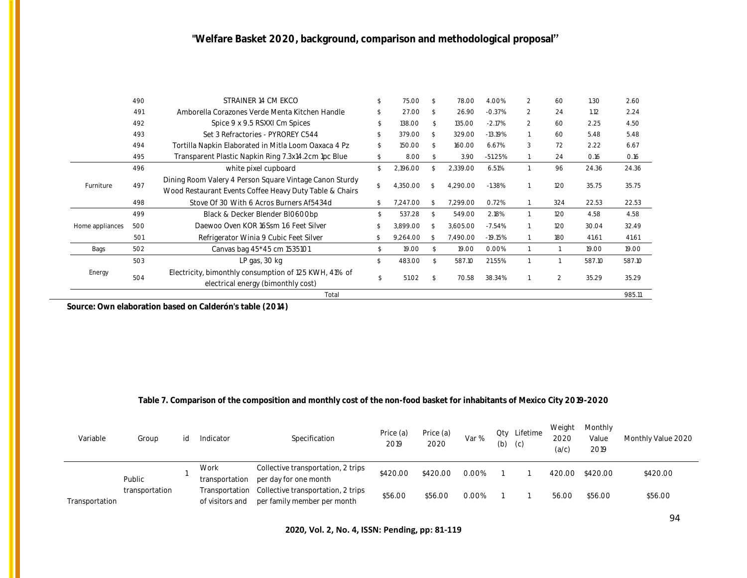| | | | | | | | | | | |
|---|---|---|---|---|---|---|---|---|---|---|
| | 490 | STRAINER 14 CM EKCO | $ 75.00 | $ 78.00 | 4.00% | 2 | 60 | 1.30 | 2.60 |
| | 491 | Amborella Corazones Verde Menta Kitchen Handle | $ 27.00 | $ 26.90 | -0.37% | 2 | 24 | 1.12 | 2.24 |
| | 492 | Spice 9 x 9.5 RSXXI Cm Spices | $ 138.00 | $ 135.00 | -2.17% | 2 | 60 | 2.25 | 4.50 |
| | 493 | Set 3 Refractories - PYROREY C544 | $ 379.00 | $ 329.00 | -13.19% | 1 | 60 | 5.48 | 5.48 |
| | 494 | Tortilla Napkin Elaborated in Mitla Loom Oaxaca 4 Pz | $ 150.00 | $ 160.00 | 6.67% | 3 | 72 | 2.22 | 6.67 |
| | 495 | Transparent Plastic Napkin Ring 7.3x14.2cm 1pc Blue | $ 8.00 | $ 3.90 | -51.25% | 1 | 24 | 0.16 | 0.16 |
| Furniture | 496 | white pixel cupboard | $ 2,196.00 | $ 2,339.00 | 6.51% | 1 | 96 | 24.36 | 24.36 |
| | 497 | Dining Room Valery 4 Person Square Vintage Canon Sturdy Wood Restaurant Events Coffee Heavy Duty Table & Chairs | $ 4,350.00 | $ 4,290.00 | -1.38% | 1 | 120 | 35.75 | 35.75 |
| | 498 | Stove Of 30 With 6 Acros Burners Af5434d | $ 7,247.00 | $ 7,299.00 | 0.72% | 1 | 324 | 22.53 | 22.53 |
| Home appliances | 499 | Black & Decker Blender Bl0600bp | $ 537.28 | $ 549.00 | 2.18% | 1 | 120 | 4.58 | 4.58 |
| | 500 | Daewoo Oven KOR 16Ssm 1.6 Feet Silver | $ 3,899.00 | $ 3,605.00 | -7.54% | 1 | 120 | 30.04 | 32.49 |
| | 501 | Refrigerator Winia 9 Cubic Feet Silver | $ 9,264.00 | $ 7,490.00 | -19.15% | 1 | 180 | 41.61 | 41.61 |
| Bags | 502 | Canvas bag 45*45 cm 1535101 | $ 19.00 | $ 19.00 | 0.00% | 1 | 1 | 19.00 | 19.00 |
| Energy | 503 | LP gas, 30 kg | $ 483.00 | $ 587.10 | 21.55% | 1 | 1 | 587.10 | 587.10 |
| | 504 | Electricity, bimonthly consumption of 125 KWH, 41% of electrical energy (bimonthly cost) | $ 51.02 | $ 70.58 | 38.34% | 1 | 2 | 35.29 | 35.29 |
| | | Total | | | | | | | 985.11 |

**Source: Own elaboration based on Calderón's table (2014)**

**Table 7. Comparison of the composition and monthly cost of the non-food basket for inhabitants of Mexico City 2019-2020**

| Variable | Group | id | Indicator | Specification | Price (a) 2019 | Price (a) 2020 | Var % | Qty (b) | Lifetime (c) | Weight 2020 (a/c) | Monthly Value 2019 | Monthly Value 2020 |
|---|---|---|---|---|---|---|---|---|---|---|---|---|
| Transportation | Public transportation | 1 | Work transportation | Collective transportation, 2 trips per day for one month | $420.00 | $420.00 | 0.00% | 1 | 1 | 420.00 | $420.00 | $420.00 |
| | | | Transportation of visitors and | Collective transportation, 2 trips per family member per month | $56.00 | $56.00 | 0.00% | 1 | 1 | 56.00 | $56.00 | $56.00 |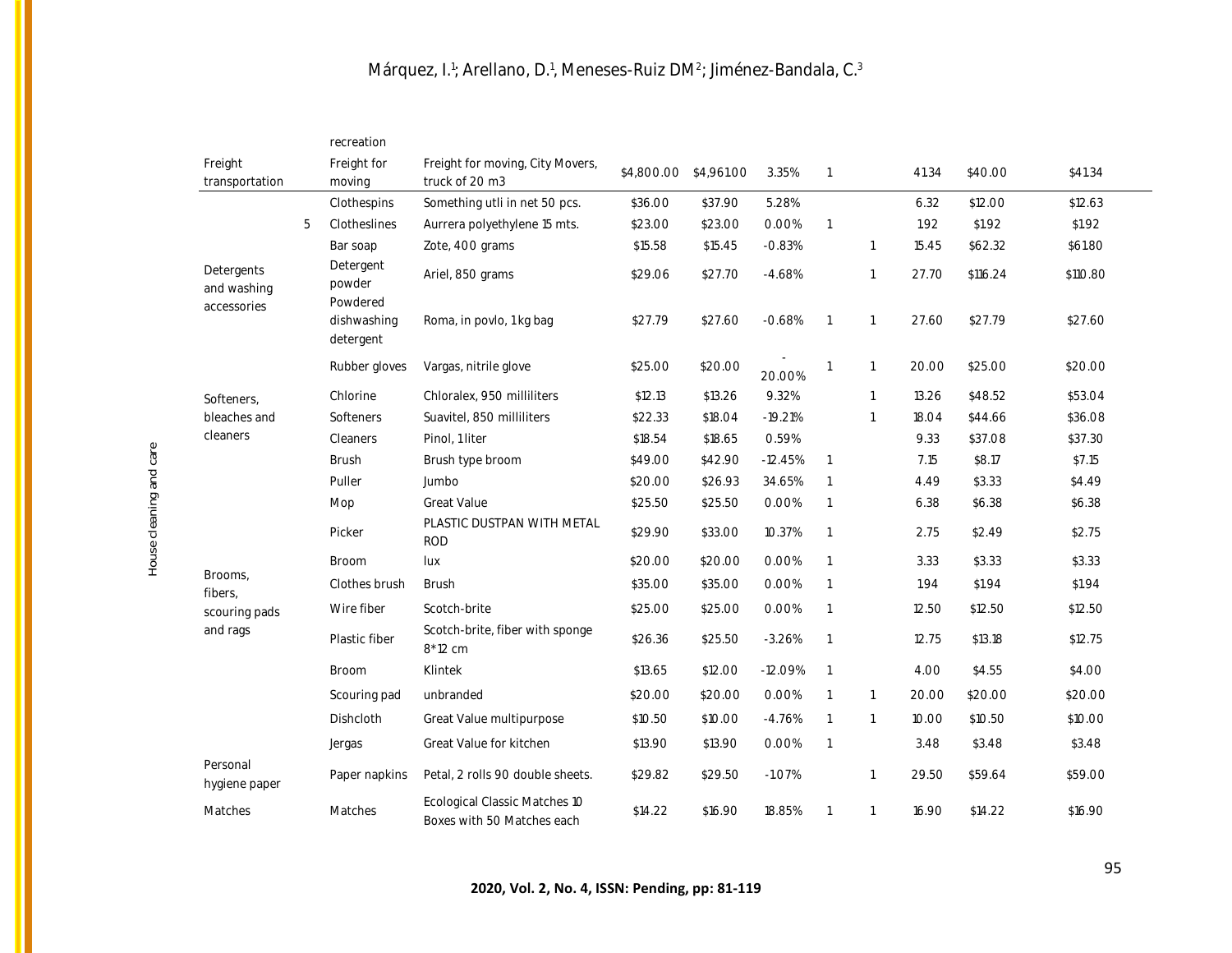| | | | | | | | | | | | |
|---|---|---|---|---|---|---|---|---|---|---|---|
| | | recreation | | | | | | | | | |
| Freight transportation | | Freight for moving | Freight for moving, City Movers, truck of 20 m3 | $4,800.00 | $4,961.00 | 3.35% | 1 | | 41.34 | $40.00 | $41.34 |
| House cleaning and care | 5 | Clothespins | Something utli in net 50 pcs. | $36.00 | $37.90 | 5.28% | | | 6.32 | $12.00 | $12.63 |
| | | Clotheslines | Aurrera polyethylene 15 mts. | $23.00 | $23.00 | 0.00% | 1 | | 1.92 | $1.92 | $1.92 |
| Detergents and washing accessories | | Bar soap | Zote, 400 grams | $15.58 | $15.45 | -0.83% | | 1 | 15.45 | $62.32 | $61.80 |
| | | Detergent powder | Ariel, 850 grams | $29.06 | $27.70 | -4.68% | | 1 | 27.70 | $116.24 | $110.80 |
| | | Powdered dishwashing detergent | Roma, in povlo, 1 kg bag | $27.79 | $27.60 | -0.68% | 1 | 1 | 27.60 | $27.79 | $27.60 |
| | | Rubber gloves | Vargas, nitrile glove | $25.00 | $20.00 | -20.00% | 1 | 1 | 20.00 | $25.00 | $20.00 |
| Softeners, bleaches and cleaners | | Chlorine | Chloralex, 950 milliliters | $12.13 | $13.26 | 9.32% | | 1 | 13.26 | $48.52 | $53.04 |
| | | Softeners | Suavitel, 850 milliliters | $22.33 | $18.04 | -19.21% | | 1 | 18.04 | $44.66 | $36.08 |
| | | Cleaners | Pinol, 1 liter | $18.54 | $18.65 | 0.59% | | | 9.33 | $37.08 | $37.30 |
| Brooms, fibers, scouring pads and rags | | Brush | Brush type broom | $49.00 | $42.90 | -12.45% | 1 | | 7.15 | $8.17 | $7.15 |
| | | Puller | Jumbo | $20.00 | $26.93 | 34.65% | 1 | | 4.49 | $3.33 | $4.49 |
| | | Mop | Great Value | $25.50 | $25.50 | 0.00% | 1 | | 6.38 | $6.38 | $6.38 |
| | | Picker | PLASTIC DUSTPAN WITH METAL ROD | $29.90 | $33.00 | 10.37% | 1 | | 2.75 | $2.49 | $2.75 |
| | | Broom | lux | $20.00 | $20.00 | 0.00% | 1 | | 3.33 | $3.33 | $3.33 |
| | | Clothes brush | Brush | $35.00 | $35.00 | 0.00% | 1 | | 1.94 | $1.94 | $1.94 |
| | | Wire fiber | Scotch-brite | $25.00 | $25.00 | 0.00% | 1 | | 12.50 | $12.50 | $12.50 |
| | | Plastic fiber | Scotch-brite, fiber with sponge 8*12 cm | $26.36 | $25.50 | -3.26% | 1 | | 12.75 | $13.18 | $12.75 |
| | | Broom | Klintek | $13.65 | $12.00 | -12.09% | 1 | | 4.00 | $4.55 | $4.00 |
| | | Scouring pad | unbranded | $20.00 | $20.00 | 0.00% | 1 | 1 | 20.00 | $20.00 | $20.00 |
| | | Dishcloth | Great Value multipurpose | $10.50 | $10.00 | -4.76% | 1 | 1 | 10.00 | $10.50 | $10.00 |
| | | Jergas | Great Value for kitchen | $13.90 | $13.90 | 0.00% | 1 | | 3.48 | $3.48 | $3.48 |
| Personal hygiene paper | | Paper napkins | Petal, 2 rolls 90 double sheets. | $29.82 | $29.50 | -1.07% | | 1 | 29.50 | $59.64 | $59.00 |
| Matches | | Matches | Ecological Classic Matches 10 Boxes with 50 Matches each | $14.22 | $16.90 | 18.85% | 1 | 1 | 16.90 | $14.22 | $16.90 |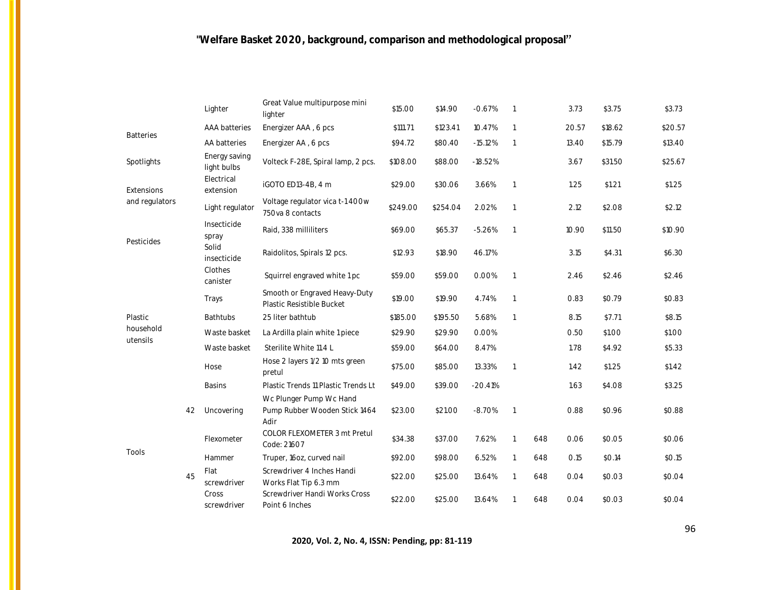| | | | | | | | | | | | |
|---|---|---|---|---|---|---|---|---|---|---|---|
| | | Lighter | Great Value multipurpose mini lighter | $15.00 | $14.90 | -0.67% | 1 | | 3.73 | $3.75 | $3.73 |
| Batteries | | AAA batteries | Energizer AAA , 6 pcs | $111.71 | $123.41 | 10.47% | 1 | | 20.57 | $18.62 | $20.57 |
| | | AA batteries | Energizer AA , 6 pcs | $94.72 | $80.40 | -15.12% | 1 | | 13.40 | $15.79 | $13.40 |
| Spotlights | | Energy saving light bulbs | Volteck F-28E, Spiral lamp, 2 pcs. | $108.00 | $88.00 | -18.52% | | | 3.67 | $31.50 | $25.67 |
| Extensions and regulators | | Electrical extension | iGOTO ED13-4B, 4 m | $29.00 | $30.06 | 3.66% | 1 | | 1.25 | $1.21 | $1.25 |
| | | Light regulator | Voltage regulator vica t-1400w 750va 8 contacts | $249.00 | $254.04 | 2.02% | 1 | | 2.12 | $2.08 | $2.12 |
| Pesticides | | Insecticide spray | Raid, 338 milliliters | $69.00 | $65.37 | -5.26% | 1 | | 10.90 | $11.50 | $10.90 |
| | | Solid insecticide | Raidolitos, Spirals 12 pcs. | $12.93 | $18.90 | 46.17% | | | 3.15 | $4.31 | $6.30 |
| Plastic household utensils | | Clothes canister | Squirrel engraved white 1 pc | $59.00 | $59.00 | 0.00% | 1 | | 2.46 | $2.46 | $2.46 |
| | | Trays | Smooth or Engraved Heavy-Duty Plastic Resistible Bucket | $19.00 | $19.90 | 4.74% | 1 | | 0.83 | $0.79 | $0.83 |
| | | Bathtubs | 25 liter bathtub | $185.00 | $195.50 | 5.68% | 1 | | 8.15 | $7.71 | $8.15 |
| | | Waste basket | La Ardilla plain white 1 piece | $29.90 | $29.90 | 0.00% | | | 0.50 | $1.00 | $1.00 |
| | | Waste basket | Sterilite White 11.4 L | $59.00 | $64.00 | 8.47% | | | 1.78 | $4.92 | $5.33 |
| | | Hose | Hose 2 layers 1/2 10 mts green pretul | $75.00 | $85.00 | 13.33% | 1 | | 1.42 | $1.25 | $1.42 |
| | | Basins | Plastic Trends 11 Plastic Trends Lt | $49.00 | $39.00 | -20.41% | | | 1.63 | $4.08 | $3.25 |
| Tools | 42 | Uncovering | Wc Plunger Pump Wc Hand Pump Rubber Wooden Stick 1464 Adir | $23.00 | $21.00 | -8.70% | 1 | | 0.88 | $0.96 | $0.88 |
| | | Flexometer | COLOR FLEXOMETER 3 mt Pretul Code: 21607 | $34.38 | $37.00 | 7.62% | 1 | 648 | 0.06 | $0.05 | $0.06 |
| | | Hammer | Truper, 16oz, curved nail | $92.00 | $98.00 | 6.52% | 1 | 648 | 0.15 | $0.14 | $0.15 |
| | 45 | Flat screwdriver | Screwdriver 4 Inches Handi Works Flat Tip 6.3 mm | $22.00 | $25.00 | 13.64% | 1 | 648 | 0.04 | $0.03 | $0.04 |
| | | Cross screwdriver | Screwdriver Handi Works Cross Point 6 Inches | $22.00 | $25.00 | 13.64% | 1 | 648 | 0.04 | $0.03 | $0.04 |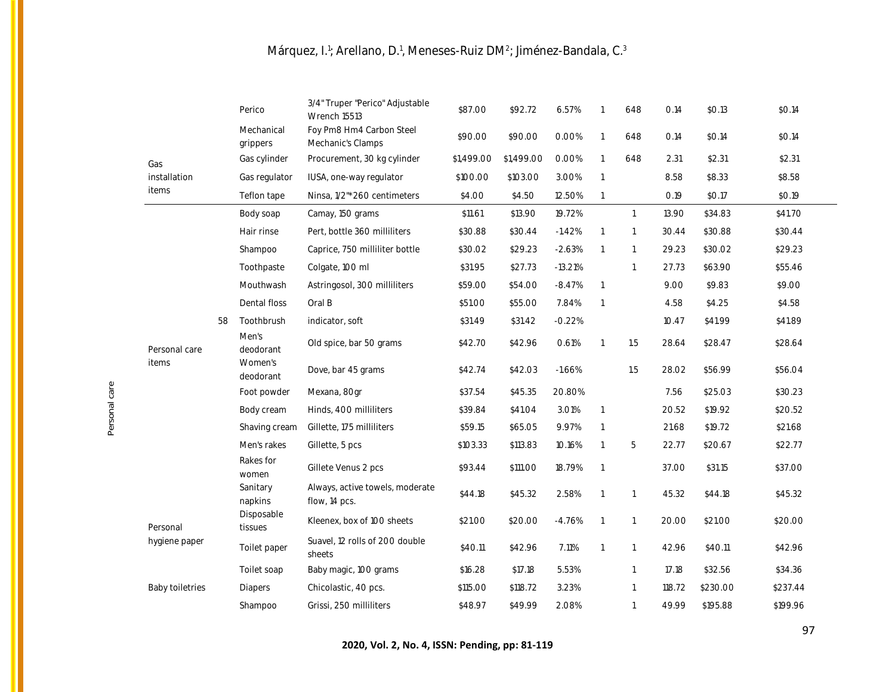| | | | | | | | | | | | | |
|---|---|---|---|---|---|---|---|---|---|---|---|---|
| | | | Perico | 3/4" Truper "Perico" Adjustable Wrench 15513 | $87.00 | $92.72 | 6.57% | 1 | 648 | 0.14 | $0.13 | $0.14 |
| | | | Mechanical grippers | Foy Pm8 Hm4 Carbon Steel Mechanic's Clamps | $90.00 | $90.00 | 0.00% | 1 | 648 | 0.14 | $0.14 | $0.14 |
| | Gas installation items | | Gas cylinder | Procurement, 30 kg cylinder | $1,499.00 | $1,499.00 | 0.00% | 1 | 648 | 2.31 | $2.31 | $2.31 |
| | | | Gas regulator | IUSA, one-way regulator | $100.00 | $103.00 | 3.00% | 1 | | 8.58 | $8.33 | $8.58 |
| | | | Teflon tape | Ninsa, 1/2"*260 centimeters | $4.00 | $4.50 | 12.50% | 1 | | 0.19 | $0.17 | $0.19 |
| Personal care | | | Body soap | Camay, 150 grams | $11.61 | $13.90 | 19.72% | | 1 | 13.90 | $34.83 | $41.70 |
| | | | Hair rinse | Pert, bottle 360 milliliters | $30.88 | $30.44 | -1.42% | 1 | 1 | 30.44 | $30.88 | $30.44 |
| | | | Shampoo | Caprice, 750 milliliter bottle | $30.02 | $29.23 | -2.63% | 1 | 1 | 29.23 | $30.02 | $29.23 |
| | | | Toothpaste | Colgate, 100 ml | $31.95 | $27.73 | -13.21% | | 1 | 27.73 | $63.90 | $55.46 |
| | | | Mouthwash | Astringosol, 300 milliliters | $59.00 | $54.00 | -8.47% | 1 | | 9.00 | $9.83 | $9.00 |
| | | | Dental floss | Oral B | $51.00 | $55.00 | 7.84% | 1 | | 4.58 | $4.25 | $4.58 |
| | | 58 | Toothbrush | indicator, soft | $31.49 | $31.42 | -0.22% | | | 10.47 | $41.99 | $41.89 |
| | Personal care items | | Men's deodorant | Old spice, bar 50 grams | $42.70 | $42.96 | 0.61% | 1 | 1.5 | 28.64 | $28.47 | $28.64 |
| | | | Women's deodorant | Dove, bar 45 grams | $42.74 | $42.03 | -1.66% | | 1.5 | 28.02 | $56.99 | $56.04 |
| | | | Foot powder | Mexana, 80gr | $37.54 | $45.35 | 20.80% | | | 7.56 | $25.03 | $30.23 |
| | | | Body cream | Hinds, 400 milliliters | $39.84 | $41.04 | 3.01% | 1 | | 20.52 | $19.92 | $20.52 |
| | | | Shaving cream | Gillette, 175 milliliters | $59.15 | $65.05 | 9.97% | 1 | | 21.68 | $19.72 | $21.68 |
| | | | Men's rakes | Gillette, 5 pcs | $103.33 | $113.83 | 10.16% | 1 | 5 | 22.77 | $20.67 | $22.77 |
| | | | Rakes for women | Gillete Venus 2 pcs | $93.44 | $111.00 | 18.79% | 1 | | 37.00 | $31.15 | $37.00 |
| | | | Sanitary napkins | Always, active towels, moderate flow, 14 pcs. | $44.18 | $45.32 | 2.58% | 1 | 1 | 45.32 | $44.18 | $45.32 |
| | Personal hygiene paper | | Disposable tissues | Kleenex, box of 100 sheets | $21.00 | $20.00 | -4.76% | 1 | 1 | 20.00 | $21.00 | $20.00 |
| | | | Toilet paper | Suavel, 12 rolls of 200 double sheets | $40.11 | $42.96 | 7.11% | 1 | 1 | 42.96 | $40.11 | $42.96 |
| | | | Toilet soap | Baby magic, 100 grams | $16.28 | $17.18 | 5.53% | | 1 | 17.18 | $32.56 | $34.36 |
| | Baby toiletries | | Diapers | Chicolastic, 40 pcs. | $115.00 | $118.72 | 3.23% | | 1 | 118.72 | $230.00 | $237.44 |
| | | | Shampoo | Grissi, 250 milliliters | $48.97 | $49.99 | 2.08% | | 1 | 49.99 | $195.88 | $199.96 |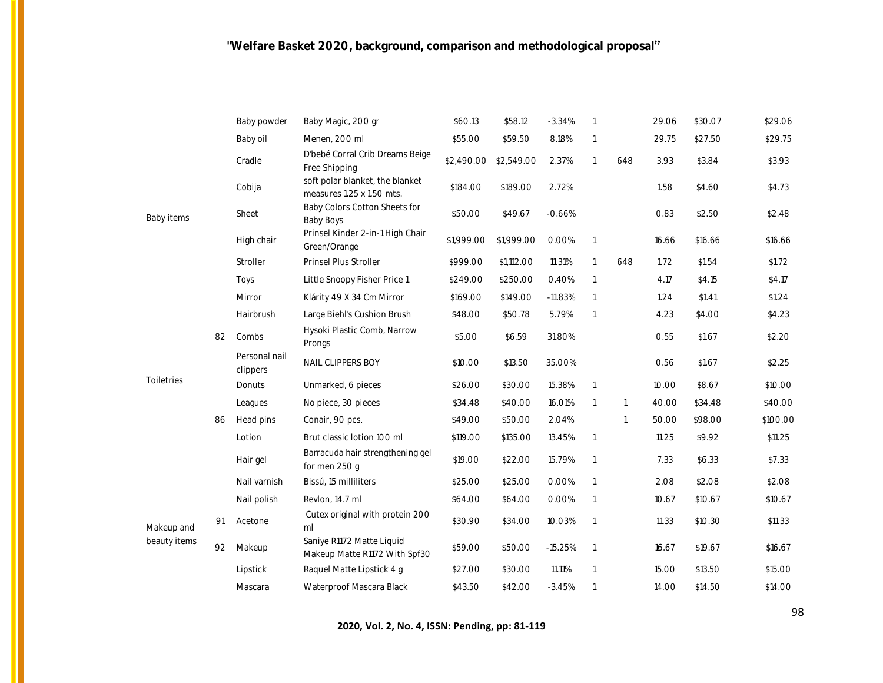| | | | | | | | | | | | |
|---|---|---|---|---|---|---|---|---|---|---|---|
| Baby items | | Baby powder | Baby Magic, 200 gr | $60.13 | $58.12 | -3.34% | 1 | | 29.06 | $30.07 | $29.06 |
| | | Baby oil | Menen, 200 ml | $55.00 | $59.50 | 8.18% | 1 | | 29.75 | $27.50 | $29.75 |
| | | Cradle | D'bebé Corral Crib Dreams Beige Free Shipping | $2,490.00 | $2,549.00 | 2.37% | 1 | 648 | 3.93 | $3.84 | $3.93 |
| | | Cobija | soft polar blanket, the blanket measures 1.25 x 1.50 mts. | $184.00 | $189.00 | 2.72% | | | 1.58 | $4.60 | $4.73 |
| | | Sheet | Baby Colors Cotton Sheets for Baby Boys | $50.00 | $49.67 | -0.66% | | | 0.83 | $2.50 | $2.48 |
| | | High chair | Prinsel Kinder 2-in-1 High Chair Green/Orange | $1,999.00 | $1,999.00 | 0.00% | 1 | | 16.66 | $16.66 | $16.66 |
| | | Stroller | Prinsel Plus Stroller | $999.00 | $1,112.00 | 11.31% | 1 | 648 | 1.72 | $1.54 | $1.72 |
| | | Toys | Little Snoopy Fisher Price 1 | $249.00 | $250.00 | 0.40% | 1 | | 4.17 | $4.15 | $4.17 |
| Toiletries | | Mirror | Klárity 49 X 34 Cm Mirror | $169.00 | $149.00 | -11.83% | 1 | | 1.24 | $1.41 | $1.24 |
| | | Hairbrush | Large Biehl's Cushion Brush | $48.00 | $50.78 | 5.79% | 1 | | 4.23 | $4.00 | $4.23 |
| | 82 | Combs | Hysoki Plastic Comb, Narrow Prongs | $5.00 | $6.59 | 31.80% | | | 0.55 | $1.67 | $2.20 |
| | | Personal nail clippers | NAIL CLIPPERS BOY | $10.00 | $13.50 | 35.00% | | | 0.56 | $1.67 | $2.25 |
| | | Donuts | Unmarked, 6 pieces | $26.00 | $30.00 | 15.38% | 1 | | 10.00 | $8.67 | $10.00 |
| | | Leagues | No piece, 30 pieces | $34.48 | $40.00 | 16.01% | 1 | 1 | 40.00 | $34.48 | $40.00 |
| | 86 | Head pins | Conair, 90 pcs. | $49.00 | $50.00 | 2.04% | | 1 | 50.00 | $98.00 | $100.00 |
| | | Lotion | Brut classic lotion 100 ml | $119.00 | $135.00 | 13.45% | 1 | | 11.25 | $9.92 | $11.25 |
| | | Hair gel | Barracuda hair strengthening gel for men 250 g | $19.00 | $22.00 | 15.79% | 1 | | 7.33 | $6.33 | $7.33 |
| Makeup and beauty items | | Nail varnish | Bissú, 15 milliliters | $25.00 | $25.00 | 0.00% | 1 | | 2.08 | $2.08 | $2.08 |
| | | Nail polish | Revlon, 14.7 ml | $64.00 | $64.00 | 0.00% | 1 | | 10.67 | $10.67 | $10.67 |
| | 91 | Acetone | Cutex original with protein 200 ml | $30.90 | $34.00 | 10.03% | 1 | | 11.33 | $10.30 | $11.33 |
| | 92 | Makeup | Saniye R1172 Matte Liquid Makeup Matte R1172 With Spf30 | $59.00 | $50.00 | -15.25% | 1 | | 16.67 | $19.67 | $16.67 |
| | | Lipstick | Raquel Matte Lipstick 4 g | $27.00 | $30.00 | 11.11% | 1 | | 15.00 | $13.50 | $15.00 |
| | | Mascara | Waterproof Mascara Black | $43.50 | $42.00 | -3.45% | 1 | | 14.00 | $14.50 | $14.00 |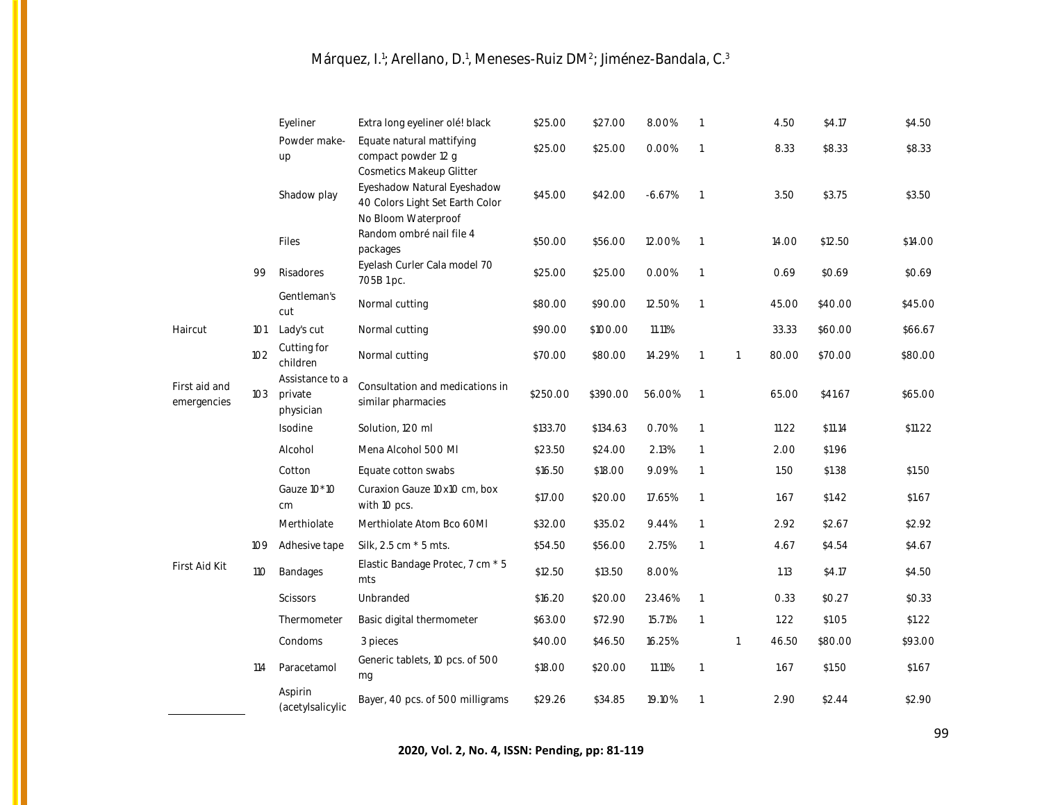| | | | | | | | | | | | |
|---|---|---|---|---|---|---|---|---|---|---|---|
| | | Eyeliner | Extra long eyeliner olé! black | $25.00 | $27.00 | 8.00% | 1 | | 4.50 | $4.17 | $4.50 |
| | | Powder make-up | Equate natural mattifying compact powder 12 g | $25.00 | $25.00 | 0.00% | 1 | | 8.33 | $8.33 | $8.33 |
| | | Shadow play | Cosmetics Makeup Glitter Eyeshadow Natural Eyeshadow 40 Colors Light Set Earth Color No Bloom Waterproof | $45.00 | $42.00 | -6.67% | 1 | | 3.50 | $3.75 | $3.50 |
| | | Files | Random ombré nail file 4 packages | $50.00 | $56.00 | 12.00% | 1 | | 14.00 | $12.50 | $14.00 |
| | 99 | Risadores | Eyelash Curler Cala model 70 705B 1pc. | $25.00 | $25.00 | 0.00% | 1 | | 0.69 | $0.69 | $0.69 |
| | | Gentleman's cut | Normal cutting | $80.00 | $90.00 | 12.50% | 1 | | 45.00 | $40.00 | $45.00 |
| Haircut | 101 | Lady's cut | Normal cutting | $90.00 | $100.00 | 11.11% | | | 33.33 | $60.00 | $66.67 |
| | 102 | Cutting for children | Normal cutting | $70.00 | $80.00 | 14.29% | 1 | 1 | 80.00 | $70.00 | $80.00 |
| First aid and emergencies | 103 | Assistance to a private physician | Consultation and medications in similar pharmacies | $250.00 | $390.00 | 56.00% | 1 | | 65.00 | $41.67 | $65.00 |
| | | Isodine | Solution, 120 ml | $133.70 | $134.63 | 0.70% | 1 | | 11.22 | $11.14 | $11.22 |
| | | Alcohol | Mena Alcohol 500 Ml | $23.50 | $24.00 | 2.13% | 1 | | 2.00 | $1.96 | |
| | | Cotton | Equate cotton swabs | $16.50 | $18.00 | 9.09% | 1 | | 1.50 | $1.38 | $1.50 |
| | | Gauze 10*10 cm | Curaxion Gauze 10x10 cm, box with 10 pcs. | $17.00 | $20.00 | 17.65% | 1 | | 1.67 | $1.42 | $1.67 |
| | | Merthiolate | Merthiolate Atom Bco 60Ml | $32.00 | $35.02 | 9.44% | 1 | | 2.92 | $2.67 | $2.92 |
| | 109 | Adhesive tape | Silk, 2.5 cm * 5 mts. | $54.50 | $56.00 | 2.75% | 1 | | 4.67 | $4.54 | $4.67 |
| First Aid Kit | 110 | Bandages | Elastic Bandage Protec, 7 cm * 5 mts | $12.50 | $13.50 | 8.00% | | | 1.13 | $4.17 | $4.50 |
| | | Scissors | Unbranded | $16.20 | $20.00 | 23.46% | 1 | | 0.33 | $0.27 | $0.33 |
| | | Thermometer | Basic digital thermometer | $63.00 | $72.90 | 15.71% | 1 | | 1.22 | $1.05 | $1.22 |
| | | Condoms | 3 pieces | $40.00 | $46.50 | 16.25% | | 1 | 46.50 | $80.00 | $93.00 |
| | 114 | Paracetamol | Generic tablets, 10 pcs. of 500 mg | $18.00 | $20.00 | 11.11% | 1 | | 1.67 | $1.50 | $1.67 |
| | | Aspirin (acetylsalicylic | Bayer, 40 pcs. of 500 milligrams | $29.26 | $34.85 | 19.10% | 1 | | 2.90 | $2.44 | $2.90 |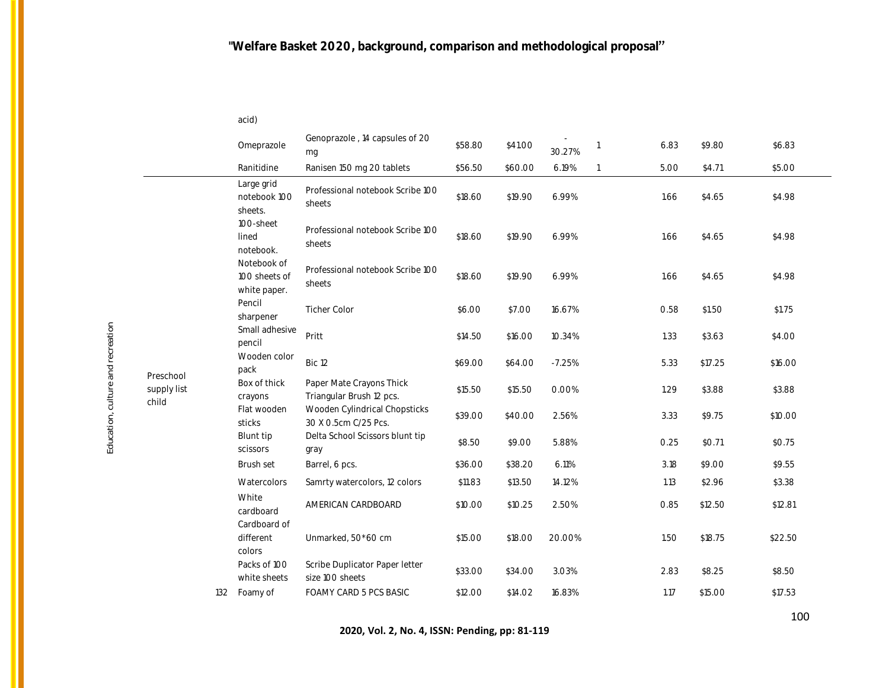| | | | | | | | | | | |
|---|---|---|---|---|---|---|---|---|---|---|
| | | acid) | | | | | | | | |
| | | Omeprazole | Genoprazole , 14 capsules of 20 mg | $58.80 | $41.00 | -30.27% | 1 | 6.83 | $9.80 | $6.83 |
| | | Ranitidine | Ranisen 150 mg 20 tablets | $56.50 | $60.00 | 6.19% | 1 | 5.00 | $4.71 | $5.00 |
| Education, culture and recreation | Preschool supply list child | Large grid notebook 100 sheets. | Professional notebook Scribe 100 sheets | $18.60 | $19.90 | 6.99% | | 1.66 | $4.65 | $4.98 |
| | | 100-sheet lined notebook. | Professional notebook Scribe 100 sheets | $18.60 | $19.90 | 6.99% | | 1.66 | $4.65 | $4.98 |
| | | Notebook of 100 sheets of white paper. | Professional notebook Scribe 100 sheets | $18.60 | $19.90 | 6.99% | | 1.66 | $4.65 | $4.98 |
| | | Pencil sharpener | Ticher Color | $6.00 | $7.00 | 16.67% | | 0.58 | $1.50 | $1.75 |
| | | Small adhesive pencil | Pritt | $14.50 | $16.00 | 10.34% | | 1.33 | $3.63 | $4.00 |
| | | Wooden color pack | Bic 12 | $69.00 | $64.00 | -7.25% | | 5.33 | $17.25 | $16.00 |
| | | Box of thick crayons | Paper Mate Crayons Thick Triangular Brush 12 pcs. | $15.50 | $15.50 | 0.00% | | 1.29 | $3.88 | $3.88 |
| | | Flat wooden sticks | Wooden Cylindrical Chopsticks 30 X 0.5cm C/25 Pcs. | $39.00 | $40.00 | 2.56% | | 3.33 | $9.75 | $10.00 |
| | | Blunt tip scissors | Delta School Scissors blunt tip gray | $8.50 | $9.00 | 5.88% | | 0.25 | $0.71 | $0.75 |
| | | Brush set | Barrel, 6 pcs. | $36.00 | $38.20 | 6.11% | | 3.18 | $9.00 | $9.55 |
| | | Watercolors | Samrty watercolors, 12 colors | $11.83 | $13.50 | 14.12% | | 1.13 | $2.96 | $3.38 |
| | | White cardboard | AMERICAN CARDBOARD | $10.00 | $10.25 | 2.50% | | 0.85 | $12.50 | $12.81 |
| | | Cardboard of different colors | Unmarked, 50*60 cm | $15.00 | $18.00 | 20.00% | | 1.50 | $18.75 | $22.50 |
| | | Packs of 100 white sheets | Scribe Duplicator Paper letter size 100 sheets | $33.00 | $34.00 | 3.03% | | 2.83 | $8.25 | $8.50 |
| | 132 | Foamy of | FOAMY CARD 5 PCS BASIC | $12.00 | $14.02 | 16.83% | | 1.17 | $15.00 | $17.53 |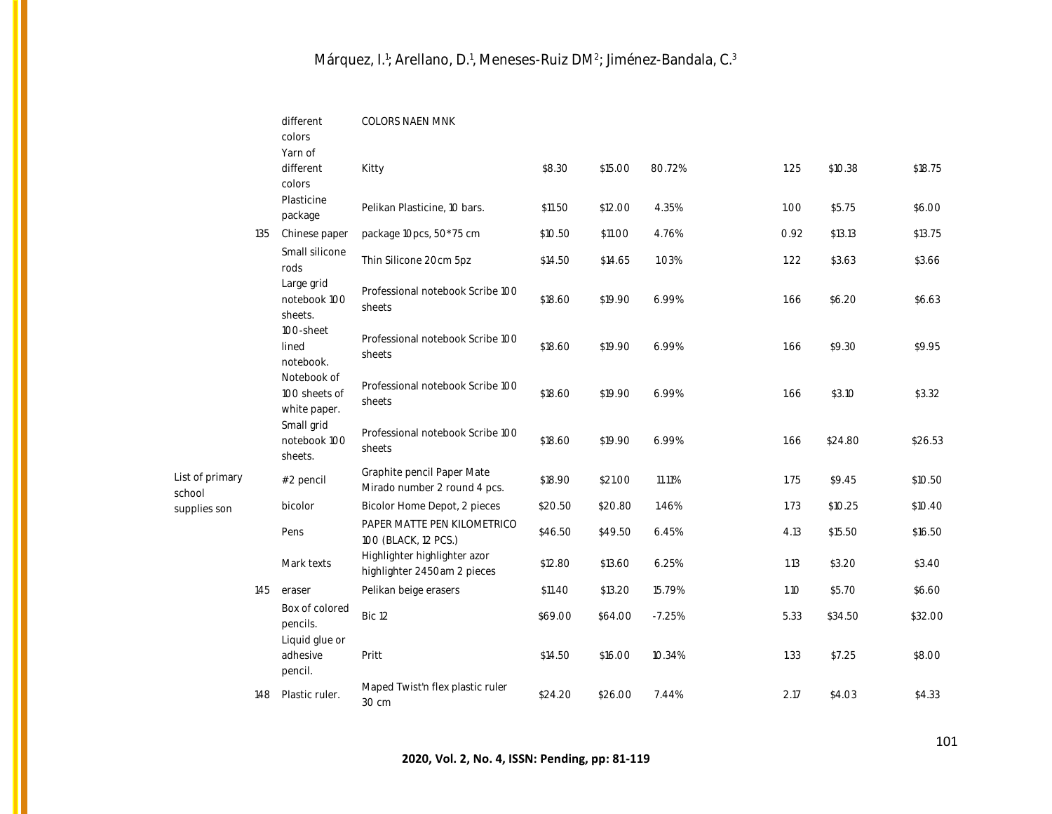|  |  |  |  |  |  |  |  |  |  |  |
|---|---|---|---|---|---|---|---|---|---|---|
|  |  | different colors | COLORS NAEN MNK |  |  |  |  |  |  |  |
|  |  | Yarn of different colors | Kitty | $8.30 | $15.00 | 80.72% |  | 1.25 | $10.38 | $18.75 |
|  |  | Plasticine package | Pelikan Plasticine, 10 bars. | $11.50 | $12.00 | 4.35% |  | 1.00 | $5.75 | $6.00 |
|  | 135 | Chinese paper | package 10pcs, 50*75 cm | $10.50 | $11.00 | 4.76% |  | 0.92 | $13.13 | $13.75 |
|  |  | Small silicone rods | Thin Silicone 20cm 5pz | $14.50 | $14.65 | 1.03% |  | 1.22 | $3.63 | $3.66 |
|  |  | Large grid notebook 100 sheets. | Professional notebook Scribe 100 sheets | $18.60 | $19.90 | 6.99% |  | 1.66 | $6.20 | $6.63 |
|  |  | 100-sheet lined notebook. | Professional notebook Scribe 100 sheets | $18.60 | $19.90 | 6.99% |  | 1.66 | $9.30 | $9.95 |
|  |  | Notebook of 100 sheets of white paper. | Professional notebook Scribe 100 sheets | $18.60 | $19.90 | 6.99% |  | 1.66 | $3.10 | $3.32 |
|  |  | Small grid notebook 100 sheets. | Professional notebook Scribe 100 sheets | $18.60 | $19.90 | 6.99% |  | 1.66 | $24.80 | $26.53 |
| List of primary school supplies son |  | #2 pencil | Graphite pencil Paper Mate Mirado number 2 round 4 pcs. | $18.90 | $21.00 | 11.11% |  | 1.75 | $9.45 | $10.50 |
|  |  | bicolor | Bicolor Home Depot, 2 pieces | $20.50 | $20.80 | 1.46% |  | 1.73 | $10.25 | $10.40 |
|  |  | Pens | PAPER MATTE PEN KILOMETRICO 100 (BLACK, 12 PCS.) | $46.50 | $49.50 | 6.45% |  | 4.13 | $15.50 | $16.50 |
|  |  | Mark texts | Highlighter highlighter azor highlighter 2450am 2 pieces | $12.80 | $13.60 | 6.25% |  | 1.13 | $3.20 | $3.40 |
|  | 145 | eraser | Pelikan beige erasers | $11.40 | $13.20 | 15.79% |  | 1.10 | $5.70 | $6.60 |
|  |  | Box of colored pencils. | Bic 12 | $69.00 | $64.00 | -7.25% |  | 5.33 | $34.50 | $32.00 |
|  |  | Liquid glue or adhesive pencil. | Pritt | $14.50 | $16.00 | 10.34% |  | 1.33 | $7.25 | $8.00 |
|  | 148 | Plastic ruler. | Maped Twist'n flex plastic ruler 30 cm | $24.20 | $26.00 | 7.44% |  | 2.17 | $4.03 | $4.33 |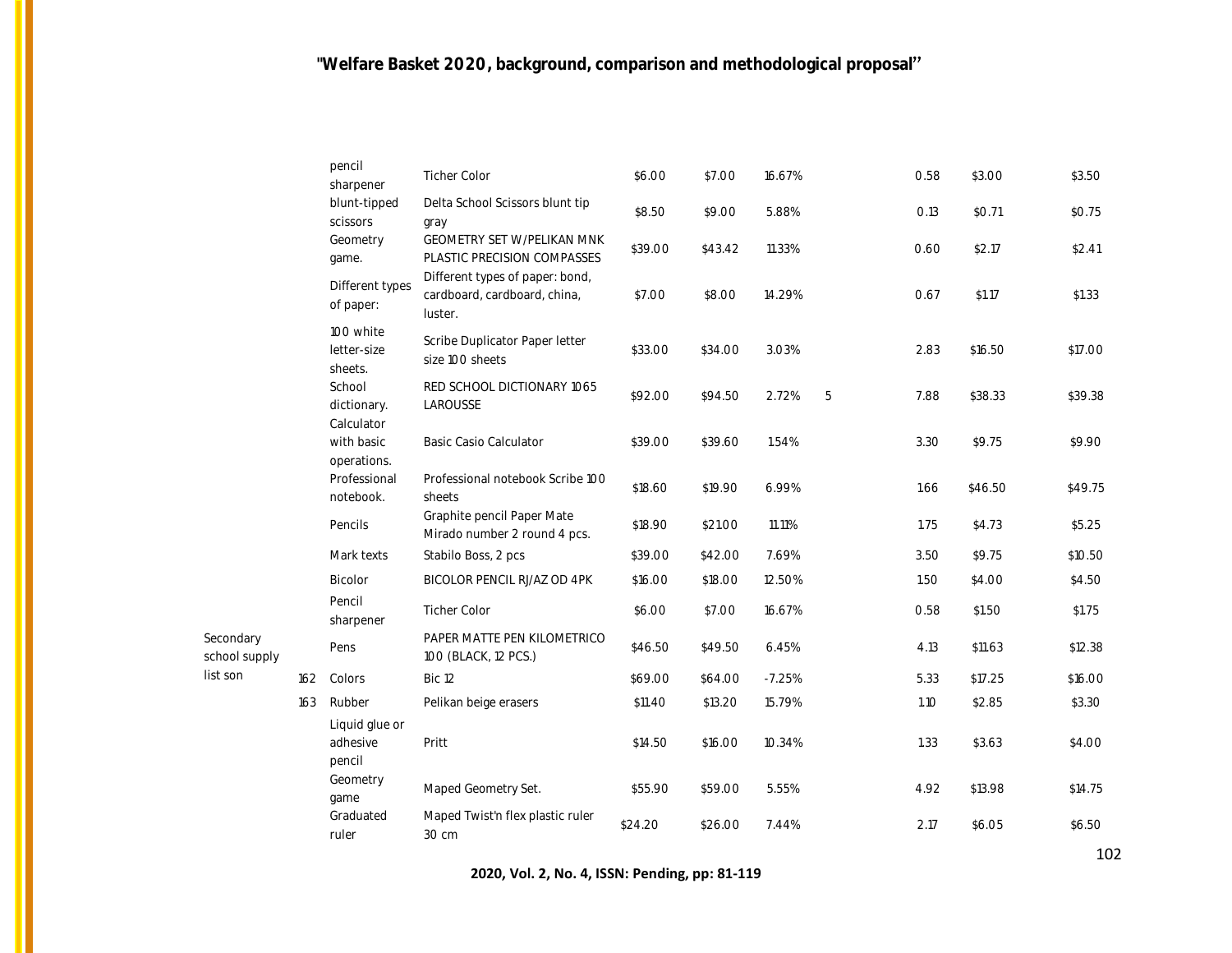| | | | | | | | | | | |
|---|---|---|---|---|---|---|---|---|---|---|
| | | pencil sharpener | Ticher Color | $6.00 | $7.00 | 16.67% | | 0.58 | $3.00 | $3.50 |
| | | blunt-tipped scissors | Delta School Scissors blunt tip gray | $8.50 | $9.00 | 5.88% | | 0.13 | $0.71 | $0.75 |
| | | Geometry game. | GEOMETRY SET W/PELIKAN MNK PLASTIC PRECISION COMPASSES | $39.00 | $43.42 | 11.33% | | 0.60 | $2.17 | $2.41 |
| | | Different types of paper: | Different types of paper: bond, cardboard, cardboard, china, luster. | $7.00 | $8.00 | 14.29% | | 0.67 | $1.17 | $1.33 |
| | | 100 white letter-size sheets. | Scribe Duplicator Paper letter size 100 sheets | $33.00 | $34.00 | 3.03% | | 2.83 | $16.50 | $17.00 |
| | | School dictionary. | RED SCHOOL DICTIONARY 1065 LAROUSSE | $92.00 | $94.50 | 2.72% | 5 | 7.88 | $38.33 | $39.38 |
| | | Calculator with basic operations. | Basic Casio Calculator | $39.00 | $39.60 | 1.54% | | 3.30 | $9.75 | $9.90 |
| | | Professional notebook. | Professional notebook Scribe 100 sheets | $18.60 | $19.90 | 6.99% | | 1.66 | $46.50 | $49.75 |
| | | Pencils | Graphite pencil Paper Mate Mirado number 2 round 4 pcs. | $18.90 | $21.00 | 11.11% | | 1.75 | $4.73 | $5.25 |
| | | Mark texts | Stabilo Boss, 2 pcs | $39.00 | $42.00 | 7.69% | | 3.50 | $9.75 | $10.50 |
| | | Bicolor | BICOLOR PENCIL RJ/AZ OD 4PK | $16.00 | $18.00 | 12.50% | | 1.50 | $4.00 | $4.50 |
| | | Pencil sharpener | Ticher Color | $6.00 | $7.00 | 16.67% | | 0.58 | $1.50 | $1.75 |
| Secondary school supply list son | | Pens | PAPER MATTE PEN KILOMETRICO 100 (BLACK, 12 PCS.) | $46.50 | $49.50 | 6.45% | | 4.13 | $11.63 | $12.38 |
| | 162 | Colors | Bic 12 | $69.00 | $64.00 | -7.25% | | 5.33 | $17.25 | $16.00 |
| | 163 | Rubber | Pelikan beige erasers | $11.40 | $13.20 | 15.79% | | 1.10 | $2.85 | $3.30 |
| | | Liquid glue or adhesive pencil | Pritt | $14.50 | $16.00 | 10.34% | | 1.33 | $3.63 | $4.00 |
| | | Geometry game | Maped Geometry Set. | $55.90 | $59.00 | 5.55% | | 4.92 | $13.98 | $14.75 |
| | | Graduated ruler | Maped Twist'n flex plastic ruler 30 cm | $24.20 | $26.00 | 7.44% | | 2.17 | $6.05 | $6.50 |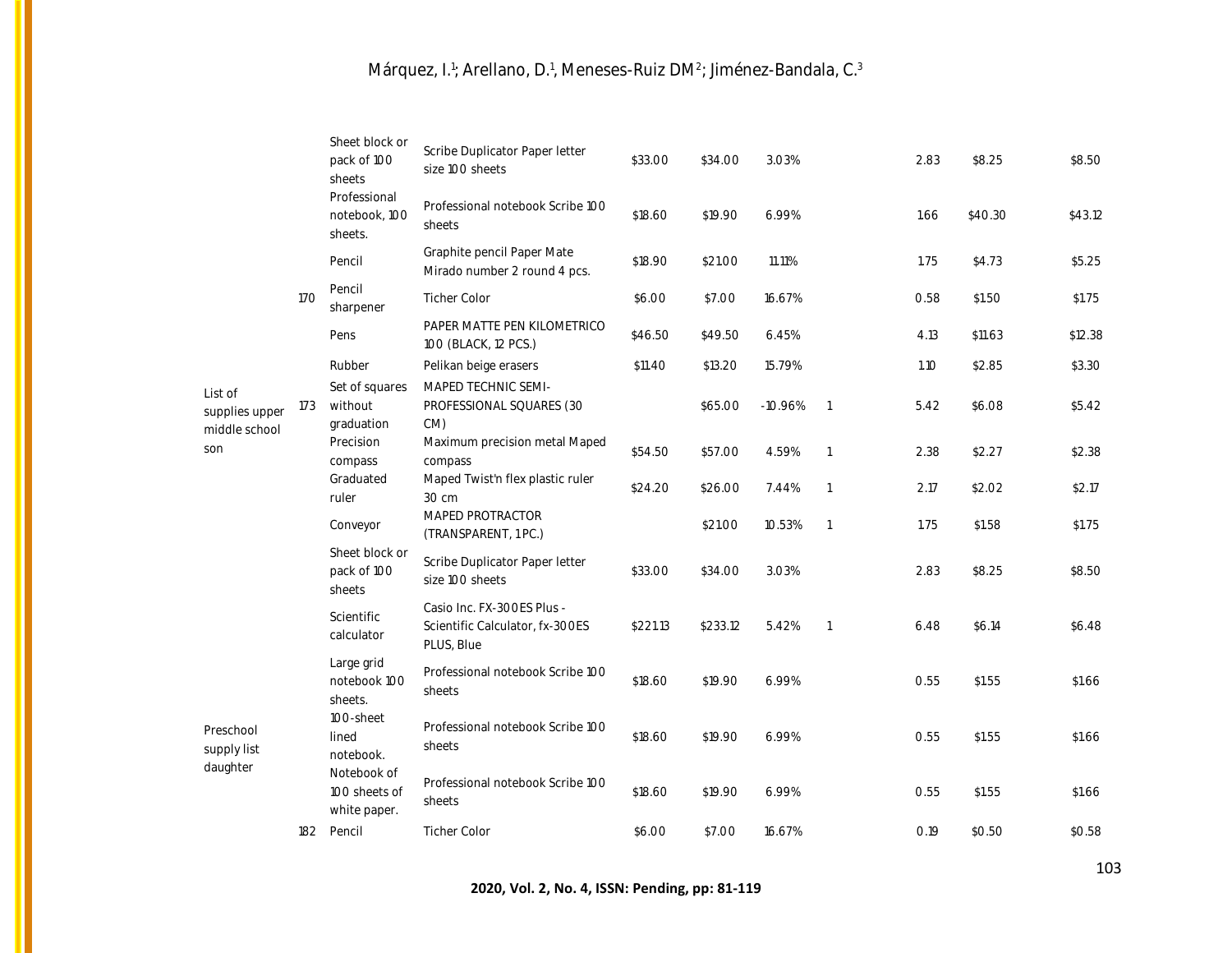| | | | | | | | | | | |
|---|---|---|---|---|---|---|---|---|---|---|
| | | Sheet block or pack of 100 sheets | Scribe Duplicator Paper letter size 100 sheets | $33.00 | $34.00 | 3.03% | | 2.83 | $8.25 | $8.50 |
| | | Professional notebook, 100 sheets. | Professional notebook Scribe 100 sheets | $18.60 | $19.90 | 6.99% | | 1.66 | $40.30 | $43.12 |
| | | Pencil | Graphite pencil Paper Mate Mirado number 2 round 4 pcs. | $18.90 | $21.00 | 11.11% | | 1.75 | $4.73 | $5.25 |
| | 170 | Pencil sharpener | Ticher Color | $6.00 | $7.00 | 16.67% | | 0.58 | $1.50 | $1.75 |
| | | Pens | PAPER MATTE PEN KILOMETRICO 100 (BLACK, 12 PCS.) | $46.50 | $49.50 | 6.45% | | 4.13 | $11.63 | $12.38 |
| | | Rubber | Pelikan beige erasers | $11.40 | $13.20 | 15.79% | | 1.10 | $2.85 | $3.30 |
| List of supplies upper middle school son | 173 | Set of squares without graduation | MAPED TECHNIC SEMI-PROFESSIONAL SQUARES (30 CM) | | $65.00 | -10.96% | 1 | 5.42 | $6.08 | $5.42 |
| | | Precision compass | Maximum precision metal Maped compass | $54.50 | $57.00 | 4.59% | 1 | 2.38 | $2.27 | $2.38 |
| | | Graduated ruler | Maped Twist'n flex plastic ruler 30 cm | $24.20 | $26.00 | 7.44% | 1 | 2.17 | $2.02 | $2.17 |
| | | Conveyor | MAPED PROTRACTOR (TRANSPARENT, 1 PC.) | | $21.00 | 10.53% | 1 | 1.75 | $1.58 | $1.75 |
| | | Sheet block or pack of 100 sheets | Scribe Duplicator Paper letter size 100 sheets | $33.00 | $34.00 | 3.03% | | 2.83 | $8.25 | $8.50 |
| | | Scientific calculator | Casio Inc. FX-300ES Plus - Scientific Calculator, fx-300ES PLUS, Blue | $221.13 | $233.12 | 5.42% | 1 | 6.48 | $6.14 | $6.48 |
| Preschool supply list daughter | | Large grid notebook 100 sheets. | Professional notebook Scribe 100 sheets | $18.60 | $19.90 | 6.99% | | 0.55 | $1.55 | $1.66 |
| | | 100-sheet lined notebook. | Professional notebook Scribe 100 sheets | $18.60 | $19.90 | 6.99% | | 0.55 | $1.55 | $1.66 |
| | | Notebook of 100 sheets of white paper. | Professional notebook Scribe 100 sheets | $18.60 | $19.90 | 6.99% | | 0.55 | $1.55 | $1.66 |
| | 182 | Pencil | Ticher Color | $6.00 | $7.00 | 16.67% | | 0.19 | $0.50 | $0.58 |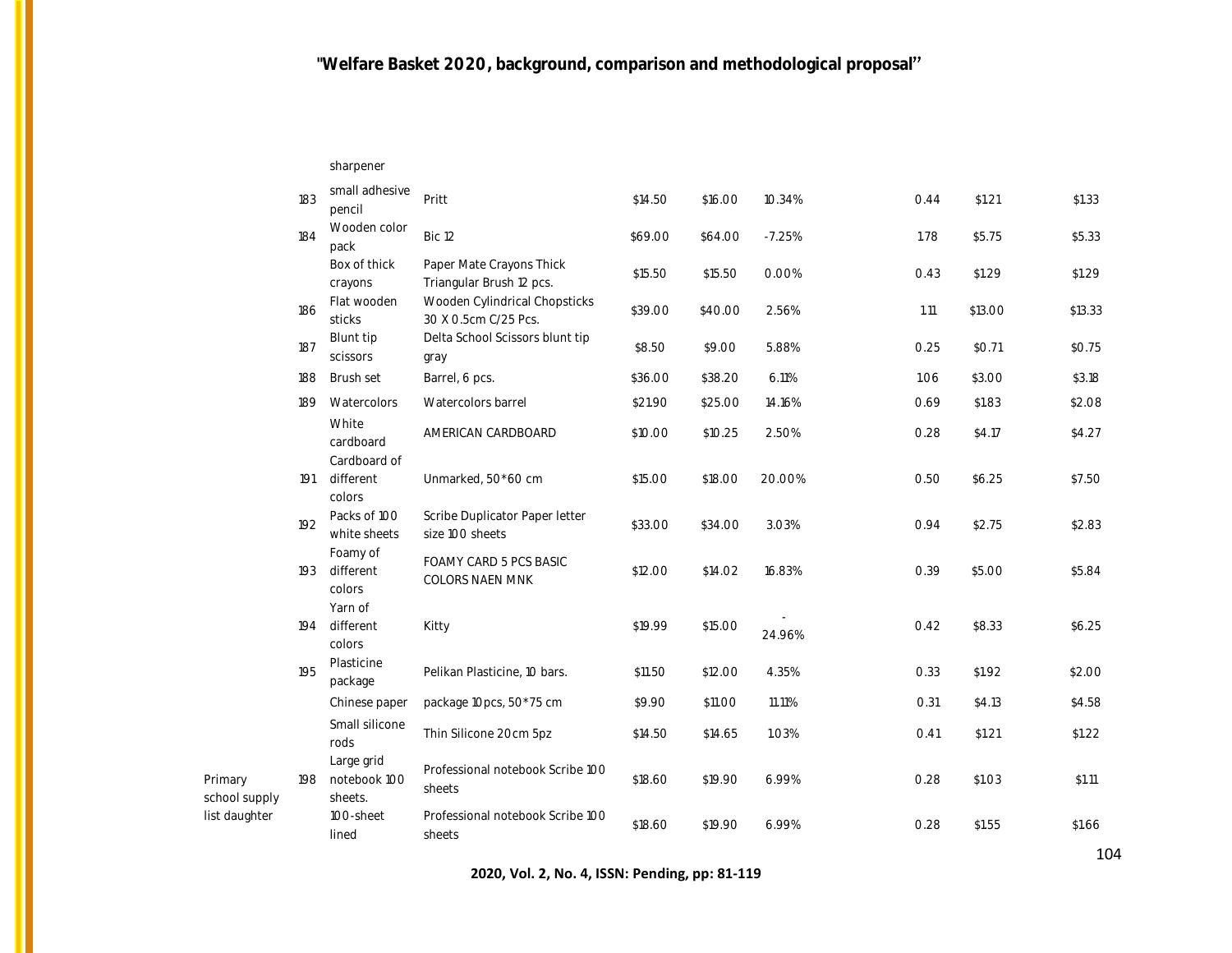| | | | | | | | | | | |
|---|---|---|---|---|---|---|---|---|---|---|
| | | sharpener | | | | | | | | |
| | 183 | small adhesive pencil | Pritt | $14.50 | $16.00 | 10.34% | | 0.44 | $1.21 | $1.33 |
| | 184 | Wooden color pack | Bic 12 | $69.00 | $64.00 | -7.25% | | 1.78 | $5.75 | $5.33 |
| | | Box of thick crayons | Paper Mate Crayons Thick Triangular Brush 12 pcs. | $15.50 | $15.50 | 0.00% | | 0.43 | $1.29 | $1.29 |
| | 186 | Flat wooden sticks | Wooden Cylindrical Chopsticks 30 X 0.5cm C/25 Pcs. | $39.00 | $40.00 | 2.56% | | 1.11 | $13.00 | $13.33 |
| | 187 | Blunt tip scissors | Delta School Scissors blunt tip gray | $8.50 | $9.00 | 5.88% | | 0.25 | $0.71 | $0.75 |
| | 188 | Brush set | Barrel, 6 pcs. | $36.00 | $38.20 | 6.11% | | 1.06 | $3.00 | $3.18 |
| | 189 | Watercolors | Watercolors barrel | $21.90 | $25.00 | 14.16% | | 0.69 | $1.83 | $2.08 |
| | | White cardboard | AMERICAN CARDBOARD | $10.00 | $10.25 | 2.50% | | 0.28 | $4.17 | $4.27 |
| | 191 | Cardboard of different colors | Unmarked, 50*60 cm | $15.00 | $18.00 | 20.00% | | 0.50 | $6.25 | $7.50 |
| | 192 | Packs of 100 white sheets | Scribe Duplicator Paper letter size 100 sheets | $33.00 | $34.00 | 3.03% | | 0.94 | $2.75 | $2.83 |
| | 193 | Foamy of different colors | FOAMY CARD 5 PCS BASIC COLORS NAEN MNK | $12.00 | $14.02 | 16.83% | | 0.39 | $5.00 | $5.84 |
| | 194 | Yarn of different colors | Kitty | $19.99 | $15.00 | -24.96% | | 0.42 | $8.33 | $6.25 |
| | 195 | Plasticine package | Pelikan Plasticine, 10 bars. | $11.50 | $12.00 | 4.35% | | 0.33 | $1.92 | $2.00 |
| | | Chinese paper | package 10pcs, 50*75 cm | $9.90 | $11.00 | 11.11% | | 0.31 | $4.13 | $4.58 |
| | | Small silicone rods | Thin Silicone 20cm 5pz | $14.50 | $14.65 | 1.03% | | 0.41 | $1.21 | $1.22 |
| Primary school supply list daughter | 198 | Large grid notebook 100 sheets. | Professional notebook Scribe 100 sheets | $18.60 | $19.90 | 6.99% | | 0.28 | $1.03 | $1.11 |
| | | 100-sheet lined | Professional notebook Scribe 100 sheets | $18.60 | $19.90 | 6.99% | | 0.28 | $1.55 | $1.66 |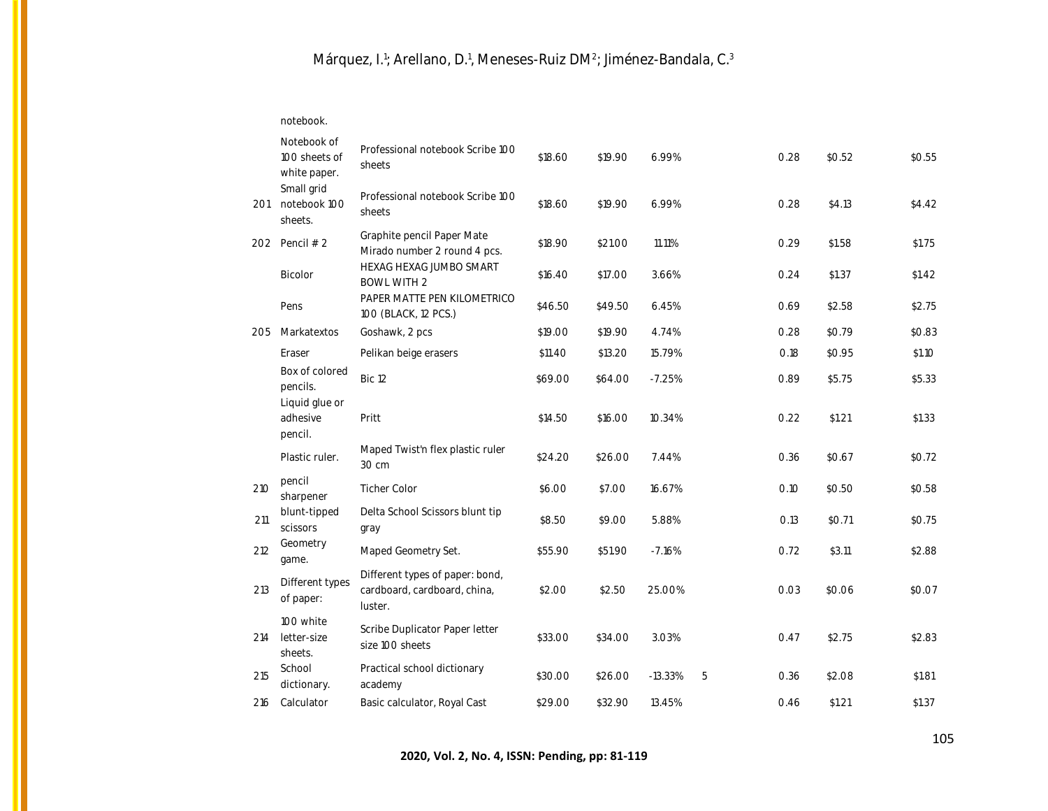| | | | | | | | | | |
|---|---|---|---|---|---|---|---|---|---|
| | notebook. | | | | | | | | |
| | Notebook of 100 sheets of white paper. | Professional notebook Scribe 100 sheets | $18.60 | $19.90 | 6.99% | | 0.28 | $0.52 | $0.55 |
| 201 | Small grid notebook 100 sheets. | Professional notebook Scribe 100 sheets | $18.60 | $19.90 | 6.99% | | 0.28 | $4.13 | $4.42 |
| 202 | Pencil # 2 | Graphite pencil Paper Mate Mirado number 2 round 4 pcs. | $18.90 | $21.00 | 11.11% | | 0.29 | $1.58 | $1.75 |
| | Bicolor | HEXAG HEXAG JUMBO SMART BOWL WITH 2 | $16.40 | $17.00 | 3.66% | | 0.24 | $1.37 | $1.42 |
| | Pens | PAPER MATTE PEN KILOMETRICO 100 (BLACK, 12 PCS.) | $46.50 | $49.50 | 6.45% | | 0.69 | $2.58 | $2.75 |
| 205 | Markatextos | Goshawk, 2 pcs | $19.00 | $19.90 | 4.74% | | 0.28 | $0.79 | $0.83 |
| | Eraser | Pelikan beige erasers | $11.40 | $13.20 | 15.79% | | 0.18 | $0.95 | $1.10 |
| | Box of colored pencils. | Bic 12 | $69.00 | $64.00 | -7.25% | | 0.89 | $5.75 | $5.33 |
| | Liquid glue or adhesive pencil. | Pritt | $14.50 | $16.00 | 10.34% | | 0.22 | $1.21 | $1.33 |
| | Plastic ruler. | Maped Twist'n flex plastic ruler 30 cm | $24.20 | $26.00 | 7.44% | | 0.36 | $0.67 | $0.72 |
| 210 | pencil sharpener | Ticher Color | $6.00 | $7.00 | 16.67% | | 0.10 | $0.50 | $0.58 |
| 211 | blunt-tipped scissors | Delta School Scissors blunt tip gray | $8.50 | $9.00 | 5.88% | | 0.13 | $0.71 | $0.75 |
| 212 | Geometry game. | Maped Geometry Set. | $55.90 | $51.90 | -7.16% | | 0.72 | $3.11 | $2.88 |
| 213 | Different types of paper: | Different types of paper: bond, cardboard, cardboard, china, luster. | $2.00 | $2.50 | 25.00% | | 0.03 | $0.06 | $0.07 |
| 214 | 100 white letter-size sheets. | Scribe Duplicator Paper letter size 100 sheets | $33.00 | $34.00 | 3.03% | | 0.47 | $2.75 | $2.83 |
| 215 | School dictionary. | Practical school dictionary academy | $30.00 | $26.00 | -13.33% | 5 | 0.36 | $2.08 | $1.81 |
| 216 | Calculator | Basic calculator, Royal Cast | $29.00 | $32.90 | 13.45% | | 0.46 | $1.21 | $1.37 |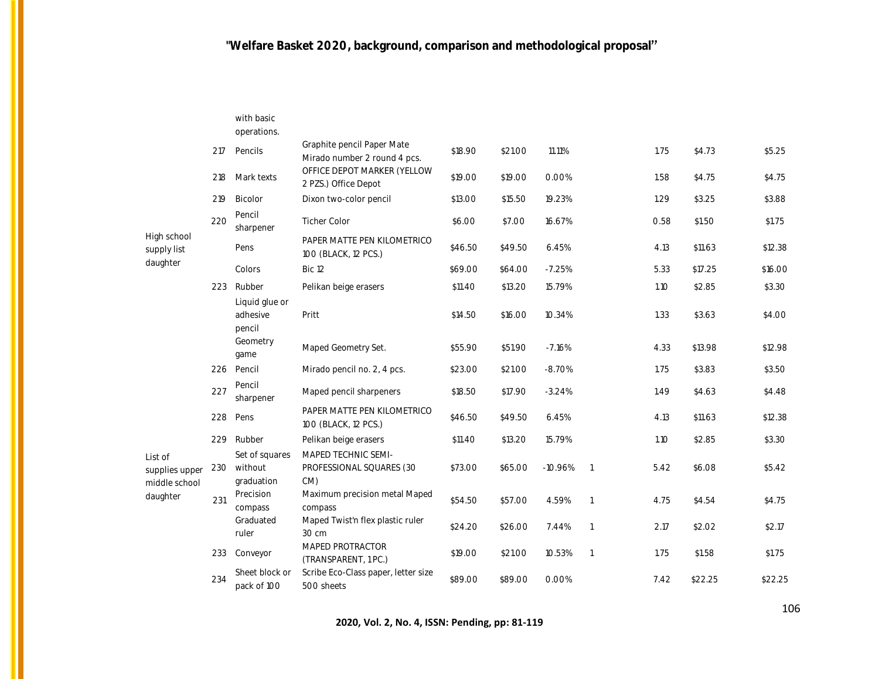| | | | | | | | | | | |
|---|---|---|---|---|---|---|---|---|---|---|
| | | with basic operations. | | | | | | | | |
| High school supply list daughter | 217 | Pencils | Graphite pencil Paper Mate Mirado number 2 round 4 pcs. | $18.90 | $21.00 | 11.11% | | 1.75 | $4.73 | $5.25 |
| | 218 | Mark texts | OFFICE DEPOT MARKER (YELLOW 2 PZS.) Office Depot | $19.00 | $19.00 | 0.00% | | 1.58 | $4.75 | $4.75 |
| | 219 | Bicolor | Dixon two-color pencil | $13.00 | $15.50 | 19.23% | | 1.29 | $3.25 | $3.88 |
| | 220 | Pencil sharpener | Ticher Color | $6.00 | $7.00 | 16.67% | | 0.58 | $1.50 | $1.75 |
| | | Pens | PAPER MATTE PEN KILOMETRICO 100 (BLACK, 12 PCS.) | $46.50 | $49.50 | 6.45% | | 4.13 | $11.63 | $12.38 |
| | | Colors | Bic 12 | $69.00 | $64.00 | -7.25% | | 5.33 | $17.25 | $16.00 |
| | 223 | Rubber | Pelikan beige erasers | $11.40 | $13.20 | 15.79% | | 1.10 | $2.85 | $3.30 |
| | | Liquid glue or adhesive pencil | Pritt | $14.50 | $16.00 | 10.34% | | 1.33 | $3.63 | $4.00 |
| | | Geometry game | Maped Geometry Set. | $55.90 | $51.90 | -7.16% | | 4.33 | $13.98 | $12.98 |
| List of supplies upper middle school daughter | 226 | Pencil | Mirado pencil no. 2, 4 pcs. | $23.00 | $21.00 | -8.70% | | 1.75 | $3.83 | $3.50 |
| | 227 | Pencil sharpener | Maped pencil sharpeners | $18.50 | $17.90 | -3.24% | | 1.49 | $4.63 | $4.48 |
| | 228 | Pens | PAPER MATTE PEN KILOMETRICO 100 (BLACK, 12 PCS.) | $46.50 | $49.50 | 6.45% | | 4.13 | $11.63 | $12.38 |
| | 229 | Rubber | Pelikan beige erasers | $11.40 | $13.20 | 15.79% | | 1.10 | $2.85 | $3.30 |
| | 230 | Set of squares without graduation | MAPED TECHNIC SEMI-PROFESSIONAL SQUARES (30 CM) | $73.00 | $65.00 | -10.96% | 1 | 5.42 | $6.08 | $5.42 |
| | 231 | Precision compass | Maximum precision metal Maped compass | $54.50 | $57.00 | 4.59% | 1 | 4.75 | $4.54 | $4.75 |
| | | Graduated ruler | Maped Twist'n flex plastic ruler 30 cm | $24.20 | $26.00 | 7.44% | 1 | 2.17 | $2.02 | $2.17 |
| | 233 | Conveyor | MAPED PROTRACTOR (TRANSPARENT, 1 PC.) | $19.00 | $21.00 | 10.53% | 1 | 1.75 | $1.58 | $1.75 |
| | 234 | Sheet block or pack of 100 | Scribe Eco-Class paper, letter size 500 sheets | $89.00 | $89.00 | 0.00% | | 7.42 | $22.25 | $22.25 |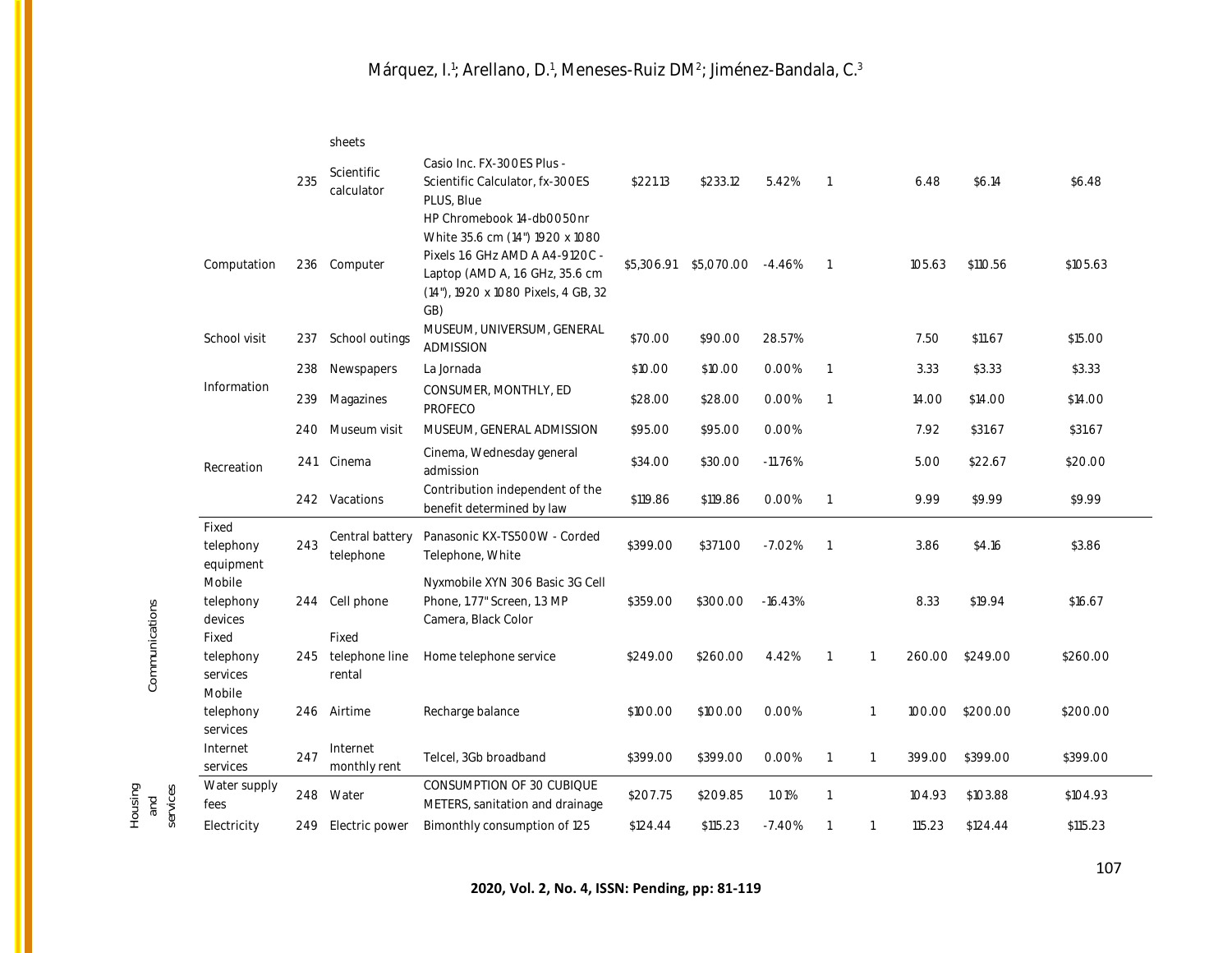| | | | | | | | | | | | |
|---|---|---|---|---|---|---|---|---|---|---|---|
| | | | sheets | | | | | | | | |
| | | 235 | Scientific calculator | Casio Inc. FX-300ES Plus - Scientific Calculator, fx-300ES PLUS, Blue | $221.13 | $233.12 | 5.42% | 1 | | 6.48 | $6.14 | $6.48 |
| | Computation | 236 | Computer | HP Chromebook 14-db0050nr White 35.6 cm (14") 1920 x 1080 Pixels 1.6 GHz AMD A A4-9120C - Laptop (AMD A, 1.6 GHz, 35.6 cm (14"), 1920 x 1080 Pixels, 4 GB, 32 GB) | $5,306.91 | $5,070.00 | -4.46% | 1 | | 105.63 | $110.56 | $105.63 |
| | School visit | 237 | School outings | MUSEUM, UNIVERSUM, GENERAL ADMISSION | $70.00 | $90.00 | 28.57% | | | 7.50 | $11.67 | $15.00 |
| | Information | 238 | Newspapers | La Jornada | $10.00 | $10.00 | 0.00% | 1 | | 3.33 | $3.33 | $3.33 |
| | | 239 | Magazines | CONSUMER, MONTHLY, ED PROFECO | $28.00 | $28.00 | 0.00% | 1 | | 14.00 | $14.00 | $14.00 |
| | Recreation | 240 | Museum visit | MUSEUM, GENERAL ADMISSION | $95.00 | $95.00 | 0.00% | | | 7.92 | $31.67 | $31.67 |
| | | 241 | Cinema | Cinema, Wednesday general admission | $34.00 | $30.00 | -11.76% | | | 5.00 | $22.67 | $20.00 |
| | | 242 | Vacations | Contribution independent of the benefit determined by law | $119.86 | $119.86 | 0.00% | 1 | | 9.99 | $9.99 | $9.99 |
| Communications | Fixed telephony equipment | 243 | Central battery telephone | Panasonic KX-TS500W - Corded Telephone, White | $399.00 | $371.00 | -7.02% | 1 | | 3.86 | $4.16 | $3.86 |
| | Mobile telephony devices | 244 | Cell phone | Nyxmobile XYN 306 Basic 3G Cell Phone, 1.77" Screen, 1.3 MP Camera, Black Color | $359.00 | $300.00 | -16.43% | | | 8.33 | $19.94 | $16.67 |
| | Fixed telephony services | 245 | Fixed telephone line rental | Home telephone service | $249.00 | $260.00 | 4.42% | 1 | 1 | 260.00 | $249.00 | $260.00 |
| | Mobile telephony services | 246 | Airtime | Recharge balance | $100.00 | $100.00 | 0.00% | | 1 | 100.00 | $200.00 | $200.00 |
| | Internet services | 247 | Internet monthly rent | Telcel, 3Gb broadband | $399.00 | $399.00 | 0.00% | 1 | 1 | 399.00 | $399.00 | $399.00 |
| Housing and services | Water supply fees | 248 | Water | CONSUMPTION OF 30 CUBIQUE METERS, sanitation and drainage | $207.75 | $209.85 | 1.01% | 1 | | 104.93 | $103.88 | $104.93 |
| | Electricity | 249 | Electric power | Bimonthly consumption of 125 | $124.44 | $115.23 | -7.40% | 1 | 1 | 115.23 | $124.44 | $115.23 |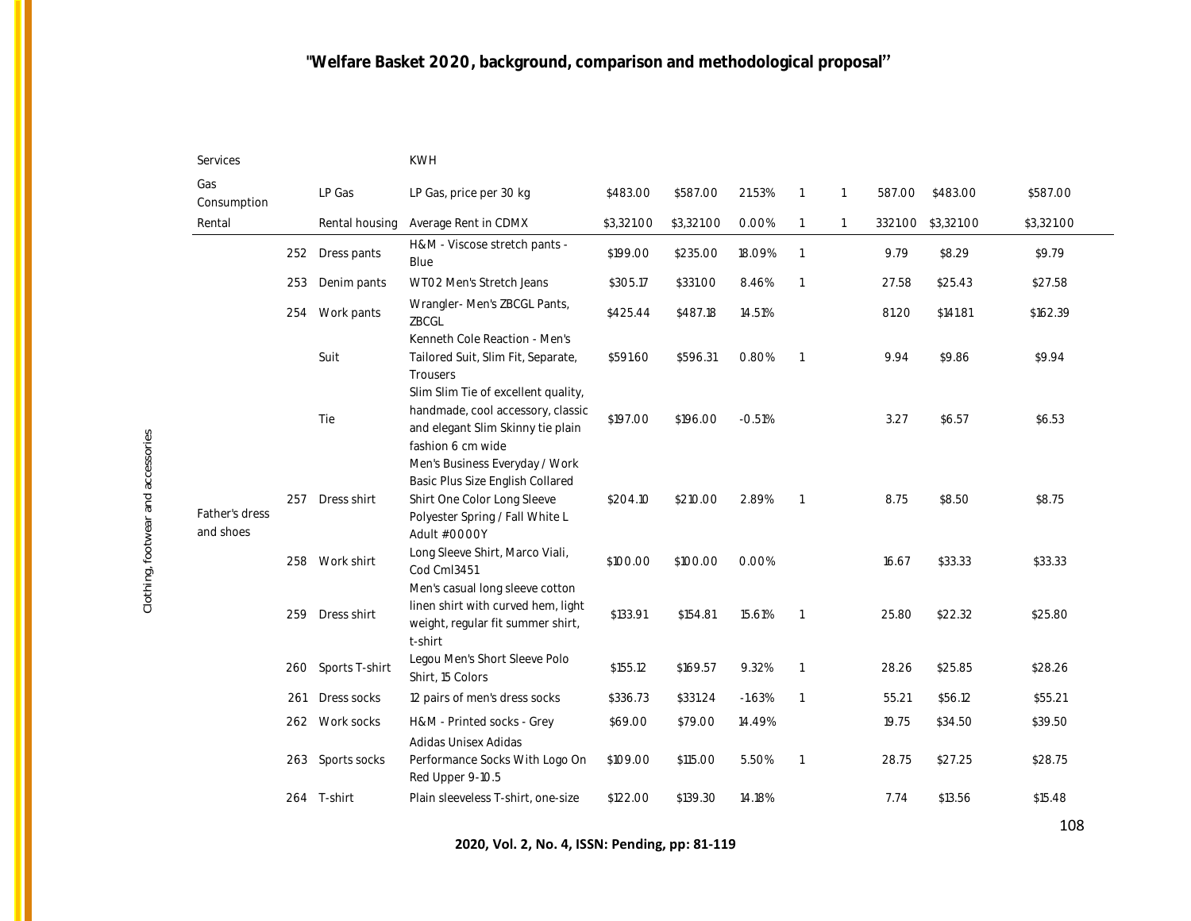| | | | | | | | | | | | |
|---|---|---|---|---|---|---|---|---|---|---|---|
| Services | | | KWH | | | | | | | | |
| Gas Consumption | | LP Gas | LP Gas, price per 30 kg | $483.00 | $587.00 | 21.53% | 1 | 1 | 587.00 | $483.00 | $587.00 |
| Rental | | Rental housing | Average Rent in CDMX | $3,321.00 | $3,321.00 | 0.00% | 1 | 1 | 3321.00 | $3,321.00 | $3,321.00 |
| Father's dress and shoes | 252 | Dress pants | H&M - Viscose stretch pants - Blue | $199.00 | $235.00 | 18.09% | 1 | | 9.79 | $8.29 | $9.79 |
| | 253 | Denim pants | WT02 Men's Stretch Jeans | $305.17 | $331.00 | 8.46% | 1 | | 27.58 | $25.43 | $27.58 |
| | 254 | Work pants | Wrangler- Men's ZBCGL Pants, ZBCGL | $425.44 | $487.18 | 14.51% | | | 81.20 | $141.81 | $162.39 |
| | | Suit | Kenneth Cole Reaction - Men's Tailored Suit, Slim Fit, Separate, Trousers | $591.60 | $596.31 | 0.80% | 1 | | 9.94 | $9.86 | $9.94 |
| | | Tie | Slim Slim Tie of excellent quality, handmade, cool accessory, classic and elegant Slim Skinny tie plain fashion 6 cm wide | $197.00 | $196.00 | -0.51% | | | 3.27 | $6.57 | $6.53 |
| | 257 | Dress shirt | Men's Business Everyday / Work Basic Plus Size English Collared Shirt One Color Long Sleeve Polyester Spring / Fall White L Adult #0000Y | $204.10 | $210.00 | 2.89% | 1 | | 8.75 | $8.50 | $8.75 |
| | 258 | Work shirt | Long Sleeve Shirt, Marco Viali, Cod Cml3451 | $100.00 | $100.00 | 0.00% | | | 16.67 | $33.33 | $33.33 |
| | 259 | Dress shirt | Men's casual long sleeve cotton linen shirt with curved hem, light weight, regular fit summer shirt, t-shirt | $133.91 | $154.81 | 15.61% | 1 | | 25.80 | $22.32 | $25.80 |
| | 260 | Sports T-shirt | Legou Men's Short Sleeve Polo Shirt, 15 Colors | $155.12 | $169.57 | 9.32% | 1 | | 28.26 | $25.85 | $28.26 |
| | 261 | Dress socks | 12 pairs of men's dress socks | $336.73 | $331.24 | -1.63% | 1 | | 55.21 | $56.12 | $55.21 |
| | 262 | Work socks | H&M - Printed socks - Grey | $69.00 | $79.00 | 14.49% | | | 19.75 | $34.50 | $39.50 |
| | 263 | Sports socks | Adidas Unisex Adidas Performance Socks With Logo On Red Upper 9-10.5 | $109.00 | $115.00 | 5.50% | 1 | | 28.75 | $27.25 | $28.75 |
| | 264 | T-shirt | Plain sleeveless T-shirt, one-size | $122.00 | $139.30 | 14.18% | | | 7.74 | $13.56 | $15.48 |

Clothing, footwear and accessories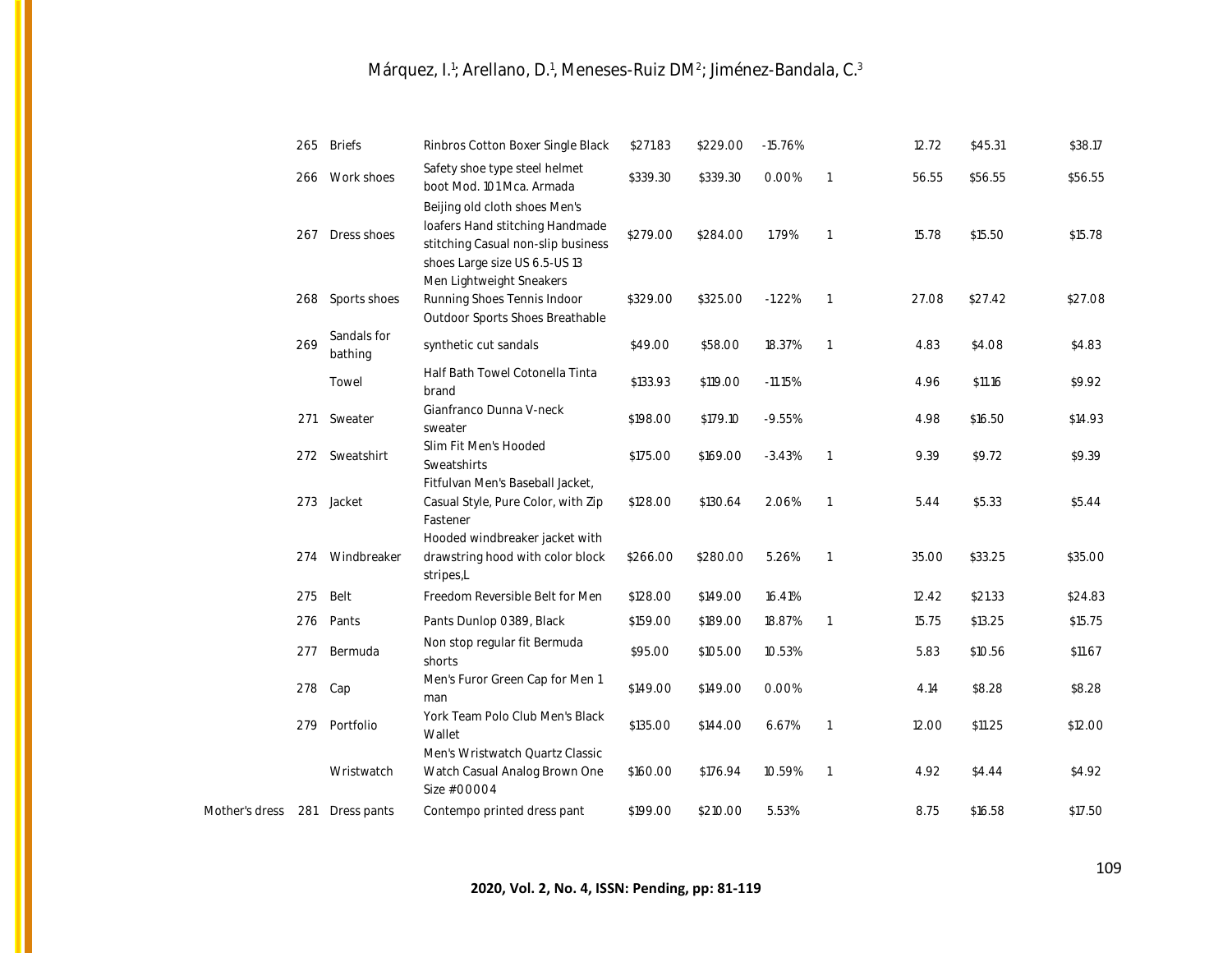|  |  |  |  |  |  |  |  |  |  |
|---|---|---|---|---|---|---|---|---|---|
|  | 265 | Briefs | Rinbros Cotton Boxer Single Black | $271.83 | $229.00 | -15.76% |  | 12.72 | $45.31 | $38.17 |
|  | 266 | Work shoes | Safety shoe type steel helmet boot Mod. 101 Mca. Armada | $339.30 | $339.30 | 0.00% | 1 | 56.55 | $56.55 | $56.55 |
|  | 267 | Dress shoes | Beijing old cloth shoes Men's loafers Hand stitching Handmade stitching Casual non-slip business shoes Large size US 6.5-US 13 | $279.00 | $284.00 | 1.79% | 1 | 15.78 | $15.50 | $15.78 |
|  | 268 | Sports shoes | Men Lightweight Sneakers Running Shoes Tennis Indoor Outdoor Sports Shoes Breathable | $329.00 | $325.00 | -1.22% | 1 | 27.08 | $27.42 | $27.08 |
|  | 269 | Sandals for bathing | synthetic cut sandals | $49.00 | $58.00 | 18.37% | 1 | 4.83 | $4.08 | $4.83 |
|  |  | Towel | Half Bath Towel Cotonella Tinta brand | $133.93 | $119.00 | -11.15% |  | 4.96 | $11.16 | $9.92 |
|  | 271 | Sweater | Gianfranco Dunna V-neck sweater | $198.00 | $179.10 | -9.55% |  | 4.98 | $16.50 | $14.93 |
|  | 272 | Sweatshirt | Slim Fit Men's Hooded Sweatshirts | $175.00 | $169.00 | -3.43% | 1 | 9.39 | $9.72 | $9.39 |
|  | 273 | Jacket | Fitfulvan Men's Baseball Jacket, Casual Style, Pure Color, with Zip Fastener | $128.00 | $130.64 | 2.06% | 1 | 5.44 | $5.33 | $5.44 |
|  | 274 | Windbreaker | Hooded windbreaker jacket with drawstring hood with color block stripes,L | $266.00 | $280.00 | 5.26% | 1 | 35.00 | $33.25 | $35.00 |
|  | 275 | Belt | Freedom Reversible Belt for Men | $128.00 | $149.00 | 16.41% |  | 12.42 | $21.33 | $24.83 |
|  | 276 | Pants | Pants Dunlop 0389, Black | $159.00 | $189.00 | 18.87% | 1 | 15.75 | $13.25 | $15.75 |
|  | 277 | Bermuda | Non stop regular fit Bermuda shorts | $95.00 | $105.00 | 10.53% |  | 5.83 | $10.56 | $11.67 |
|  | 278 | Cap | Men's Furor Green Cap for Men 1 man | $149.00 | $149.00 | 0.00% |  | 4.14 | $8.28 | $8.28 |
|  | 279 | Portfolio | York Team Polo Club Men's Black Wallet | $135.00 | $144.00 | 6.67% | 1 | 12.00 | $11.25 | $12.00 |
|  |  | Wristwatch | Men's Wristwatch Quartz Classic Watch Casual Analog Brown One Size #00004 | $160.00 | $176.94 | 10.59% | 1 | 4.92 | $4.44 | $4.92 |
| Mother's dress | 281 | Dress pants | Contempo printed dress pant | $199.00 | $210.00 | 5.53% |  | 8.75 | $16.58 | $17.50 |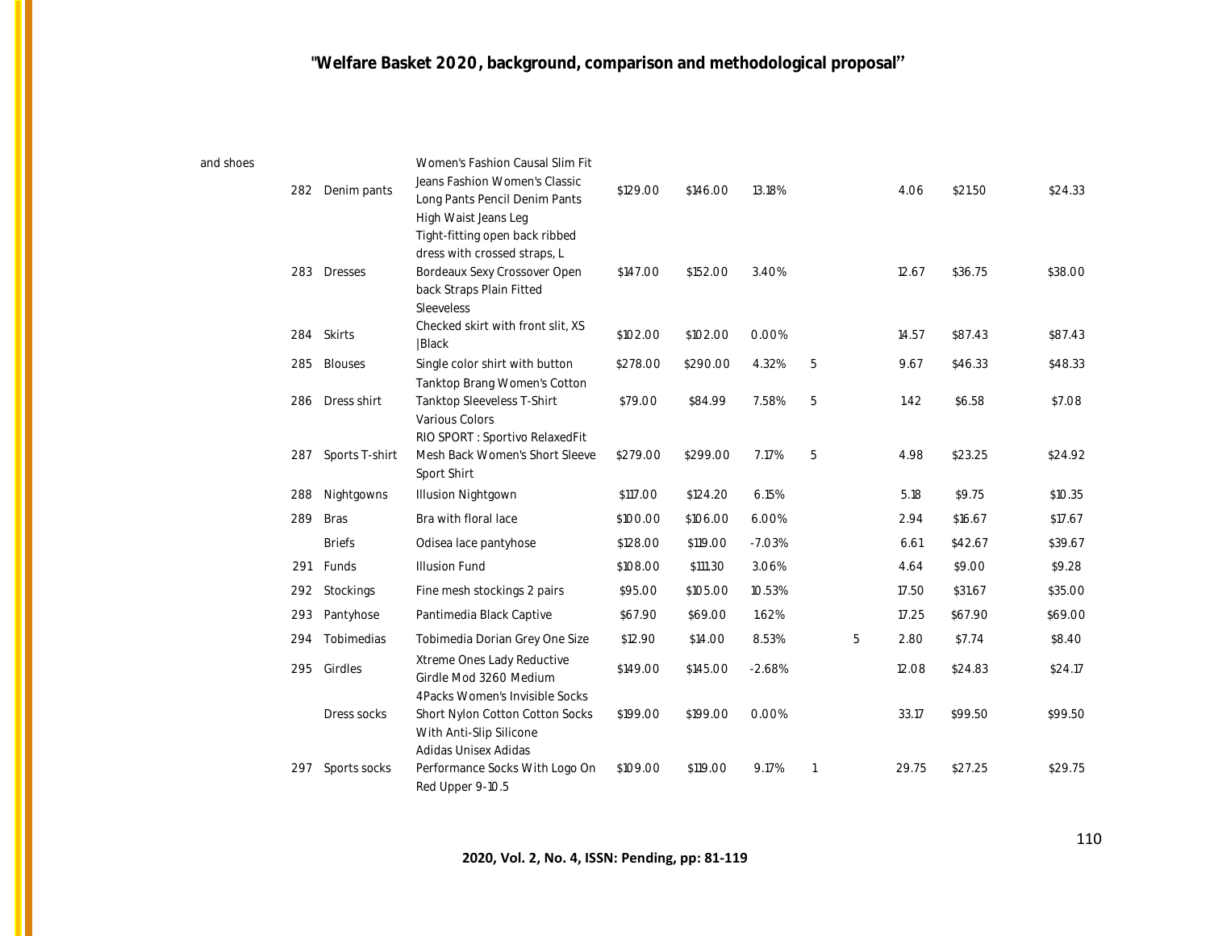| | | | | | | | | | | |
|---|---|---|---|---|---|---|---|---|---|---|
| and shoes | 282 | Denim pants | Women's Fashion Causal Slim Fit Jeans Fashion Women's Classic Long Pants Pencil Denim Pants High Waist Jeans Leg | $129.00 | $146.00 | 13.18% | | | 4.06 | $21.50 | $24.33 |
| | 283 | Dresses | Tight-fitting open back ribbed dress with crossed straps, L Bordeaux Sexy Crossover Open back Straps Plain Fitted Sleeveless | $147.00 | $152.00 | 3.40% | | | 12.67 | $36.75 | $38.00 |
| | 284 | Skirts | Checked skirt with front slit, XS \|Black | $102.00 | $102.00 | 0.00% | | | 14.57 | $87.43 | $87.43 |
| | 285 | Blouses | Single color shirt with button | $278.00 | $290.00 | 4.32% | 5 | | 9.67 | $46.33 | $48.33 |
| | 286 | Dress shirt | Tanktop Brang Women's Cotton Tanktop Sleeveless T-Shirt Various Colors | $79.00 | $84.99 | 7.58% | 5 | | 1.42 | $6.58 | $7.08 |
| | 287 | Sports T-shirt | RIO SPORT : Sportivo RelaxedFit Mesh Back Women's Short Sleeve Sport Shirt | $279.00 | $299.00 | 7.17% | 5 | | 4.98 | $23.25 | $24.92 |
| | 288 | Nightgowns | Illusion Nightgown | $117.00 | $124.20 | 6.15% | | | 5.18 | $9.75 | $10.35 |
| | 289 | Bras | Bra with floral lace | $100.00 | $106.00 | 6.00% | | | 2.94 | $16.67 | $17.67 |
| | | Briefs | Odisea lace pantyhose | $128.00 | $119.00 | -7.03% | | | 6.61 | $42.67 | $39.67 |
| | 291 | Funds | Illusion Fund | $108.00 | $111.30 | 3.06% | | | 4.64 | $9.00 | $9.28 |
| | 292 | Stockings | Fine mesh stockings 2 pairs | $95.00 | $105.00 | 10.53% | | | 17.50 | $31.67 | $35.00 |
| | 293 | Pantyhose | Pantimedia Black Captive | $67.90 | $69.00 | 1.62% | | | 17.25 | $67.90 | $69.00 |
| | 294 | Tobimedias | Tobimedia Dorian Grey One Size | $12.90 | $14.00 | 8.53% | | 5 | 2.80 | $7.74 | $8.40 |
| | 295 | Girdles | Xtreme Ones Lady Reductive Girdle Mod 3260 Medium | $149.00 | $145.00 | -2.68% | | | 12.08 | $24.83 | $24.17 |
| | | Dress socks | 4Packs Women's Invisible Socks Short Nylon Cotton Cotton Socks With Anti-Slip Silicone | $199.00 | $199.00 | 0.00% | | | 33.17 | $99.50 | $99.50 |
| | 297 | Sports socks | Adidas Unisex Adidas Performance Socks With Logo On Red Upper 9-10.5 | $109.00 | $119.00 | 9.17% | 1 | | 29.75 | $27.25 | $29.75 |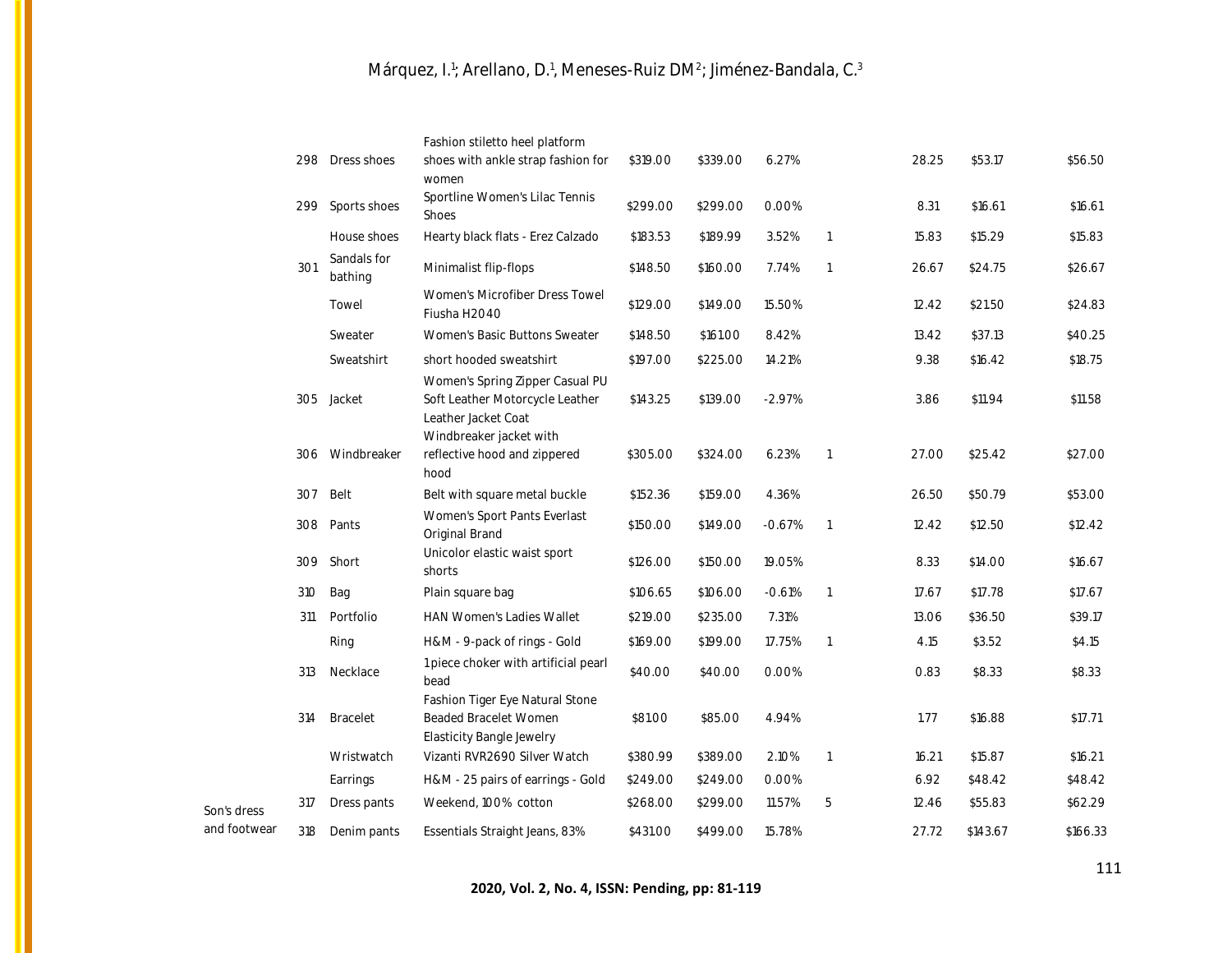|  |  |  |  |  |  |  |  |  |  |  |
|---|---|---|---|---|---|---|---|---|---|---|
|  | 298 | Dress shoes | Fashion stiletto heel platform shoes with ankle strap fashion for women | $319.00 | $339.00 | 6.27% |  | 28.25 | $53.17 | $56.50 |
|  | 299 | Sports shoes | Sportline Women's Lilac Tennis Shoes | $299.00 | $299.00 | 0.00% |  | 8.31 | $16.61 | $16.61 |
|  |  | House shoes | Hearty black flats - Erez Calzado | $183.53 | $189.99 | 3.52% | 1 | 15.83 | $15.29 | $15.83 |
|  | 301 | Sandals for bathing | Minimalist flip-flops | $148.50 | $160.00 | 7.74% | 1 | 26.67 | $24.75 | $26.67 |
|  |  | Towel | Women's Microfiber Dress Towel Fiusha H2040 | $129.00 | $149.00 | 15.50% |  | 12.42 | $21.50 | $24.83 |
|  |  | Sweater | Women's Basic Buttons Sweater | $148.50 | $161.00 | 8.42% |  | 13.42 | $37.13 | $40.25 |
|  |  | Sweatshirt | short hooded sweatshirt | $197.00 | $225.00 | 14.21% |  | 9.38 | $16.42 | $18.75 |
|  | 305 | Jacket | Women's Spring Zipper Casual PU Soft Leather Motorcycle Leather Leather Jacket Coat | $143.25 | $139.00 | -2.97% |  | 3.86 | $11.94 | $11.58 |
|  | 306 | Windbreaker | Windbreaker jacket with reflective hood and zippered hood | $305.00 | $324.00 | 6.23% | 1 | 27.00 | $25.42 | $27.00 |
|  | 307 | Belt | Belt with square metal buckle | $152.36 | $159.00 | 4.36% |  | 26.50 | $50.79 | $53.00 |
|  | 308 | Pants | Women's Sport Pants Everlast Original Brand | $150.00 | $149.00 | -0.67% | 1 | 12.42 | $12.50 | $12.42 |
|  | 309 | Short | Unicolor elastic waist sport shorts | $126.00 | $150.00 | 19.05% |  | 8.33 | $14.00 | $16.67 |
|  | 310 | Bag | Plain square bag | $106.65 | $106.00 | -0.61% | 1 | 17.67 | $17.78 | $17.67 |
|  | 311 | Portfolio | HAN Women's Ladies Wallet | $219.00 | $235.00 | 7.31% |  | 13.06 | $36.50 | $39.17 |
|  |  | Ring | H&M - 9-pack of rings - Gold | $169.00 | $199.00 | 17.75% | 1 | 4.15 | $3.52 | $4.15 |
|  | 313 | Necklace | 1 piece choker with artificial pearl bead | $40.00 | $40.00 | 0.00% |  | 0.83 | $8.33 | $8.33 |
|  | 314 | Bracelet | Fashion Tiger Eye Natural Stone Beaded Bracelet Women Elasticity Bangle Jewelry | $81.00 | $85.00 | 4.94% |  | 1.77 | $16.88 | $17.71 |
|  |  | Wristwatch | Vizanti RVR2690 Silver Watch | $380.99 | $389.00 | 2.10% | 1 | 16.21 | $15.87 | $16.21 |
|  |  | Earrings | H&M - 25 pairs of earrings - Gold | $249.00 | $249.00 | 0.00% |  | 6.92 | $48.42 | $48.42 |
| Son's dress and footwear | 317 | Dress pants | Weekend, 100% cotton | $268.00 | $299.00 | 11.57% | 5 | 12.46 | $55.83 | $62.29 |
|  | 318 | Denim pants | Essentials Straight Jeans, 83% | $431.00 | $499.00 | 15.78% |  | 27.72 | $143.67 | $166.33 |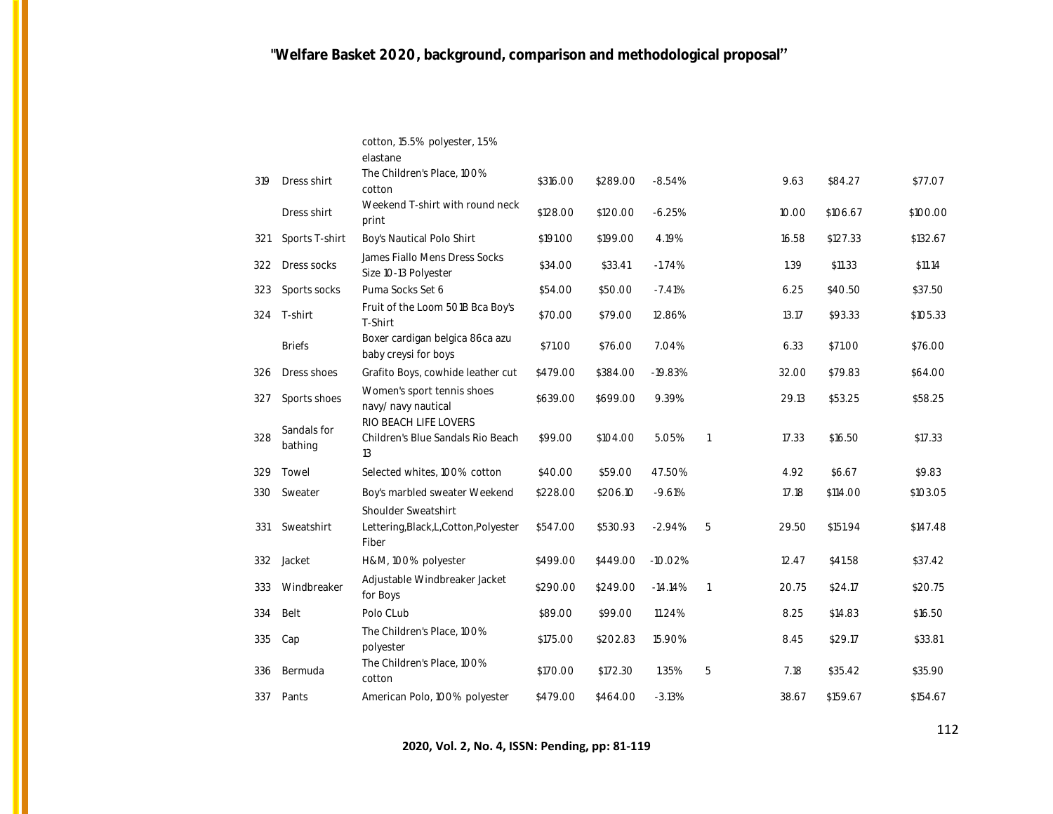| | | | | | | | | | |
|---|---|---|---|---|---|---|---|---|---|
| | | cotton, 15.5% polyester, 1.5% elastane | | | | | | | |
| 319 | Dress shirt | The Children's Place, 100% cotton | $316.00 | $289.00 | -8.54% | | 9.63 | $84.27 | $77.07 |
| | Dress shirt | Weekend T-shirt with round neck print | $128.00 | $120.00 | -6.25% | | 10.00 | $106.67 | $100.00 |
| 321 | Sports T-shirt | Boy's Nautical Polo Shirt | $191.00 | $199.00 | 4.19% | | 16.58 | $127.33 | $132.67 |
| 322 | Dress socks | James Fiallo Mens Dress Socks Size 10-13 Polyester | $34.00 | $33.41 | -1.74% | | 1.39 | $11.33 | $11.14 |
| 323 | Sports socks | Puma Socks Set 6 | $54.00 | $50.00 | -7.41% | | 6.25 | $40.50 | $37.50 |
| 324 | T-shirt | Fruit of the Loom 501B Bca Boy's T-Shirt | $70.00 | $79.00 | 12.86% | | 13.17 | $93.33 | $105.33 |
| | Briefs | Boxer cardigan belgica 86ca azu baby creysi for boys | $71.00 | $76.00 | 7.04% | | 6.33 | $71.00 | $76.00 |
| 326 | Dress shoes | Grafito Boys, cowhide leather cut | $479.00 | $384.00 | -19.83% | | 32.00 | $79.83 | $64.00 |
| 327 | Sports shoes | Women's sport tennis shoes navy/ navy nautical | $639.00 | $699.00 | 9.39% | | 29.13 | $53.25 | $58.25 |
| 328 | Sandals for bathing | RIO BEACH LIFE LOVERS Children's Blue Sandals Rio Beach 13 | $99.00 | $104.00 | 5.05% | 1 | 17.33 | $16.50 | $17.33 |
| 329 | Towel | Selected whites, 100% cotton | $40.00 | $59.00 | 47.50% | | 4.92 | $6.67 | $9.83 |
| 330 | Sweater | Boy's marbled sweater Weekend | $228.00 | $206.10 | -9.61% | | 17.18 | $114.00 | $103.05 |
| 331 | Sweatshirt | Shoulder Sweatshirt Lettering,Black,L,Cotton,Polyester Fiber | $547.00 | $530.93 | -2.94% | 5 | 29.50 | $151.94 | $147.48 |
| 332 | Jacket | H&M, 100% polyester | $499.00 | $449.00 | -10.02% | | 12.47 | $41.58 | $37.42 |
| 333 | Windbreaker | Adjustable Windbreaker Jacket for Boys | $290.00 | $249.00 | -14.14% | 1 | 20.75 | $24.17 | $20.75 |
| 334 | Belt | Polo CLub | $89.00 | $99.00 | 11.24% | | 8.25 | $14.83 | $16.50 |
| 335 | Cap | The Children's Place, 100% polyester | $175.00 | $202.83 | 15.90% | | 8.45 | $29.17 | $33.81 |
| 336 | Bermuda | The Children's Place, 100% cotton | $170.00 | $172.30 | 1.35% | 5 | 7.18 | $35.42 | $35.90 |
| 337 | Pants | American Polo, 100% polyester | $479.00 | $464.00 | -3.13% | | 38.67 | $159.67 | $154.67 |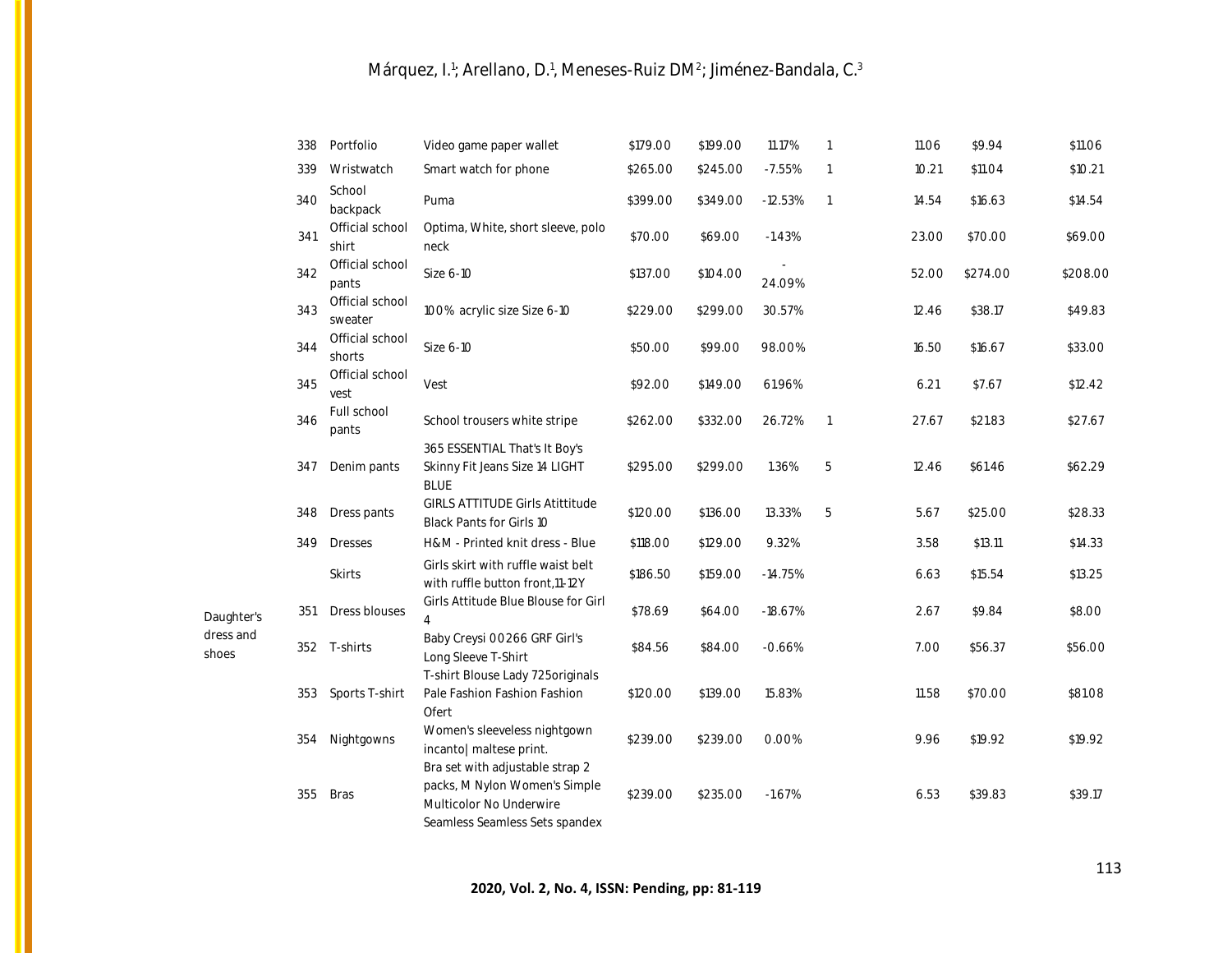| | | | | | | | | | |
|---|---|---|---|---|---|---|---|---|---|
| | 338 | Portfolio | Video game paper wallet | $179.00 | $199.00 | 11.17% | 1 | 11.06 | $9.94 | $11.06 |
| | 339 | Wristwatch | Smart watch for phone | $265.00 | $245.00 | -7.55% | 1 | 10.21 | $11.04 | $10.21 |
| | 340 | School backpack | Puma | $399.00 | $349.00 | -12.53% | 1 | 14.54 | $16.63 | $14.54 |
| | 341 | Official school shirt | Optima, White, short sleeve, polo neck | $70.00 | $69.00 | -1.43% | | 23.00 | $70.00 | $69.00 |
| | 342 | Official school pants | Size 6-10 | $137.00 | $104.00 | -24.09% | | 52.00 | $274.00 | $208.00 |
| | 343 | Official school sweater | 100% acrylic size Size 6-10 | $229.00 | $299.00 | 30.57% | | 12.46 | $38.17 | $49.83 |
| | 344 | Official school shorts | Size 6-10 | $50.00 | $99.00 | 98.00% | | 16.50 | $16.67 | $33.00 |
| | 345 | Official school vest | Vest | $92.00 | $149.00 | 61.96% | | 6.21 | $7.67 | $12.42 |
| | 346 | Full school pants | School trousers white stripe | $262.00 | $332.00 | 26.72% | 1 | 27.67 | $21.83 | $27.67 |
| | 347 | Denim pants | 365 ESSENTIAL That's It Boy's Skinny Fit Jeans Size 14 LIGHT BLUE | $295.00 | $299.00 | 1.36% | 5 | 12.46 | $61.46 | $62.29 |
| | 348 | Dress pants | GIRLS ATTITUDE Girls Atittitude Black Pants for Girls 10 | $120.00 | $136.00 | 13.33% | 5 | 5.67 | $25.00 | $28.33 |
| | 349 | Dresses | H&M - Printed knit dress - Blue | $118.00 | $129.00 | 9.32% | | 3.58 | $13.11 | $14.33 |
| | | Skirts | Girls skirt with ruffle waist belt with ruffle button front,11-12Y | $186.50 | $159.00 | -14.75% | | 6.63 | $15.54 | $13.25 |
| Daughter's dress and shoes | 351 | Dress blouses | Girls Attitude Blue Blouse for Girl 4 | $78.69 | $64.00 | -18.67% | | 2.67 | $9.84 | $8.00 |
| | 352 | T-shirts | Baby Creysi 00266 GRF Girl's Long Sleeve T-Shirt | $84.56 | $84.00 | -0.66% | | 7.00 | $56.37 | $56.00 |
| | 353 | Sports T-shirt | T-shirt Blouse Lady 725originals Pale Fashion Fashion Fashion Ofert | $120.00 | $139.00 | 15.83% | | 11.58 | $70.00 | $81.08 |
| | 354 | Nightgowns | Women's sleeveless nightgown incanto\| maltese print. | $239.00 | $239.00 | 0.00% | | 9.96 | $19.92 | $19.92 |
| | 355 | Bras | Bra set with adjustable strap 2 packs, M Nylon Women's Simple Multicolor No Underwire Seamless Seamless Sets spandex | $239.00 | $235.00 | -1.67% | | 6.53 | $39.83 | $39.17 |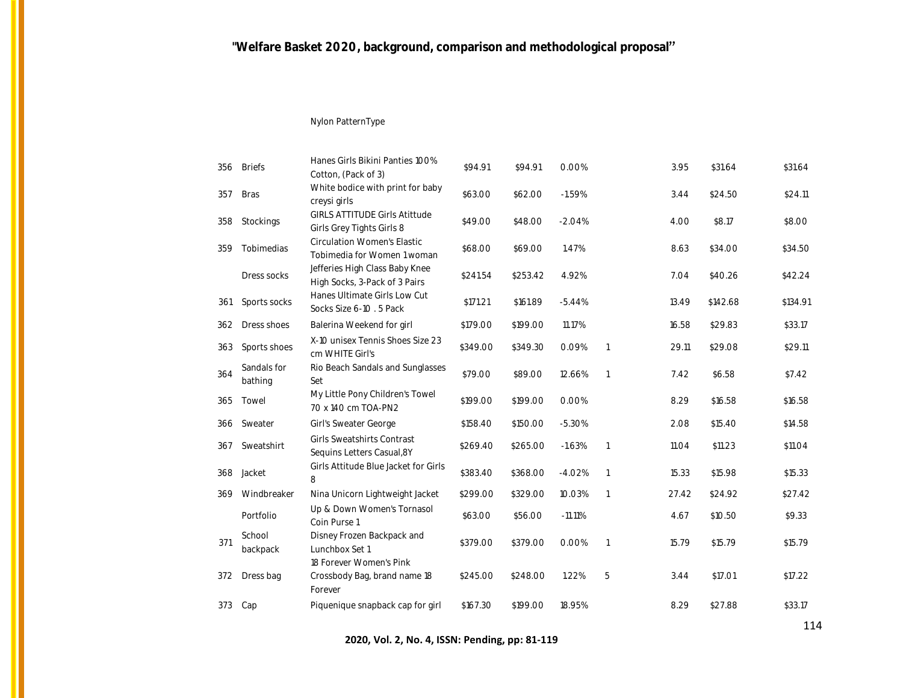Nylon PatternType

| | | | | | | | | | |
|---|---|---|---|---|---|---|---|---|---|
| 356 | Briefs | Hanes Girls Bikini Panties 100% Cotton, (Pack of 3) | $94.91 | $94.91 | 0.00% | | 3.95 | $31.64 | $31.64 |
| 357 | Bras | White bodice with print for baby creysi girls | $63.00 | $62.00 | -1.59% | | 3.44 | $24.50 | $24.11 |
| 358 | Stockings | GIRLS ATTITUDE Girls Atittude Girls Grey Tights Girls 8 | $49.00 | $48.00 | -2.04% | | 4.00 | $8.17 | $8.00 |
| 359 | Tobimedias | Circulation Women's Elastic Tobimedia for Women 1 woman | $68.00 | $69.00 | 1.47% | | 8.63 | $34.00 | $34.50 |
| | Dress socks | Jefferies High Class Baby Knee High Socks, 3-Pack of 3 Pairs | $241.54 | $253.42 | 4.92% | | 7.04 | $40.26 | $42.24 |
| 361 | Sports socks | Hanes Ultimate Girls Low Cut Socks Size 6-10 . 5 Pack | $171.21 | $161.89 | -5.44% | | 13.49 | $142.68 | $134.91 |
| 362 | Dress shoes | Balerina Weekend for girl | $179.00 | $199.00 | 11.17% | | 16.58 | $29.83 | $33.17 |
| 363 | Sports shoes | X-10 unisex Tennis Shoes Size 23 cm WHITE Girl's | $349.00 | $349.30 | 0.09% | 1 | 29.11 | $29.08 | $29.11 |
| 364 | Sandals for bathing | Rio Beach Sandals and Sunglasses Set | $79.00 | $89.00 | 12.66% | 1 | 7.42 | $6.58 | $7.42 |
| 365 | Towel | My Little Pony Children's Towel 70 x 140 cm TOA-PN2 | $199.00 | $199.00 | 0.00% | | 8.29 | $16.58 | $16.58 |
| 366 | Sweater | Girl's Sweater George | $158.40 | $150.00 | -5.30% | | 2.08 | $15.40 | $14.58 |
| 367 | Sweatshirt | Girls Sweatshirts Contrast Sequins Letters Casual,8Y | $269.40 | $265.00 | -1.63% | 1 | 11.04 | $11.23 | $11.04 |
| 368 | Jacket | Girls Attitude Blue Jacket for Girls 8 | $383.40 | $368.00 | -4.02% | 1 | 15.33 | $15.98 | $15.33 |
| 369 | Windbreaker | Nina Unicorn Lightweight Jacket | $299.00 | $329.00 | 10.03% | 1 | 27.42 | $24.92 | $27.42 |
| | Portfolio | Up & Down Women's Tornasol Coin Purse 1 | $63.00 | $56.00 | -11.11% | | 4.67 | $10.50 | $9.33 |
| 371 | School backpack | Disney Frozen Backpack and Lunchbox Set 1 | $379.00 | $379.00 | 0.00% | 1 | 15.79 | $15.79 | $15.79 |
| 372 | Dress bag | 18 Forever Women's Pink Crossbody Bag, brand name 18 Forever | $245.00 | $248.00 | 1.22% | 5 | 3.44 | $17.01 | $17.22 |
| 373 | Cap | Piquenique snapback cap for girl | $167.30 | $199.00 | 18.95% | | 8.29 | $27.88 | $33.17 |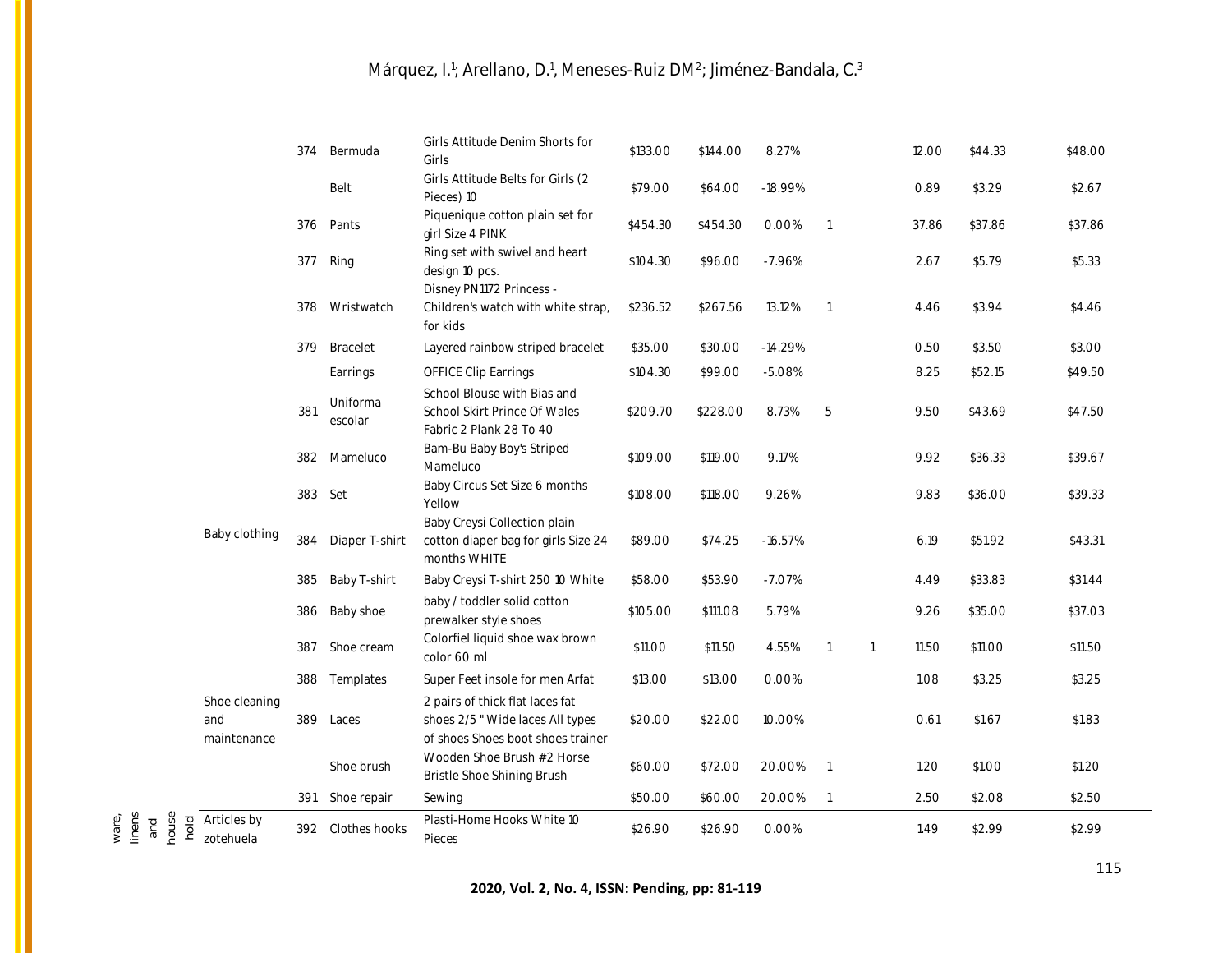| | | | | | | | | | | | | |
|---|---|---|---|---|---|---|---|---|---|---|---|---|
| | | 374 | Bermuda | Girls Attitude Denim Shorts for Girls | $133.00 | $144.00 | 8.27% | | | 12.00 | $44.33 | $48.00 |
| | | | Belt | Girls Attitude Belts for Girls (2 Pieces) 10 | $79.00 | $64.00 | -18.99% | | | 0.89 | $3.29 | $2.67 |
| | | 376 | Pants | Piquenique cotton plain set for girl Size 4 PINK | $454.30 | $454.30 | 0.00% | 1 | | 37.86 | $37.86 | $37.86 |
| | | 377 | Ring | Ring set with swivel and heart design 10 pcs. | $104.30 | $96.00 | -7.96% | | | 2.67 | $5.79 | $5.33 |
| | | 378 | Wristwatch | Disney PN1172 Princess - Children's watch with white strap, for kids | $236.52 | $267.56 | 13.12% | 1 | | 4.46 | $3.94 | $4.46 |
| | | 379 | Bracelet | Layered rainbow striped bracelet | $35.00 | $30.00 | -14.29% | | | 0.50 | $3.50 | $3.00 |
| | | | Earrings | OFFICE Clip Earrings | $104.30 | $99.00 | -5.08% | | | 8.25 | $52.15 | $49.50 |
| | | 381 | Uniforma escolar | School Blouse with Bias and School Skirt Prince Of Wales Fabric 2 Plank 28 To 40 | $209.70 | $228.00 | 8.73% | 5 | | 9.50 | $43.69 | $47.50 |
| | Baby clothing | 382 | Mameluco | Bam-Bu Baby Boy's Striped Mameluco | $109.00 | $119.00 | 9.17% | | | 9.92 | $36.33 | $39.67 |
| | | 383 | Set | Baby Circus Set Size 6 months Yellow | $108.00 | $118.00 | 9.26% | | | 9.83 | $36.00 | $39.33 |
| | | 384 | Diaper T-shirt | Baby Creysi Collection plain cotton diaper bag for girls Size 24 months WHITE | $89.00 | $74.25 | -16.57% | | | 6.19 | $51.92 | $43.31 |
| | | 385 | Baby T-shirt | Baby Creysi T-shirt 250 10 White | $58.00 | $53.90 | -7.07% | | | 4.49 | $33.83 | $31.44 |
| | | 386 | Baby shoe | baby / toddler solid cotton prewalker style shoes | $105.00 | $111.08 | 5.79% | | | 9.26 | $35.00 | $37.03 |
| | Shoe cleaning and maintenance | 387 | Shoe cream | Colorfiel liquid shoe wax brown color 60 ml | $11.00 | $11.50 | 4.55% | 1 | 1 | 11.50 | $11.00 | $11.50 |
| | | 388 | Templates | Super Feet insole for men Arfat | $13.00 | $13.00 | 0.00% | | | 1.08 | $3.25 | $3.25 |
| | | 389 | Laces | 2 pairs of thick flat laces fat shoes 2/5 " Wide laces All types of shoes Shoes boot shoes trainer | $20.00 | $22.00 | 10.00% | | | 0.61 | $1.67 | $1.83 |
| | | | Shoe brush | Wooden Shoe Brush #2 Horse Bristle Shoe Shining Brush | $60.00 | $72.00 | 20.00% | 1 | | 1.20 | $1.00 | $1.20 |
| | | 391 | Shoe repair | Sewing | $50.00 | $60.00 | 20.00% | 1 | | 2.50 | $2.08 | $2.50 |
| ware, linens and house hold | Articles by zotehuela | 392 | Clothes hooks | Plasti-Home Hooks White 10 Pieces | $26.90 | $26.90 | 0.00% | | | 1.49 | $2.99 | $2.99 |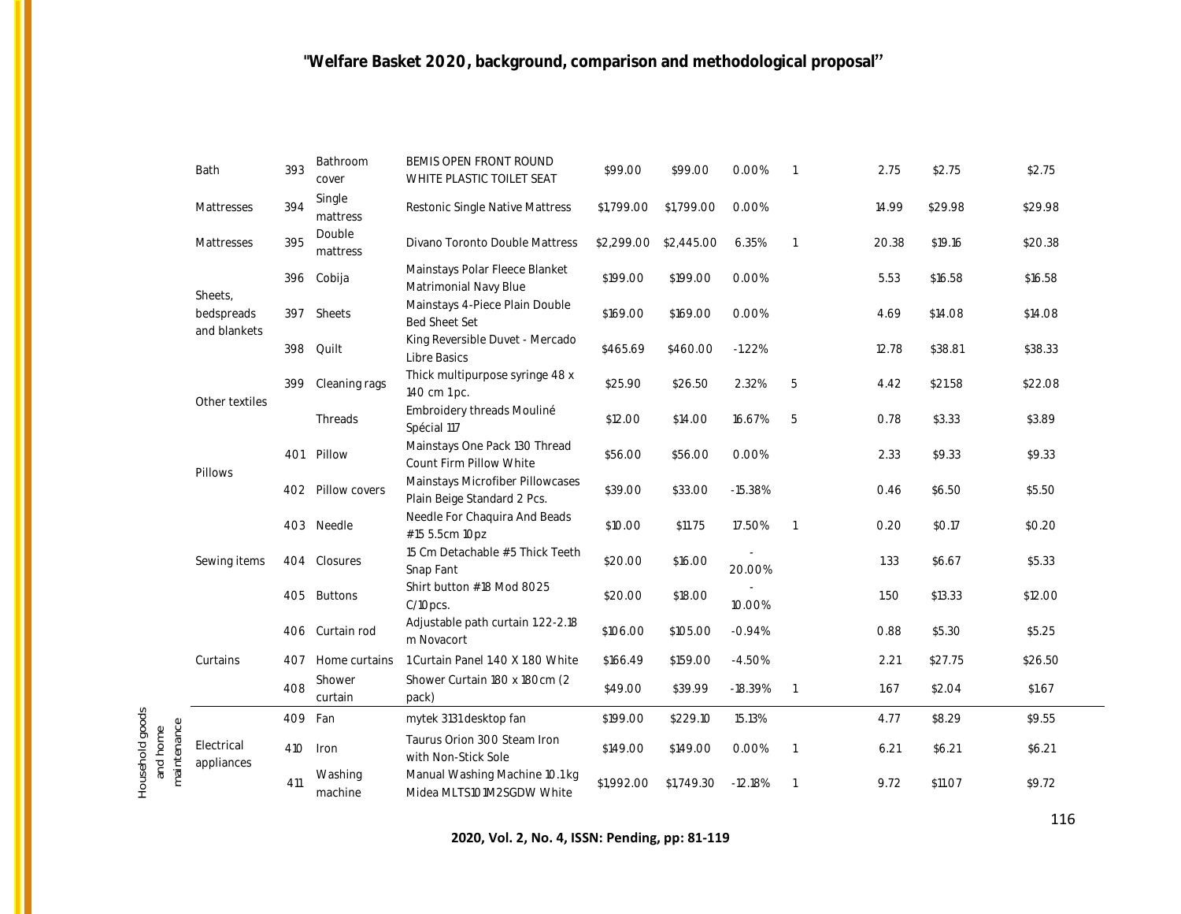| | | | | | | | | | | | |
|---|---|---|---|---|---|---|---|---|---|---|---|
| Bath | 393 | Bathroom cover | BEMIS OPEN FRONT ROUND WHITE PLASTIC TOILET SEAT | $99.00 | $99.00 | 0.00% | 1 | 2.75 | $2.75 | $2.75 |
| Mattresses | 394 | Single mattress | Restonic Single Native Mattress | $1,799.00 | $1,799.00 | 0.00% | | 14.99 | $29.98 | $29.98 |
| Mattresses | 395 | Double mattress | Divano Toronto Double Mattress | $2,299.00 | $2,445.00 | 6.35% | 1 | 20.38 | $19.16 | $20.38 |
| Sheets, bedspreads and blankets | 396 | Cobija | Mainstays Polar Fleece Blanket Matrimonial Navy Blue | $199.00 | $199.00 | 0.00% | | 5.53 | $16.58 | $16.58 |
| | 397 | Sheets | Mainstays 4-Piece Plain Double Bed Sheet Set | $169.00 | $169.00 | 0.00% | | 4.69 | $14.08 | $14.08 |
| | 398 | Quilt | King Reversible Duvet - Mercado Libre Basics | $465.69 | $460.00 | -1.22% | | 12.78 | $38.81 | $38.33 |
| Other textiles | 399 | Cleaning rags | Thick multipurpose syringe 48 x 140 cm 1 pc. | $25.90 | $26.50 | 2.32% | 5 | 4.42 | $21.58 | $22.08 |
| | | Threads | Embroidery threads Mouliné Spécial 117 | $12.00 | $14.00 | 16.67% | 5 | 0.78 | $3.33 | $3.89 |
| Pillows | 401 | Pillow | Mainstays One Pack 130 Thread Count Firm Pillow White | $56.00 | $56.00 | 0.00% | | 2.33 | $9.33 | $9.33 |
| | 402 | Pillow covers | Mainstays Microfiber Pillowcases Plain Beige Standard 2 Pcs. | $39.00 | $33.00 | -15.38% | | 0.46 | $6.50 | $5.50 |
| Sewing items | 403 | Needle | Needle For Chaquira And Beads #15 5.5cm 10 pz | $10.00 | $11.75 | 17.50% | 1 | 0.20 | $0.17 | $0.20 |
| | 404 | Closures | 15 Cm Detachable #5 Thick Teeth Snap Fant | $20.00 | $16.00 | -20.00% | | 1.33 | $6.67 | $5.33 |
| | 405 | Buttons | Shirt button #18 Mod 8025 C/10 pcs. | $20.00 | $18.00 | -10.00% | | 1.50 | $13.33 | $12.00 |
| Curtains | 406 | Curtain rod | Adjustable path curtain 1.22-2.18 m Novacort | $106.00 | $105.00 | -0.94% | | 0.88 | $5.30 | $5.25 |
| | 407 | Home curtains | 1 Curtain Panel 1.40 X 1.80 White | $166.49 | $159.00 | -4.50% | | 2.21 | $27.75 | $26.50 |
| | 408 | Shower curtain | Shower Curtain 180 x 180 cm (2 pack) | $49.00 | $39.99 | -18.39% | 1 | 1.67 | $2.04 | $1.67 |
| Household goods and home maintenance — Electrical appliances | 409 | Fan | mytek 3131 desktop fan | $199.00 | $229.10 | 15.13% | | 4.77 | $8.29 | $9.55 |
| | 410 | Iron | Taurus Orion 300 Steam Iron with Non-Stick Sole | $149.00 | $149.00 | 0.00% | 1 | 6.21 | $6.21 | $6.21 |
| | 411 | Washing machine | Manual Washing Machine 10.1 kg Midea MLTS101M2SGDW White | $1,992.00 | $1,749.30 | -12.18% | 1 | 9.72 | $11.07 | $9.72 |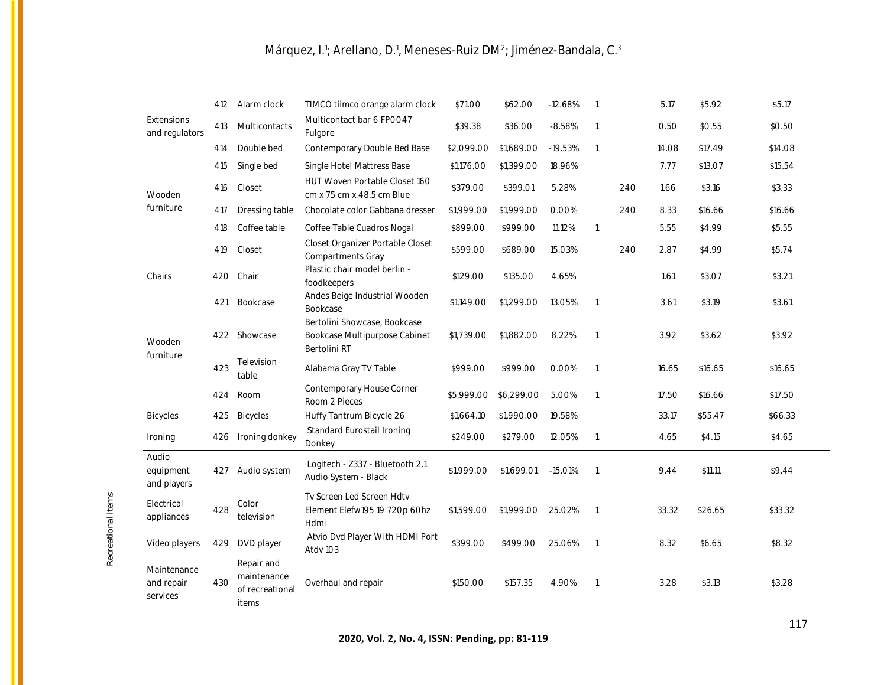| | | | | | | | | | | | |
|---|---|---|---|---|---|---|---|---|---|---|---|
| | 412 | Alarm clock | TIMCO tiimco orange alarm clock | $71.00 | $62.00 | -12.68% | 1 | | 5.17 | $5.92 | $5.17 |
| Extensions and regulators | 413 | Multicontacts | Multicontact bar 6 FP0047 Fulgore | $39.38 | $36.00 | -8.58% | 1 | | 0.50 | $0.55 | $0.50 |
| Wooden furniture | 414 | Double bed | Contemporary Double Bed Base | $2,099.00 | $1,689.00 | -19.53% | 1 | | 14.08 | $17.49 | $14.08 |
| | 415 | Single bed | Single Hotel Mattress Base | $1,176.00 | $1,399.00 | 18.96% | | | 7.77 | $13.07 | $15.54 |
| | 416 | Closet | HUT Woven Portable Closet 160 cm x 75 cm x 48.5 cm Blue | $379.00 | $399.01 | 5.28% | | 240 | 1.66 | $3.16 | $3.33 |
| | 417 | Dressing table | Chocolate color Gabbana dresser | $1,999.00 | $1,999.00 | 0.00% | | 240 | 8.33 | $16.66 | $16.66 |
| | 418 | Coffee table | Coffee Table Cuadros Nogal | $899.00 | $999.00 | 11.12% | 1 | | 5.55 | $4.99 | $5.55 |
| | 419 | Closet | Closet Organizer Portable Closet Compartments Gray | $599.00 | $689.00 | 15.03% | | 240 | 2.87 | $4.99 | $5.74 |
| Chairs | 420 | Chair | Plastic chair model berlin - foodkeepers | $129.00 | $135.00 | 4.65% | | | 1.61 | $3.07 | $3.21 |
| Wooden furniture | 421 | Bookcase | Andes Beige Industrial Wooden Bookcase | $1,149.00 | $1,299.00 | 13.05% | 1 | | 3.61 | $3.19 | $3.61 |
| | 422 | Showcase | Bertolini Showcase, Bookcase Bookcase Multipurpose Cabinet Bertolini RT | $1,739.00 | $1,882.00 | 8.22% | 1 | | 3.92 | $3.62 | $3.92 |
| | 423 | Television table | Alabama Gray TV Table | $999.00 | $999.00 | 0.00% | 1 | | 16.65 | $16.65 | $16.65 |
| | 424 | Room | Contemporary House Corner Room 2 Pieces | $5,999.00 | $6,299.00 | 5.00% | 1 | | 17.50 | $16.66 | $17.50 |
| Bicycles | 425 | Bicycles | Huffy Tantrum Bicycle 26 | $1,664.10 | $1,990.00 | 19.58% | | | 33.17 | $55.47 | $66.33 |
| Ironing | 426 | Ironing donkey | Standard Eurostail Ironing Donkey | $249.00 | $279.00 | 12.05% | 1 | | 4.65 | $4.15 | $4.65 |
| Audio equipment and players | 427 | Audio system | Logitech - Z337 - Bluetooth 2.1 Audio System - Black | $1,999.00 | $1,699.01 | -15.01% | 1 | | 9.44 | $11.11 | $9.44 |
| Electrical appliances | 428 | Color television | Tv Screen Led Screen Hdtv Element Elefw195 19 720p 60hz Hdmi | $1,599.00 | $1,999.00 | 25.02% | 1 | | 33.32 | $26.65 | $33.32 |
| Video players | 429 | DVD player | Atvio Dvd Player With HDMI Port Atdv 103 | $399.00 | $499.00 | 25.06% | 1 | | 8.32 | $6.65 | $8.32 |
| Maintenance and repair services | 430 | Repair and maintenance of recreational items | Overhaul and repair | $150.00 | $157.35 | 4.90% | 1 | | 3.28 | $3.13 | $3.28 |

Recreational items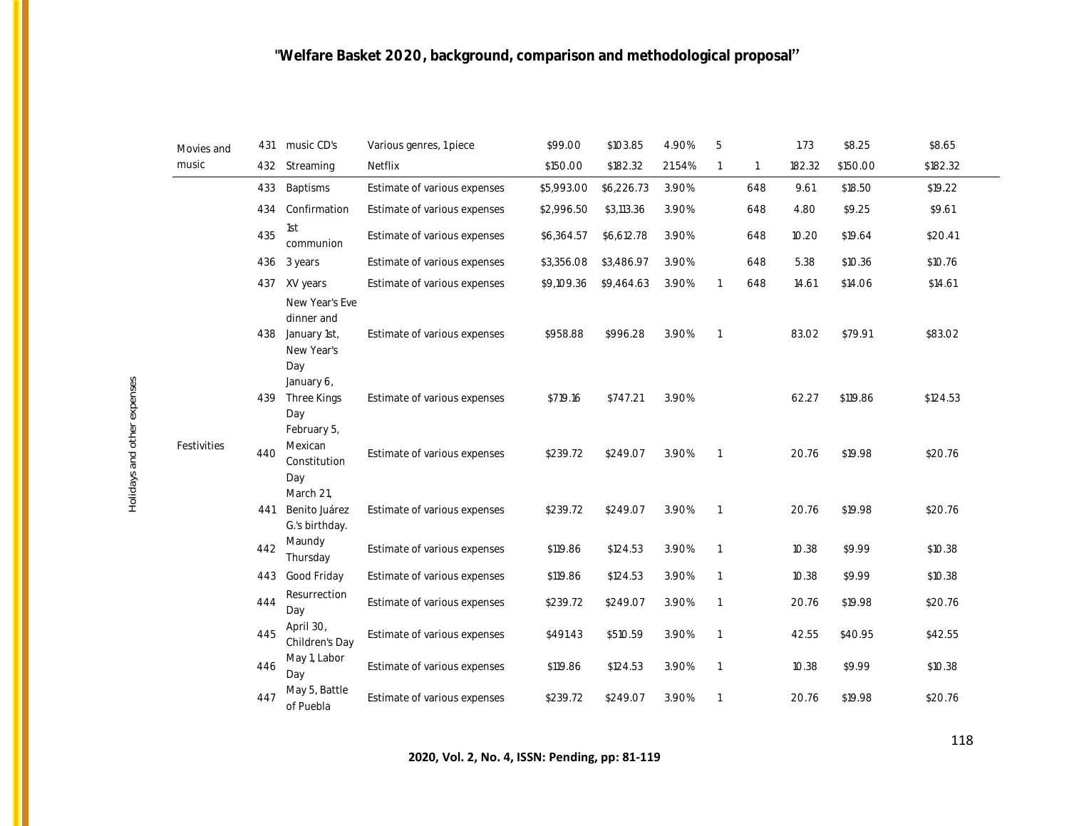| | | | | | | | | | | | | |
|---|---|---|---|---|---|---|---|---|---|---|---|---|
| Holidays and other expenses | Movies and music | 431 | music CD's | Various genres, 1 piece | $99.00 | $103.85 | 4.90% | 5 | | 1.73 | $8.25 | $8.65 |
| | | 432 | Streaming | Netflix | $150.00 | $182.32 | 21.54% | 1 | 1 | 182.32 | $150.00 | $182.32 |
| | Festivities | 433 | Baptisms | Estimate of various expenses | $5,993.00 | $6,226.73 | 3.90% | | 648 | 9.61 | $18.50 | $19.22 |
| | | 434 | Confirmation | Estimate of various expenses | $2,996.50 | $3,113.36 | 3.90% | | 648 | 4.80 | $9.25 | $9.61 |
| | | 435 | 1st communion | Estimate of various expenses | $6,364.57 | $6,612.78 | 3.90% | | 648 | 10.20 | $19.64 | $20.41 |
| | | 436 | 3 years | Estimate of various expenses | $3,356.08 | $3,486.97 | 3.90% | | 648 | 5.38 | $10.36 | $10.76 |
| | | 437 | XV years | Estimate of various expenses | $9,109.36 | $9,464.63 | 3.90% | 1 | 648 | 14.61 | $14.06 | $14.61 |
| | | 438 | New Year's Eve dinner and January 1st, New Year's Day | Estimate of various expenses | $958.88 | $996.28 | 3.90% | 1 | | 83.02 | $79.91 | $83.02 |
| | | 439 | January 6, Three Kings Day | Estimate of various expenses | $719.16 | $747.21 | 3.90% | | | 62.27 | $119.86 | $124.53 |
| | | 440 | February 5, Mexican Constitution Day | Estimate of various expenses | $239.72 | $249.07 | 3.90% | 1 | | 20.76 | $19.98 | $20.76 |
| | | 441 | March 21, Benito Juárez G.'s birthday. | Estimate of various expenses | $239.72 | $249.07 | 3.90% | 1 | | 20.76 | $19.98 | $20.76 |
| | | 442 | Maundy Thursday | Estimate of various expenses | $119.86 | $124.53 | 3.90% | 1 | | 10.38 | $9.99 | $10.38 |
| | | 443 | Good Friday | Estimate of various expenses | $119.86 | $124.53 | 3.90% | 1 | | 10.38 | $9.99 | $10.38 |
| | | 444 | Resurrection Day | Estimate of various expenses | $239.72 | $249.07 | 3.90% | 1 | | 20.76 | $19.98 | $20.76 |
| | | 445 | April 30, Children's Day | Estimate of various expenses | $491.43 | $510.59 | 3.90% | 1 | | 42.55 | $40.95 | $42.55 |
| | | 446 | May 1, Labor Day | Estimate of various expenses | $119.86 | $124.53 | 3.90% | 1 | | 10.38 | $9.99 | $10.38 |
| | | 447 | May 5, Battle of Puebla | Estimate of various expenses | $239.72 | $249.07 | 3.90% | 1 | | 20.76 | $19.98 | $20.76 |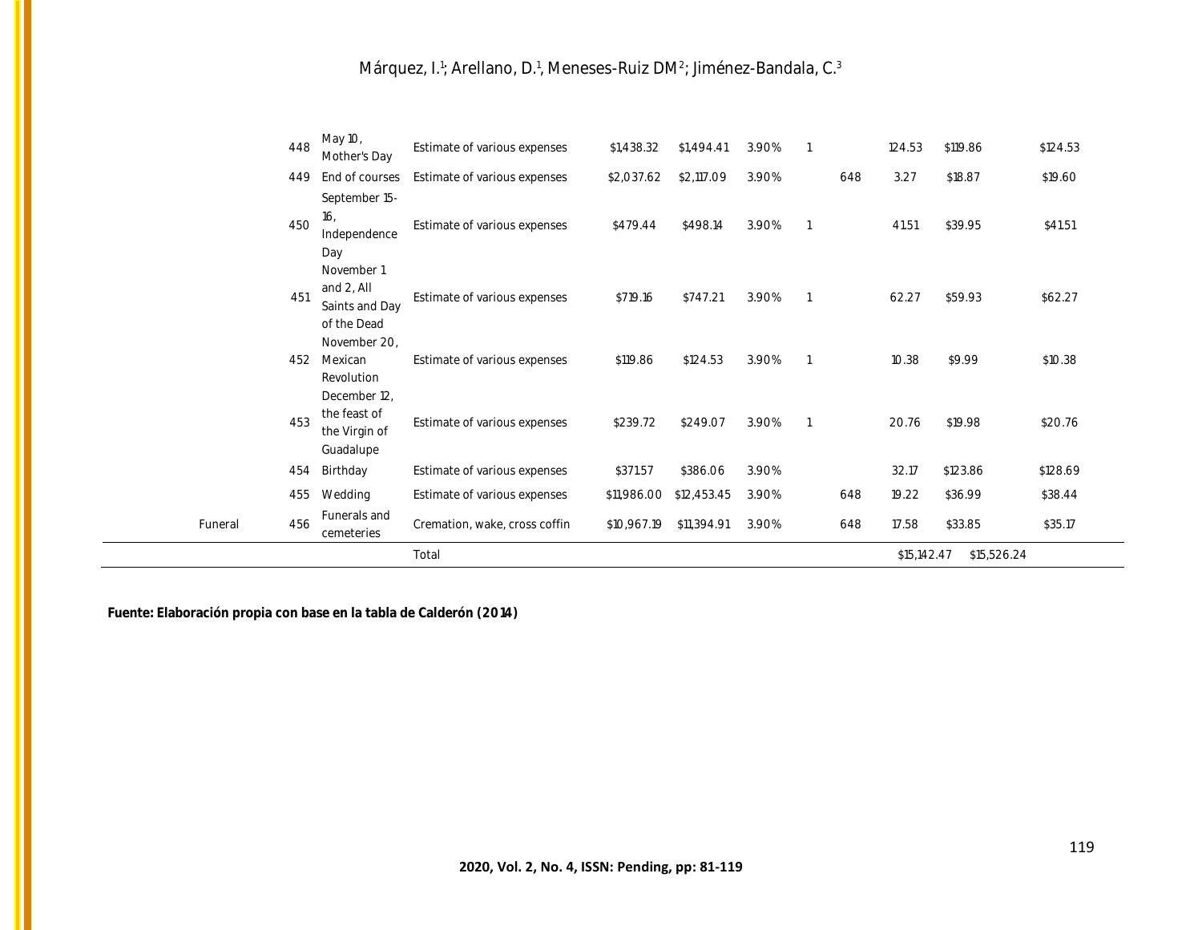| | | | | | | | | | | | | |
|---|---|---|---|---|---|---|---|---|---|---|---|---|
| | 448 | May 10, Mother's Day | Estimate of various expenses | $1,438.32 | $1,494.41 | 3.90% | 1 | | 124.53 | $119.86 | | $124.53 |
| | 449 | End of courses | Estimate of various expenses | $2,037.62 | $2,117.09 | 3.90% | | 648 | 3.27 | $18.87 | | $19.60 |
| | 450 | September 15-16, Independence Day | Estimate of various expenses | $479.44 | $498.14 | 3.90% | 1 | | 41.51 | $39.95 | | $41.51 |
| | 451 | November 1 and 2, All Saints and Day of the Dead | Estimate of various expenses | $719.16 | $747.21 | 3.90% | 1 | | 62.27 | $59.93 | | $62.27 |
| | 452 | November 20, Mexican Revolution | Estimate of various expenses | $119.86 | $124.53 | 3.90% | 1 | | 10.38 | $9.99 | | $10.38 |
| | 453 | December 12, the feast of the Virgin of Guadalupe | Estimate of various expenses | $239.72 | $249.07 | 3.90% | 1 | | 20.76 | $19.98 | | $20.76 |
| | 454 | Birthday | Estimate of various expenses | $371.57 | $386.06 | 3.90% | | | 32.17 | $123.86 | | $128.69 |
| | 455 | Wedding | Estimate of various expenses | $11,986.00 | $12,453.45 | 3.90% | | 648 | 19.22 | $36.99 | | $38.44 |
| Funeral | 456 | Funerals and cemeteries | Cremation, wake, cross coffin | $10,967.19 | $11,394.91 | 3.90% | | 648 | 17.58 | $33.85 | | $35.17 |
| | | | Total | | | | | | $15,142.47 | | $15,526.24 | |

**Fuente: Elaboración propia con base en la tabla de Calderón (2014)**